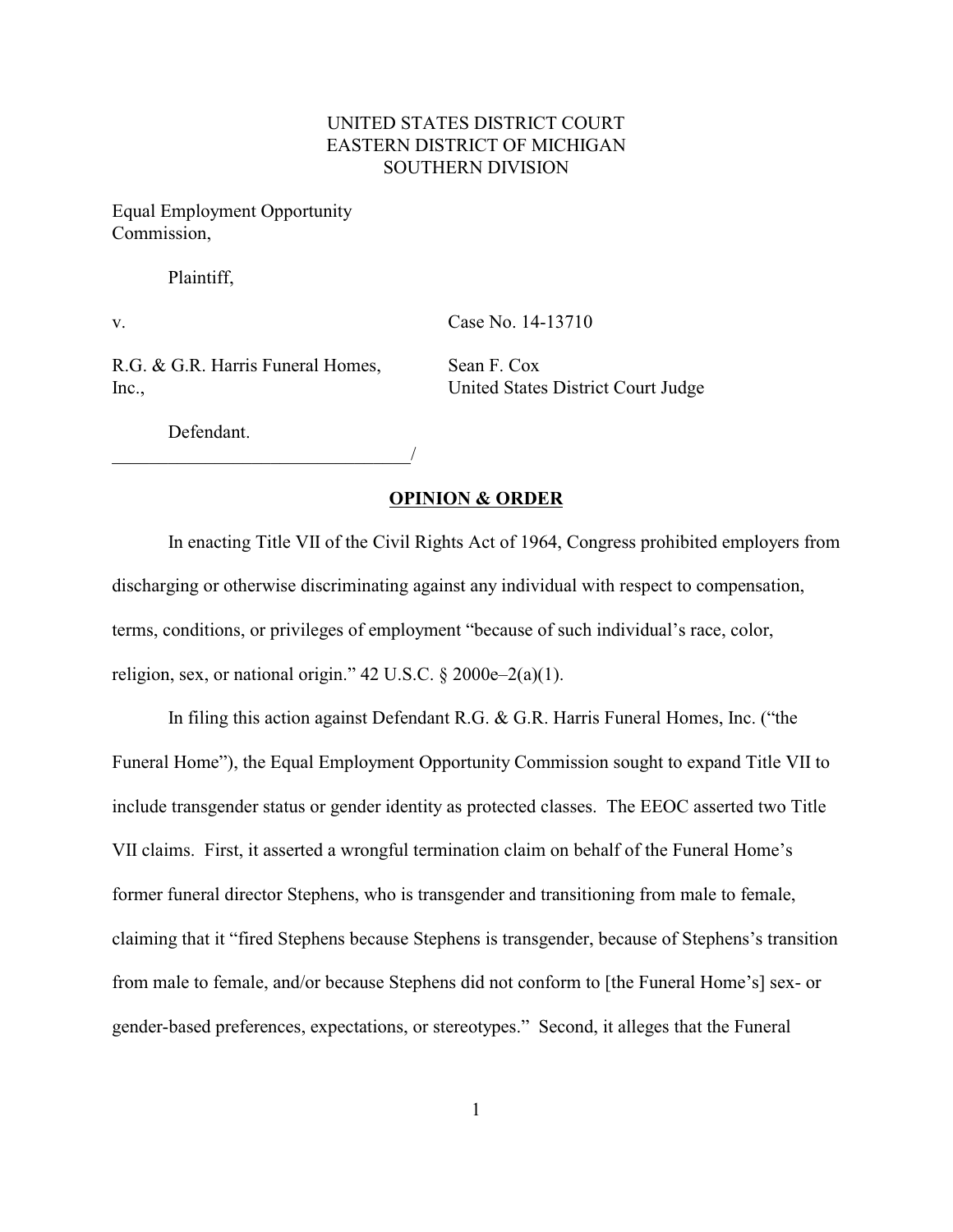UNITED STATES DISTRICT COURT
EASTERN DISTRICT OF MICHIGAN
SOUTHERN DIVISION

Equal Employment Opportunity Commission,

Plaintiff,

v.

Case No. 14-13710

R.G. & G.R. Harris Funeral Homes, Inc.,

Sean F. Cox
United States District Court Judge

Defendant.
_________________________________/

**OPINION & ORDER**

In enacting Title VII of the Civil Rights Act of 1964, Congress prohibited employers from discharging or otherwise discriminating against any individual with respect to compensation, terms, conditions, or privileges of employment "because of such individual's race, color, religion, sex, or national origin." 42 U.S.C. § 2000e–2(a)(1).

In filing this action against Defendant R.G. & G.R. Harris Funeral Homes, Inc. ("the Funeral Home"), the Equal Employment Opportunity Commission sought to expand Title VII to include transgender status or gender identity as protected classes. The EEOC asserted two Title VII claims. First, it asserted a wrongful termination claim on behalf of the Funeral Home's former funeral director Stephens, who is transgender and transitioning from male to female, claiming that it "fired Stephens because Stephens is transgender, because of Stephens's transition from male to female, and/or because Stephens did not conform to [the Funeral Home's] sex- or gender-based preferences, expectations, or stereotypes." Second, it alleges that the Funeral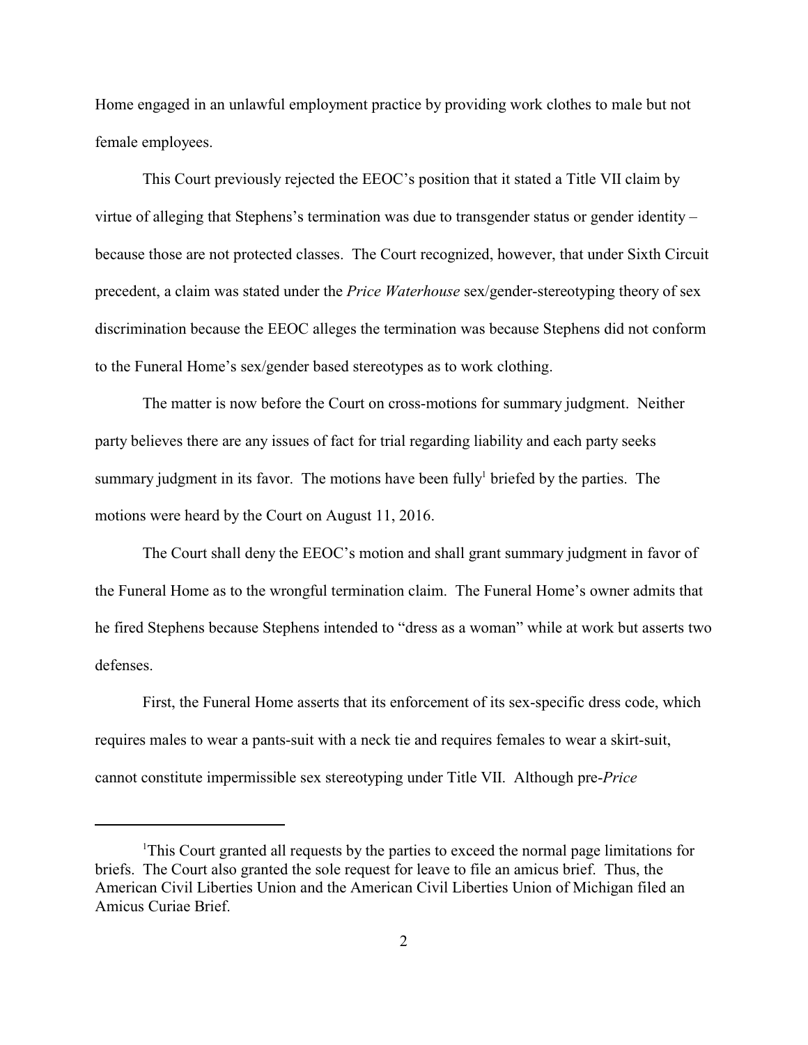Home engaged in an unlawful employment practice by providing work clothes to male but not female employees.

This Court previously rejected the EEOC's position that it stated a Title VII claim by virtue of alleging that Stephens's termination was due to transgender status or gender identity – because those are not protected classes. The Court recognized, however, that under Sixth Circuit precedent, a claim was stated under the *Price Waterhouse* sex/gender-stereotyping theory of sex discrimination because the EEOC alleges the termination was because Stephens did not conform to the Funeral Home's sex/gender based stereotypes as to work clothing.

The matter is now before the Court on cross-motions for summary judgment. Neither party believes there are any issues of fact for trial regarding liability and each party seeks summary judgment in its favor. The motions have been fully[1] briefed by the parties. The motions were heard by the Court on August 11, 2016.

The Court shall deny the EEOC's motion and shall grant summary judgment in favor of the Funeral Home as to the wrongful termination claim. The Funeral Home's owner admits that he fired Stephens because Stephens intended to "dress as a woman" while at work but asserts two defenses.

First, the Funeral Home asserts that its enforcement of its sex-specific dress code, which requires males to wear a pants-suit with a neck tie and requires females to wear a skirt-suit, cannot constitute impermissible sex stereotyping under Title VII. Although pre-*Price*

---

[1]This Court granted all requests by the parties to exceed the normal page limitations for briefs. The Court also granted the sole request for leave to file an amicus brief. Thus, the American Civil Liberties Union and the American Civil Liberties Union of Michigan filed an Amicus Curiae Brief.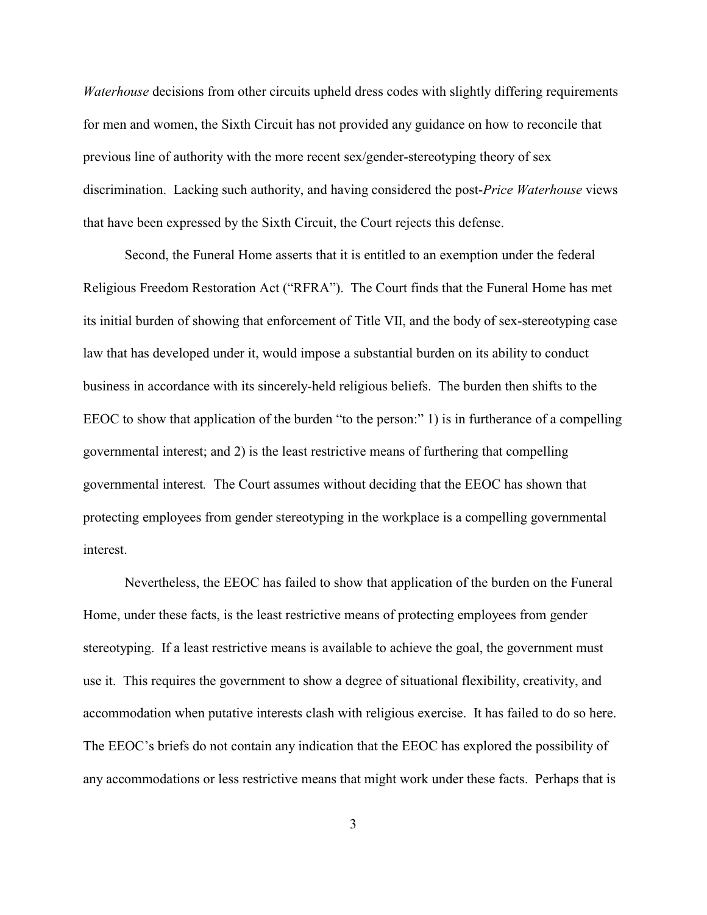*Waterhouse* decisions from other circuits upheld dress codes with slightly differing requirements for men and women, the Sixth Circuit has not provided any guidance on how to reconcile that previous line of authority with the more recent sex/gender-stereotyping theory of sex discrimination. Lacking such authority, and having considered the post-*Price Waterhouse* views that have been expressed by the Sixth Circuit, the Court rejects this defense.

Second, the Funeral Home asserts that it is entitled to an exemption under the federal Religious Freedom Restoration Act ("RFRA"). The Court finds that the Funeral Home has met its initial burden of showing that enforcement of Title VII, and the body of sex-stereotyping case law that has developed under it, would impose a substantial burden on its ability to conduct business in accordance with its sincerely-held religious beliefs. The burden then shifts to the EEOC to show that application of the burden "to the person:" 1) is in furtherance of a compelling governmental interest; and 2) is the least restrictive means of furthering that compelling governmental interest*.* The Court assumes without deciding that the EEOC has shown that protecting employees from gender stereotyping in the workplace is a compelling governmental interest.

Nevertheless, the EEOC has failed to show that application of the burden on the Funeral Home, under these facts, is the least restrictive means of protecting employees from gender stereotyping. If a least restrictive means is available to achieve the goal, the government must use it. This requires the government to show a degree of situational flexibility, creativity, and accommodation when putative interests clash with religious exercise. It has failed to do so here. The EEOC's briefs do not contain any indication that the EEOC has explored the possibility of any accommodations or less restrictive means that might work under these facts. Perhaps that is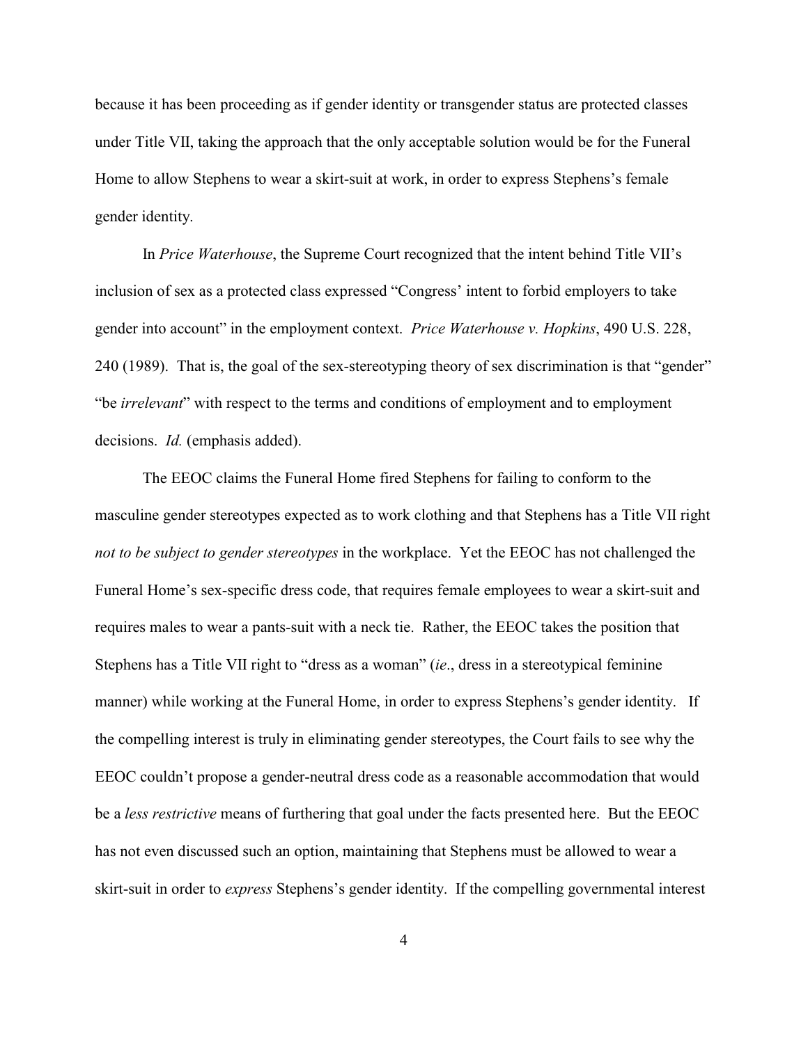because it has been proceeding as if gender identity or transgender status are protected classes under Title VII, taking the approach that the only acceptable solution would be for the Funeral Home to allow Stephens to wear a skirt-suit at work, in order to express Stephens's female gender identity.

In *Price Waterhouse*, the Supreme Court recognized that the intent behind Title VII's inclusion of sex as a protected class expressed "Congress' intent to forbid employers to take gender into account" in the employment context. *Price Waterhouse v. Hopkins*, 490 U.S. 228, 240 (1989). That is, the goal of the sex-stereotyping theory of sex discrimination is that "gender" "be *irrelevant*" with respect to the terms and conditions of employment and to employment decisions. *Id.* (emphasis added).

The EEOC claims the Funeral Home fired Stephens for failing to conform to the masculine gender stereotypes expected as to work clothing and that Stephens has a Title VII right *not to be subject to gender stereotypes* in the workplace. Yet the EEOC has not challenged the Funeral Home's sex-specific dress code, that requires female employees to wear a skirt-suit and requires males to wear a pants-suit with a neck tie. Rather, the EEOC takes the position that Stephens has a Title VII right to "dress as a woman" (*ie*., dress in a stereotypical feminine manner) while working at the Funeral Home, in order to express Stephens's gender identity. If the compelling interest is truly in eliminating gender stereotypes, the Court fails to see why the EEOC couldn't propose a gender-neutral dress code as a reasonable accommodation that would be a *less restrictive* means of furthering that goal under the facts presented here. But the EEOC has not even discussed such an option, maintaining that Stephens must be allowed to wear a skirt-suit in order to *express* Stephens's gender identity. If the compelling governmental interest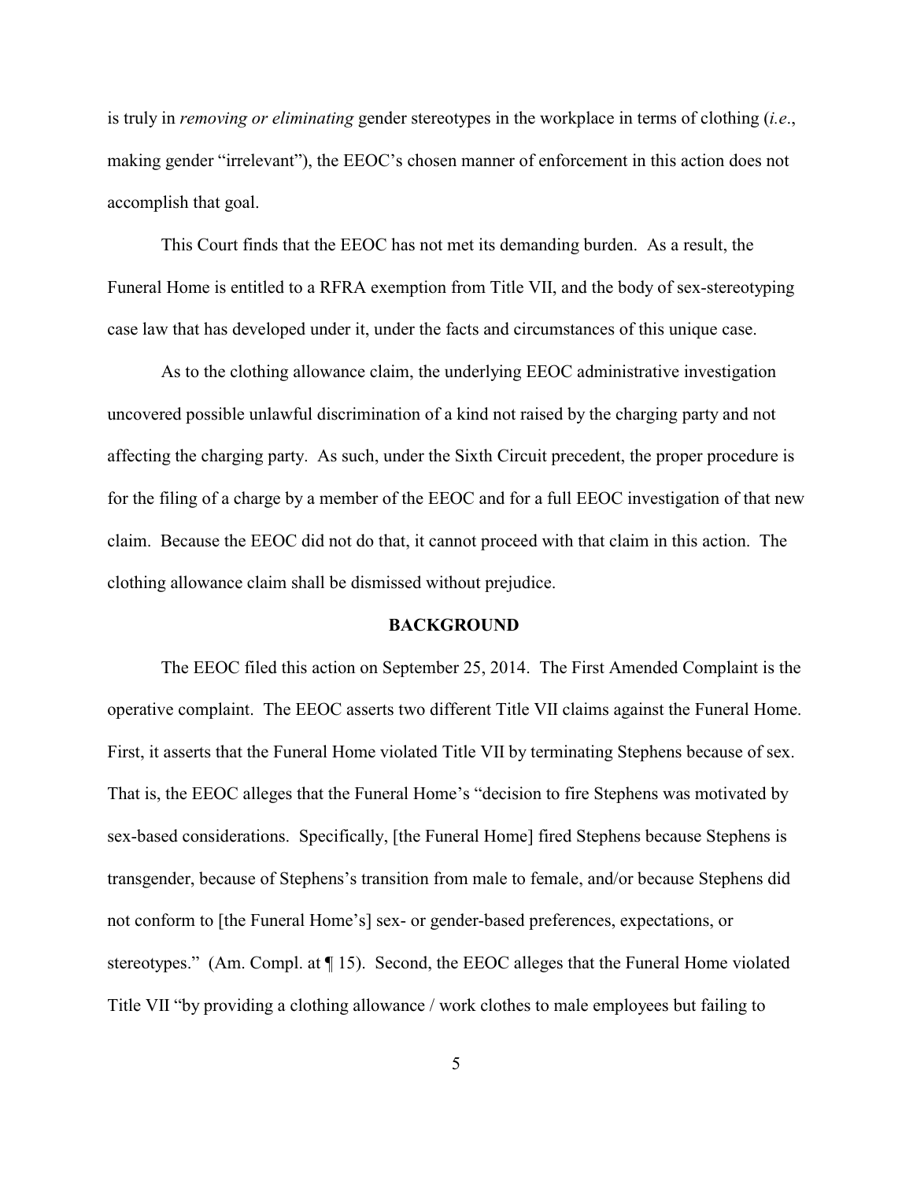is truly in *removing or eliminating* gender stereotypes in the workplace in terms of clothing (*i.e*., making gender "irrelevant"), the EEOC's chosen manner of enforcement in this action does not accomplish that goal.

This Court finds that the EEOC has not met its demanding burden. As a result, the Funeral Home is entitled to a RFRA exemption from Title VII, and the body of sex-stereotyping case law that has developed under it, under the facts and circumstances of this unique case.

As to the clothing allowance claim, the underlying EEOC administrative investigation uncovered possible unlawful discrimination of a kind not raised by the charging party and not affecting the charging party. As such, under the Sixth Circuit precedent, the proper procedure is for the filing of a charge by a member of the EEOC and for a full EEOC investigation of that new claim. Because the EEOC did not do that, it cannot proceed with that claim in this action. The clothing allowance claim shall be dismissed without prejudice.

**BACKGROUND**

The EEOC filed this action on September 25, 2014. The First Amended Complaint is the operative complaint. The EEOC asserts two different Title VII claims against the Funeral Home. First, it asserts that the Funeral Home violated Title VII by terminating Stephens because of sex. That is, the EEOC alleges that the Funeral Home's "decision to fire Stephens was motivated by sex-based considerations. Specifically, [the Funeral Home] fired Stephens because Stephens is transgender, because of Stephens's transition from male to female, and/or because Stephens did not conform to [the Funeral Home's] sex- or gender-based preferences, expectations, or stereotypes." (Am. Compl. at ¶ 15). Second, the EEOC alleges that the Funeral Home violated Title VII "by providing a clothing allowance / work clothes to male employees but failing to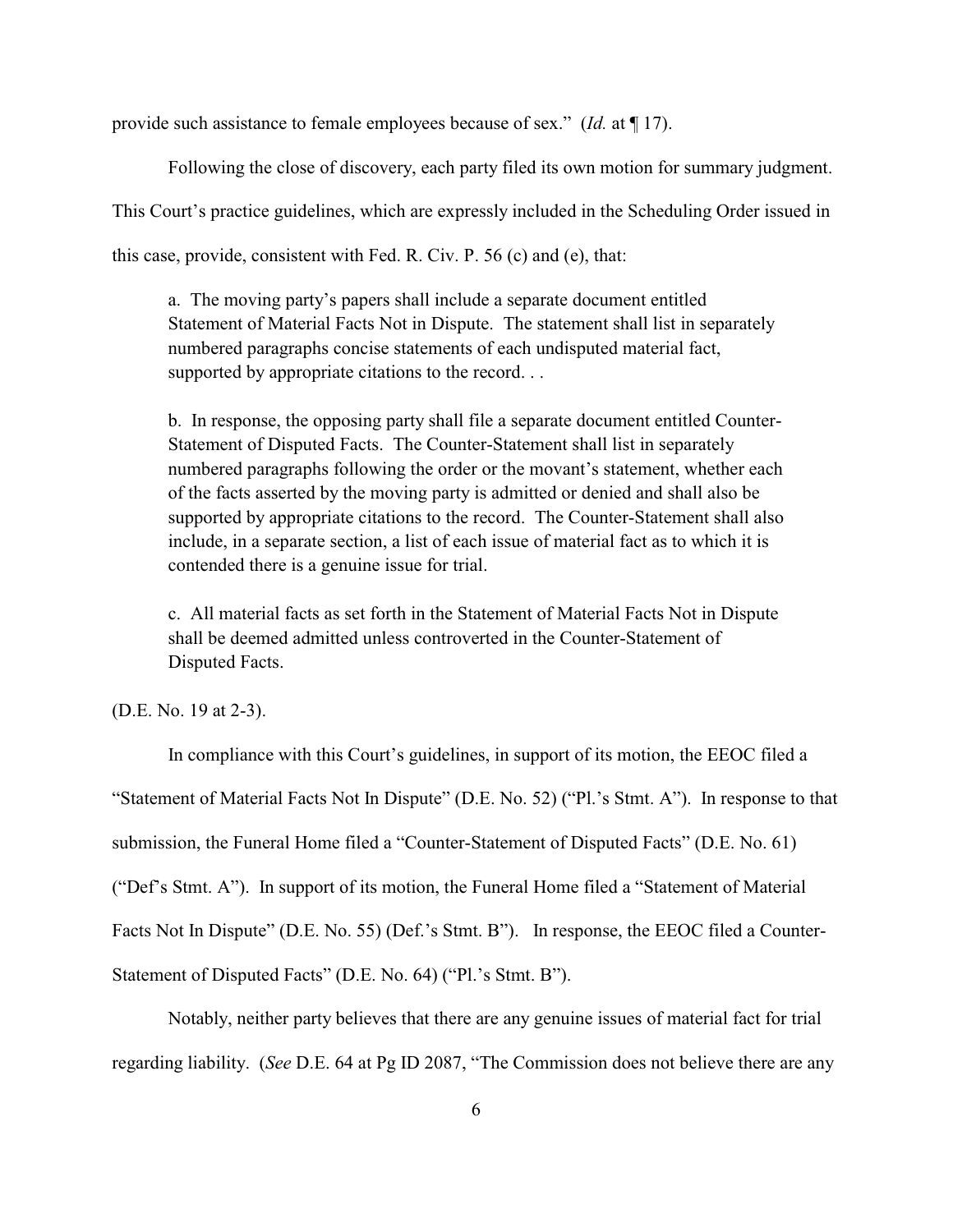provide such assistance to female employees because of sex." (*Id.* at ¶ 17).

Following the close of discovery, each party filed its own motion for summary judgment. This Court's practice guidelines, which are expressly included in the Scheduling Order issued in this case, provide, consistent with Fed. R. Civ. P. 56 (c) and (e), that:

> a. The moving party's papers shall include a separate document entitled Statement of Material Facts Not in Dispute. The statement shall list in separately numbered paragraphs concise statements of each undisputed material fact, supported by appropriate citations to the record. . .
>
> b. In response, the opposing party shall file a separate document entitled Counter-Statement of Disputed Facts. The Counter-Statement shall list in separately numbered paragraphs following the order or the movant's statement, whether each of the facts asserted by the moving party is admitted or denied and shall also be supported by appropriate citations to the record. The Counter-Statement shall also include, in a separate section, a list of each issue of material fact as to which it is contended there is a genuine issue for trial.
>
> c. All material facts as set forth in the Statement of Material Facts Not in Dispute shall be deemed admitted unless controverted in the Counter-Statement of Disputed Facts.

(D.E. No. 19 at 2-3).

In compliance with this Court's guidelines, in support of its motion, the EEOC filed a "Statement of Material Facts Not In Dispute" (D.E. No. 52) ("Pl.'s Stmt. A"). In response to that submission, the Funeral Home filed a "Counter-Statement of Disputed Facts" (D.E. No. 61) ("Def's Stmt. A"). In support of its motion, the Funeral Home filed a "Statement of Material Facts Not In Dispute" (D.E. No. 55) (Def.'s Stmt. B"). In response, the EEOC filed a Counter-Statement of Disputed Facts" (D.E. No. 64) ("Pl.'s Stmt. B").

Notably, neither party believes that there are any genuine issues of material fact for trial regarding liability. (*See* D.E. 64 at Pg ID 2087, "The Commission does not believe there are any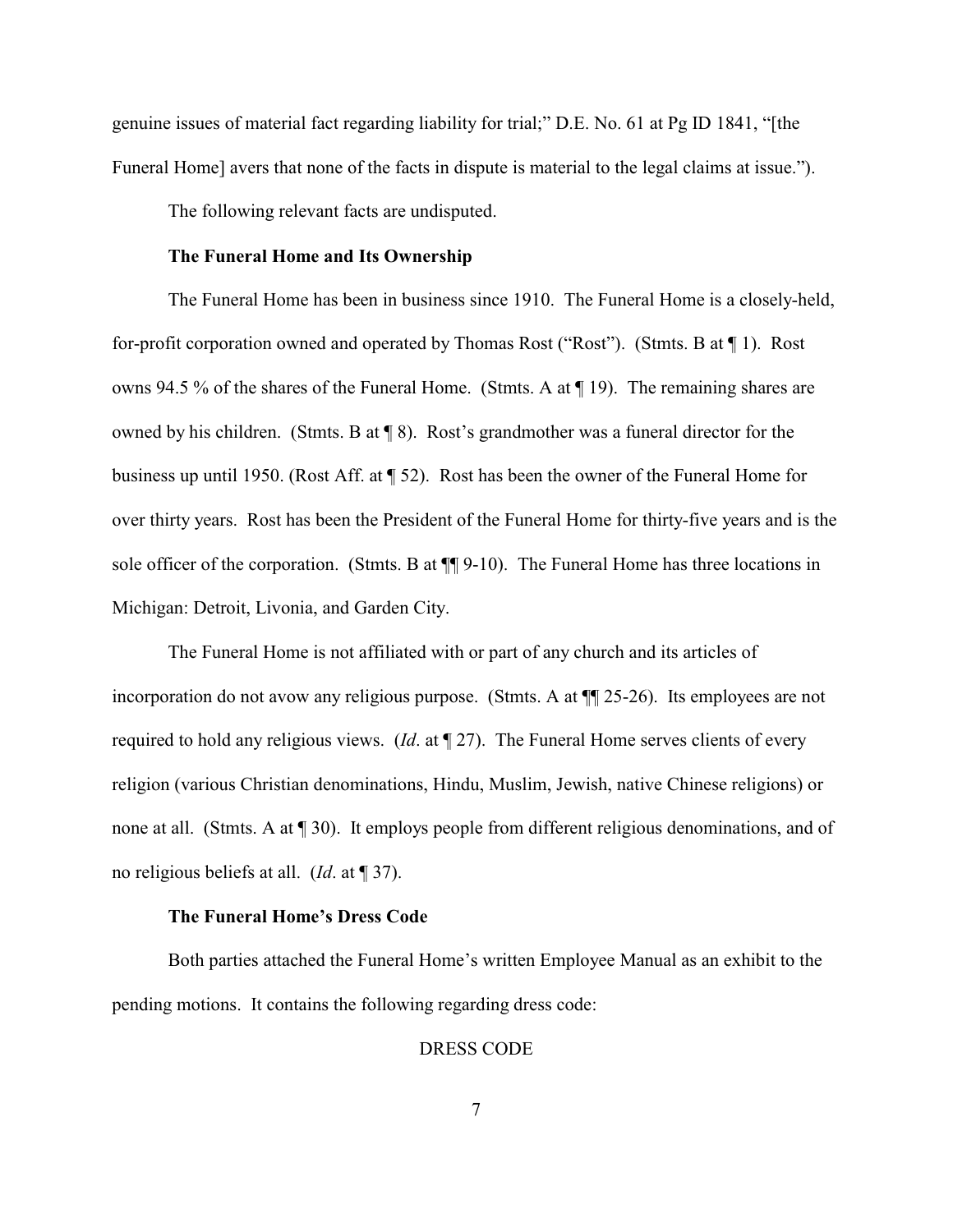genuine issues of material fact regarding liability for trial;" D.E. No. 61 at Pg ID 1841, "[the Funeral Home] avers that none of the facts in dispute is material to the legal claims at issue.").

The following relevant facts are undisputed.

**The Funeral Home and Its Ownership**

The Funeral Home has been in business since 1910. The Funeral Home is a closely-held, for-profit corporation owned and operated by Thomas Rost ("Rost"). (Stmts. B at ¶ 1). Rost owns 94.5 % of the shares of the Funeral Home. (Stmts. A at ¶ 19). The remaining shares are owned by his children. (Stmts. B at ¶ 8). Rost's grandmother was a funeral director for the business up until 1950. (Rost Aff. at ¶ 52). Rost has been the owner of the Funeral Home for over thirty years. Rost has been the President of the Funeral Home for thirty-five years and is the sole officer of the corporation. (Stmts. B at ¶¶ 9-10). The Funeral Home has three locations in Michigan: Detroit, Livonia, and Garden City.

The Funeral Home is not affiliated with or part of any church and its articles of incorporation do not avow any religious purpose. (Stmts. A at ¶¶ 25-26). Its employees are not required to hold any religious views. (*Id*. at ¶ 27). The Funeral Home serves clients of every religion (various Christian denominations, Hindu, Muslim, Jewish, native Chinese religions) or none at all. (Stmts. A at ¶ 30). It employs people from different religious denominations, and of no religious beliefs at all. (*Id*. at ¶ 37).

**The Funeral Home's Dress Code**

Both parties attached the Funeral Home's written Employee Manual as an exhibit to the pending motions. It contains the following regarding dress code:

DRESS CODE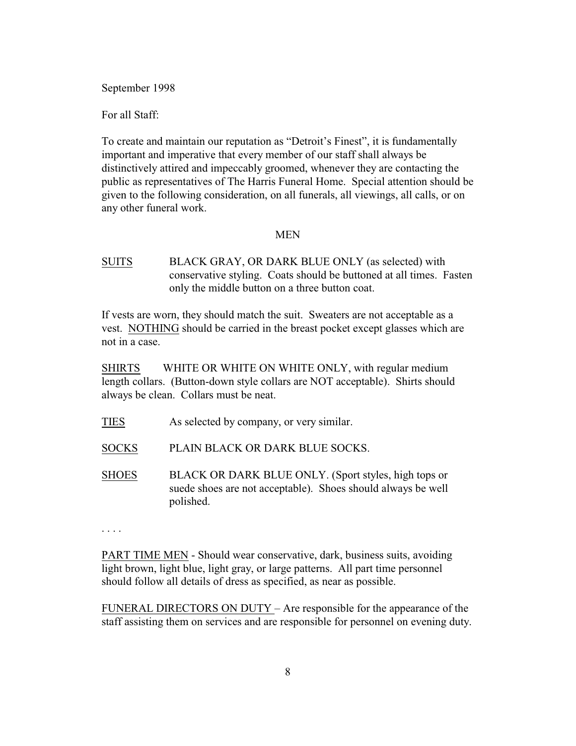September 1998

For all Staff:

To create and maintain our reputation as "Detroit's Finest", it is fundamentally important and imperative that every member of our staff shall always be distinctively attired and impeccably groomed, whenever they are contacting the public as representatives of The Harris Funeral Home. Special attention should be given to the following consideration, on all funerals, all viewings, all calls, or on any other funeral work.

MEN

SUITS BLACK GRAY, OR DARK BLUE ONLY (as selected) with conservative styling. Coats should be buttoned at all times. Fasten only the middle button on a three button coat.

If vests are worn, they should match the suit. Sweaters are not acceptable as a vest. NOTHING should be carried in the breast pocket except glasses which are not in a case.

SHIRTS WHITE OR WHITE ON WHITE ONLY, with regular medium length collars. (Button-down style collars are NOT acceptable). Shirts should always be clean. Collars must be neat.

TIES As selected by company, or very similar.

SOCKS PLAIN BLACK OR DARK BLUE SOCKS.

SHOES BLACK OR DARK BLUE ONLY. (Sport styles, high tops or suede shoes are not acceptable). Shoes should always be well polished.

. . . .

PART TIME MEN - Should wear conservative, dark, business suits, avoiding light brown, light blue, light gray, or large patterns. All part time personnel should follow all details of dress as specified, as near as possible.

FUNERAL DIRECTORS ON DUTY – Are responsible for the appearance of the staff assisting them on services and are responsible for personnel on evening duty.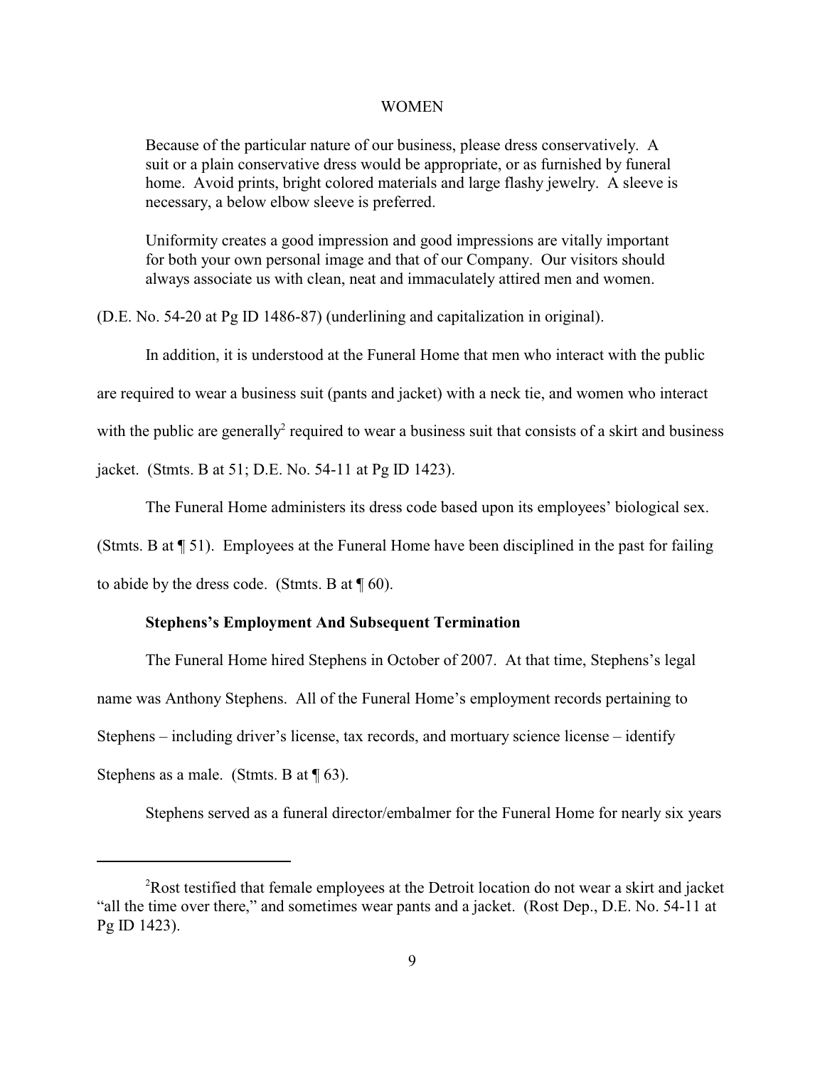WOMEN

> Because of the particular nature of our business, please dress conservatively. A suit or a plain conservative dress would be appropriate, or as furnished by funeral home. Avoid prints, bright colored materials and large flashy jewelry. A sleeve is necessary, a below elbow sleeve is preferred.
>
> Uniformity creates a good impression and good impressions are vitally important for both your own personal image and that of our Company. Our visitors should always associate us with clean, neat and immaculately attired men and women.

(D.E. No. 54-20 at Pg ID 1486-87) (underlining and capitalization in original).

In addition, it is understood at the Funeral Home that men who interact with the public are required to wear a business suit (pants and jacket) with a neck tie, and women who interact with the public are generally[2] required to wear a business suit that consists of a skirt and business jacket. (Stmts. B at 51; D.E. No. 54-11 at Pg ID 1423).

The Funeral Home administers its dress code based upon its employees' biological sex. (Stmts. B at ¶ 51). Employees at the Funeral Home have been disciplined in the past for failing to abide by the dress code. (Stmts. B at ¶ 60).

**Stephens's Employment And Subsequent Termination**

The Funeral Home hired Stephens in October of 2007. At that time, Stephens's legal name was Anthony Stephens. All of the Funeral Home's employment records pertaining to Stephens – including driver's license, tax records, and mortuary science license – identify Stephens as a male. (Stmts. B at ¶ 63).

Stephens served as a funeral director/embalmer for the Funeral Home for nearly six years

---

[2] Rost testified that female employees at the Detroit location do not wear a skirt and jacket "all the time over there," and sometimes wear pants and a jacket. (Rost Dep., D.E. No. 54-11 at Pg ID 1423).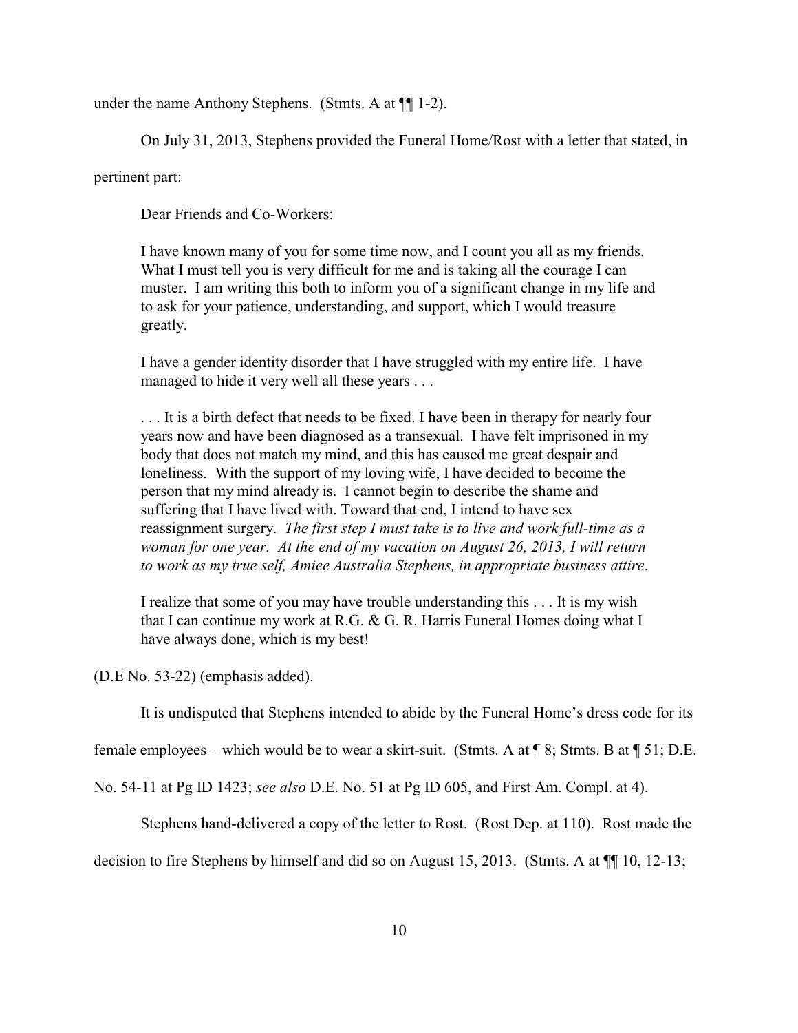under the name Anthony Stephens. (Stmts. A at ¶¶ 1-2).

On July 31, 2013, Stephens provided the Funeral Home/Rost with a letter that stated, in pertinent part:

> Dear Friends and Co-Workers:
>
> I have known many of you for some time now, and I count you all as my friends. What I must tell you is very difficult for me and is taking all the courage I can muster. I am writing this both to inform you of a significant change in my life and to ask for your patience, understanding, and support, which I would treasure greatly.
>
> I have a gender identity disorder that I have struggled with my entire life. I have managed to hide it very well all these years . . .
>
> . . . It is a birth defect that needs to be fixed. I have been in therapy for nearly four years now and have been diagnosed as a transexual. I have felt imprisoned in my body that does not match my mind, and this has caused me great despair and loneliness. With the support of my loving wife, I have decided to become the person that my mind already is. I cannot begin to describe the shame and suffering that I have lived with. Toward that end, I intend to have sex reassignment surgery. *The first step I must take is to live and work full-time as a woman for one year. At the end of my vacation on August 26, 2013, I will return to work as my true self, Amiee Australia Stephens, in appropriate business attire*.
>
> I realize that some of you may have trouble understanding this . . . It is my wish that I can continue my work at R.G. & G. R. Harris Funeral Homes doing what I have always done, which is my best!

(D.E No. 53-22) (emphasis added).

It is undisputed that Stephens intended to abide by the Funeral Home's dress code for its female employees – which would be to wear a skirt-suit. (Stmts. A at ¶ 8; Stmts. B at ¶ 51; D.E. No. 54-11 at Pg ID 1423; *see also* D.E. No. 51 at Pg ID 605, and First Am. Compl. at 4).

Stephens hand-delivered a copy of the letter to Rost. (Rost Dep. at 110). Rost made the decision to fire Stephens by himself and did so on August 15, 2013. (Stmts. A at ¶¶ 10, 12-13;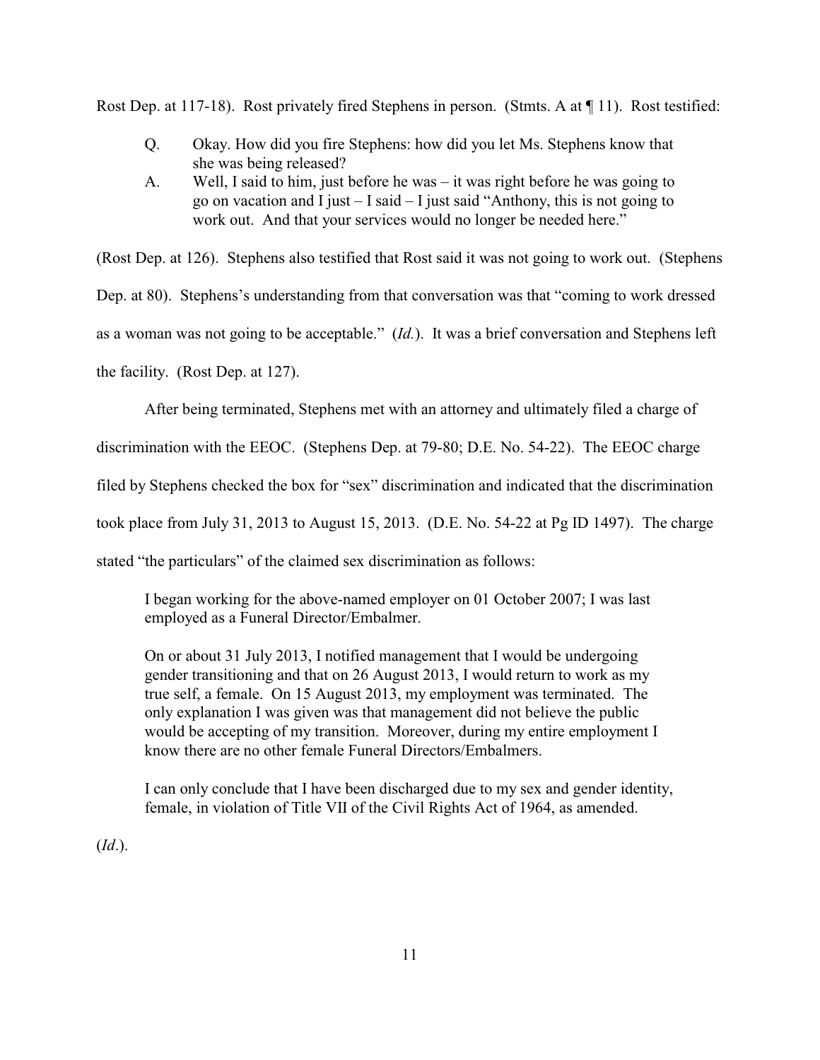Rost Dep. at 117-18). Rost privately fired Stephens in person. (Stmts. A at ¶ 11). Rost testified:

> Q. Okay. How did you fire Stephens: how did you let Ms. Stephens know that she was being released?
>
> A. Well, I said to him, just before he was – it was right before he was going to go on vacation and I just – I said – I just said "Anthony, this is not going to work out. And that your services would no longer be needed here."

(Rost Dep. at 126). Stephens also testified that Rost said it was not going to work out. (Stephens Dep. at 80). Stephens's understanding from that conversation was that "coming to work dressed as a woman was not going to be acceptable." (*Id.*). It was a brief conversation and Stephens left the facility. (Rost Dep. at 127).

After being terminated, Stephens met with an attorney and ultimately filed a charge of discrimination with the EEOC. (Stephens Dep. at 79-80; D.E. No. 54-22). The EEOC charge filed by Stephens checked the box for "sex" discrimination and indicated that the discrimination took place from July 31, 2013 to August 15, 2013. (D.E. No. 54-22 at Pg ID 1497). The charge stated "the particulars" of the claimed sex discrimination as follows:

> I began working for the above-named employer on 01 October 2007; I was last employed as a Funeral Director/Embalmer.
>
> On or about 31 July 2013, I notified management that I would be undergoing gender transitioning and that on 26 August 2013, I would return to work as my true self, a female. On 15 August 2013, my employment was terminated. The only explanation I was given was that management did not believe the public would be accepting of my transition. Moreover, during my entire employment I know there are no other female Funeral Directors/Embalmers.
>
> I can only conclude that I have been discharged due to my sex and gender identity, female, in violation of Title VII of the Civil Rights Act of 1964, as amended.

(*Id*.).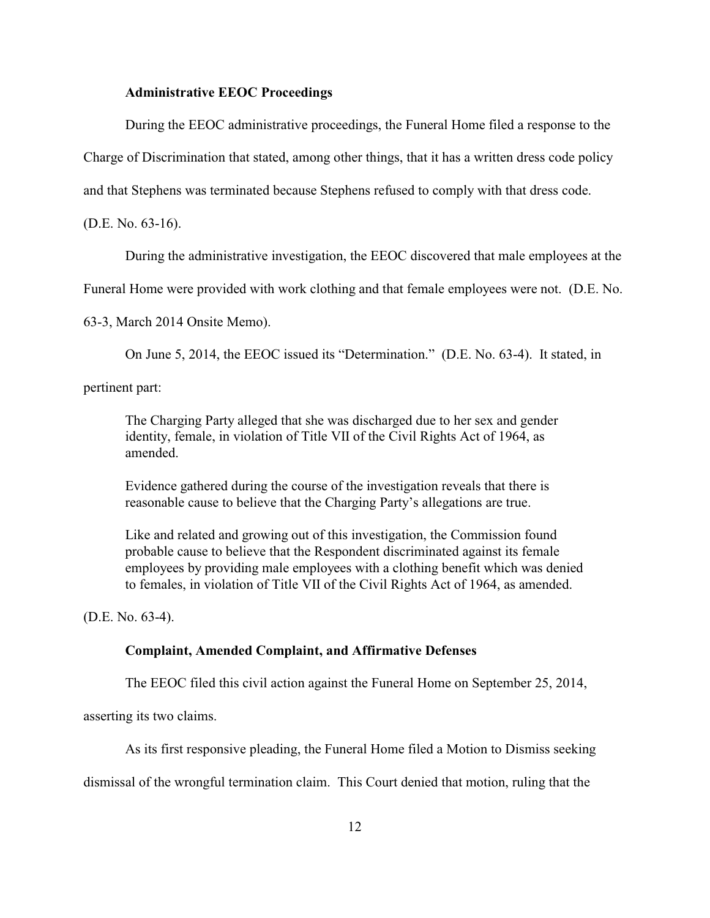**Administrative EEOC Proceedings**

During the EEOC administrative proceedings, the Funeral Home filed a response to the Charge of Discrimination that stated, among other things, that it has a written dress code policy and that Stephens was terminated because Stephens refused to comply with that dress code. (D.E. No. 63-16).

During the administrative investigation, the EEOC discovered that male employees at the Funeral Home were provided with work clothing and that female employees were not. (D.E. No. 63-3, March 2014 Onsite Memo).

On June 5, 2014, the EEOC issued its "Determination." (D.E. No. 63-4). It stated, in pertinent part:

> The Charging Party alleged that she was discharged due to her sex and gender identity, female, in violation of Title VII of the Civil Rights Act of 1964, as amended.
>
> Evidence gathered during the course of the investigation reveals that there is reasonable cause to believe that the Charging Party's allegations are true.
>
> Like and related and growing out of this investigation, the Commission found probable cause to believe that the Respondent discriminated against its female employees by providing male employees with a clothing benefit which was denied to females, in violation of Title VII of the Civil Rights Act of 1964, as amended.

(D.E. No. 63-4).

**Complaint, Amended Complaint, and Affirmative Defenses**

The EEOC filed this civil action against the Funeral Home on September 25, 2014, asserting its two claims.

As its first responsive pleading, the Funeral Home filed a Motion to Dismiss seeking dismissal of the wrongful termination claim. This Court denied that motion, ruling that the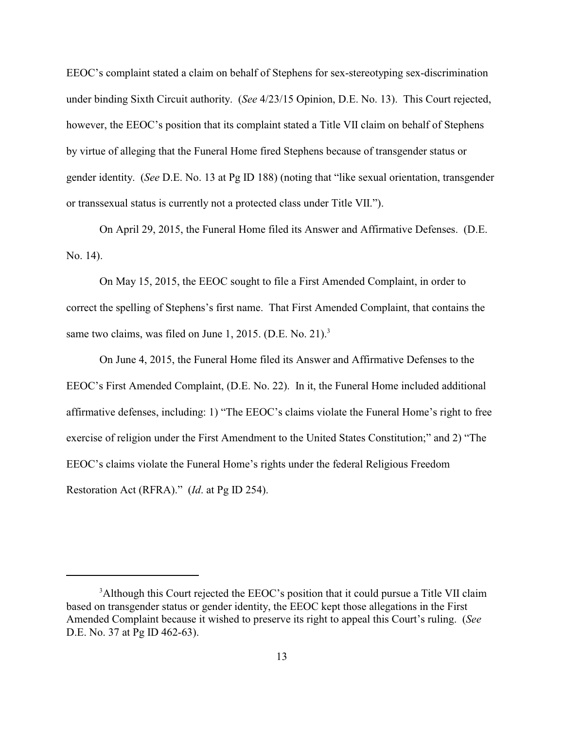EEOC's complaint stated a claim on behalf of Stephens for sex-stereotyping sex-discrimination under binding Sixth Circuit authority. (*See* 4/23/15 Opinion, D.E. No. 13). This Court rejected, however, the EEOC's position that its complaint stated a Title VII claim on behalf of Stephens by virtue of alleging that the Funeral Home fired Stephens because of transgender status or gender identity. (*See* D.E. No. 13 at Pg ID 188) (noting that "like sexual orientation, transgender or transsexual status is currently not a protected class under Title VII.").

On April 29, 2015, the Funeral Home filed its Answer and Affirmative Defenses. (D.E. No. 14).

On May 15, 2015, the EEOC sought to file a First Amended Complaint, in order to correct the spelling of Stephens's first name. That First Amended Complaint, that contains the same two claims, was filed on June 1, 2015. (D.E. No. 21).[3]

On June 4, 2015, the Funeral Home filed its Answer and Affirmative Defenses to the EEOC's First Amended Complaint, (D.E. No. 22). In it, the Funeral Home included additional affirmative defenses, including: 1) "The EEOC's claims violate the Funeral Home's right to free exercise of religion under the First Amendment to the United States Constitution;" and 2) "The EEOC's claims violate the Funeral Home's rights under the federal Religious Freedom Restoration Act (RFRA)." (*Id*. at Pg ID 254).

---

[3]Although this Court rejected the EEOC's position that it could pursue a Title VII claim based on transgender status or gender identity, the EEOC kept those allegations in the First Amended Complaint because it wished to preserve its right to appeal this Court's ruling. (*See* D.E. No. 37 at Pg ID 462-63).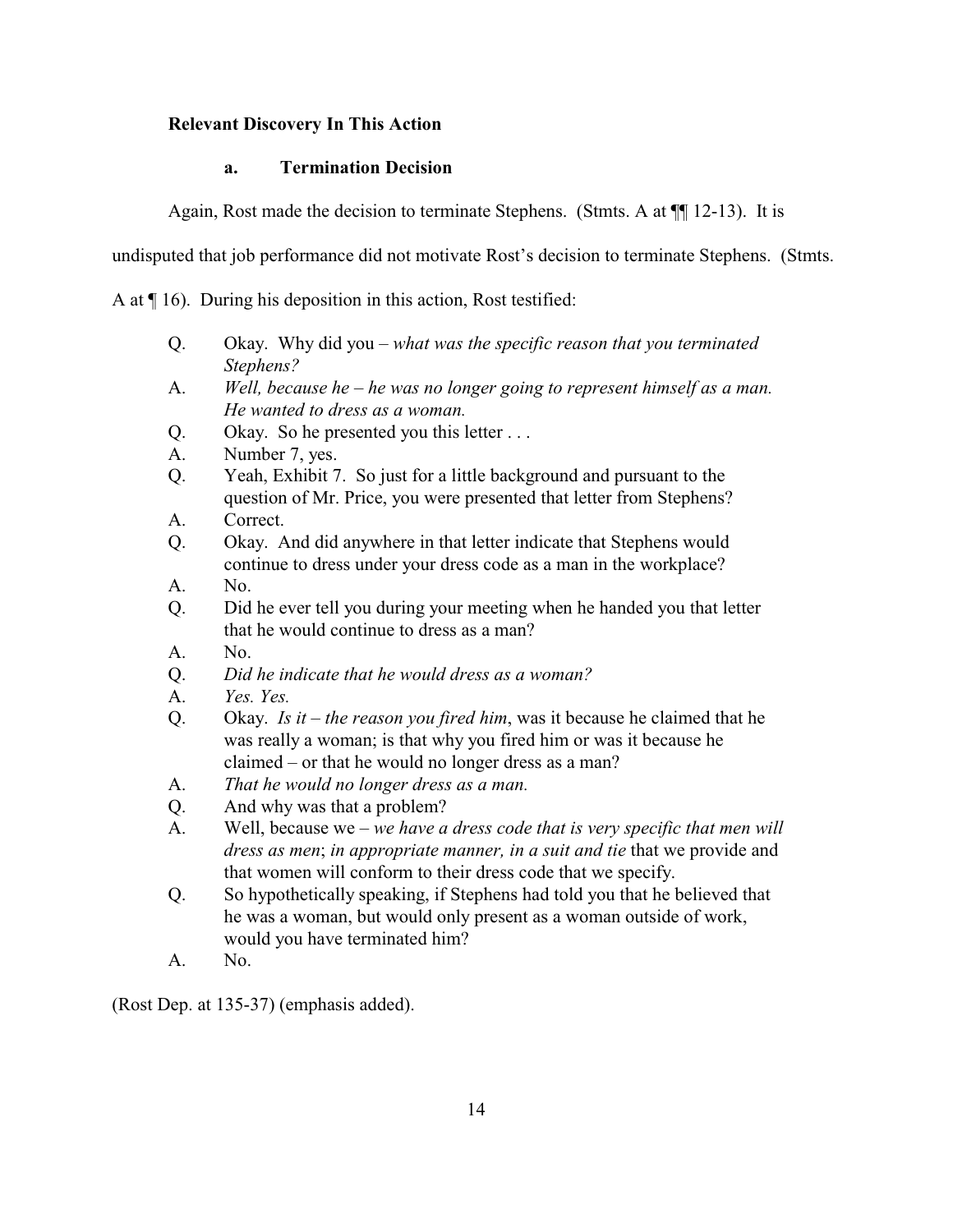**Relevant Discovery In This Action**

**a. Termination Decision**

Again, Rost made the decision to terminate Stephens. (Stmts. A at ¶¶ 12-13). It is undisputed that job performance did not motivate Rost's decision to terminate Stephens. (Stmts. A at ¶ 16). During his deposition in this action, Rost testified:

> Q. Okay. Why did you – *what was the specific reason that you terminated Stephens?*
>
> A. *Well, because he – he was no longer going to represent himself as a man. He wanted to dress as a woman.*
>
> Q. Okay. So he presented you this letter . . .
>
> A. Number 7, yes.
>
> Q. Yeah, Exhibit 7. So just for a little background and pursuant to the question of Mr. Price, you were presented that letter from Stephens?
>
> A. Correct.
>
> Q. Okay. And did anywhere in that letter indicate that Stephens would continue to dress under your dress code as a man in the workplace?
>
> A. No.
>
> Q. Did he ever tell you during your meeting when he handed you that letter that he would continue to dress as a man?
>
> A. No.
>
> Q. *Did he indicate that he would dress as a woman?*
>
> A. *Yes. Yes.*
>
> Q. Okay. *Is it – the reason you fired him*, was it because he claimed that he was really a woman; is that why you fired him or was it because he claimed – or that he would no longer dress as a man?
>
> A. *That he would no longer dress as a man.*
>
> Q. And why was that a problem?
>
> A. Well, because we – *we have a dress code that is very specific that men will dress as men*; *in appropriate manner, in a suit and tie* that we provide and that women will conform to their dress code that we specify.
>
> Q. So hypothetically speaking, if Stephens had told you that he believed that he was a woman, but would only present as a woman outside of work, would you have terminated him?
>
> A. No.

(Rost Dep. at 135-37) (emphasis added).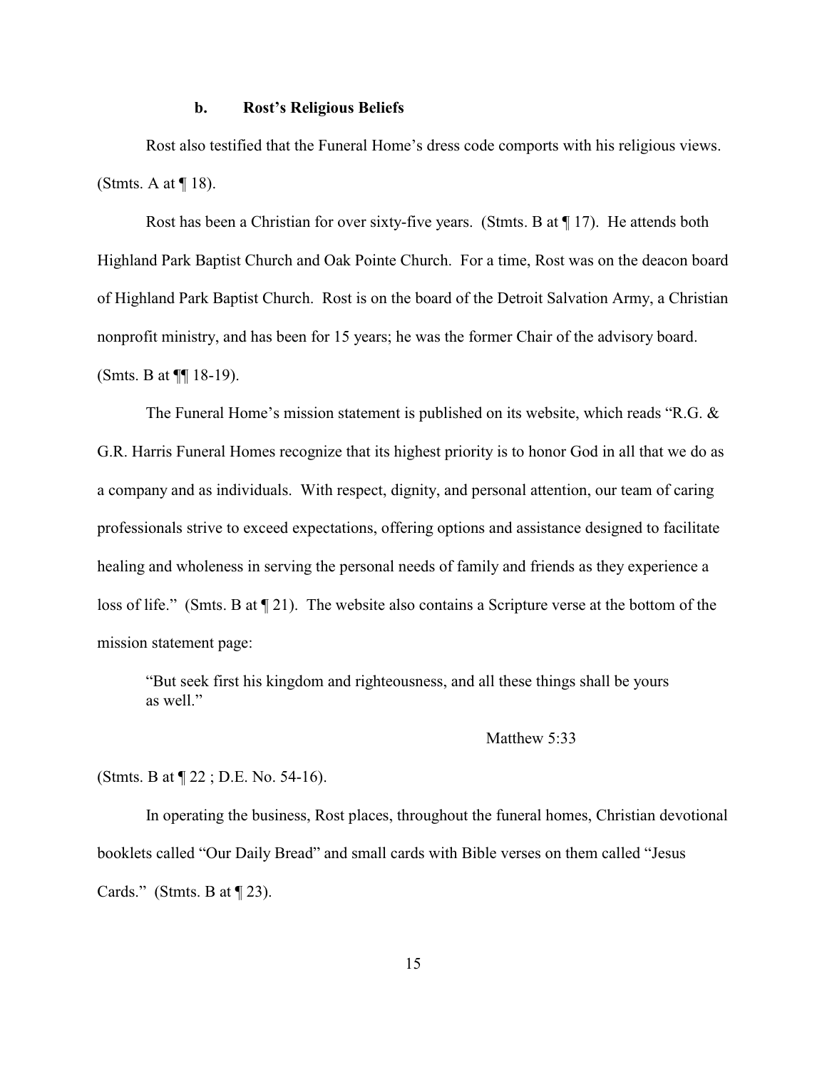### b. Rost's Religious Beliefs

Rost also testified that the Funeral Home's dress code comports with his religious views. (Stmts. A at ¶ 18).

Rost has been a Christian for over sixty-five years. (Stmts. B at ¶ 17). He attends both Highland Park Baptist Church and Oak Pointe Church. For a time, Rost was on the deacon board of Highland Park Baptist Church. Rost is on the board of the Detroit Salvation Army, a Christian nonprofit ministry, and has been for 15 years; he was the former Chair of the advisory board. (Smts. B at ¶¶ 18-19).

The Funeral Home's mission statement is published on its website, which reads "R.G. & G.R. Harris Funeral Homes recognize that its highest priority is to honor God in all that we do as a company and as individuals. With respect, dignity, and personal attention, our team of caring professionals strive to exceed expectations, offering options and assistance designed to facilitate healing and wholeness in serving the personal needs of family and friends as they experience a loss of life." (Smts. B at ¶ 21). The website also contains a Scripture verse at the bottom of the mission statement page:

> "But seek first his kingdom and righteousness, and all these things shall be yours as well."
>
> Matthew 5:33

(Stmts. B at ¶ 22 ; D.E. No. 54-16).

In operating the business, Rost places, throughout the funeral homes, Christian devotional booklets called "Our Daily Bread" and small cards with Bible verses on them called "Jesus Cards." (Stmts. B at ¶ 23).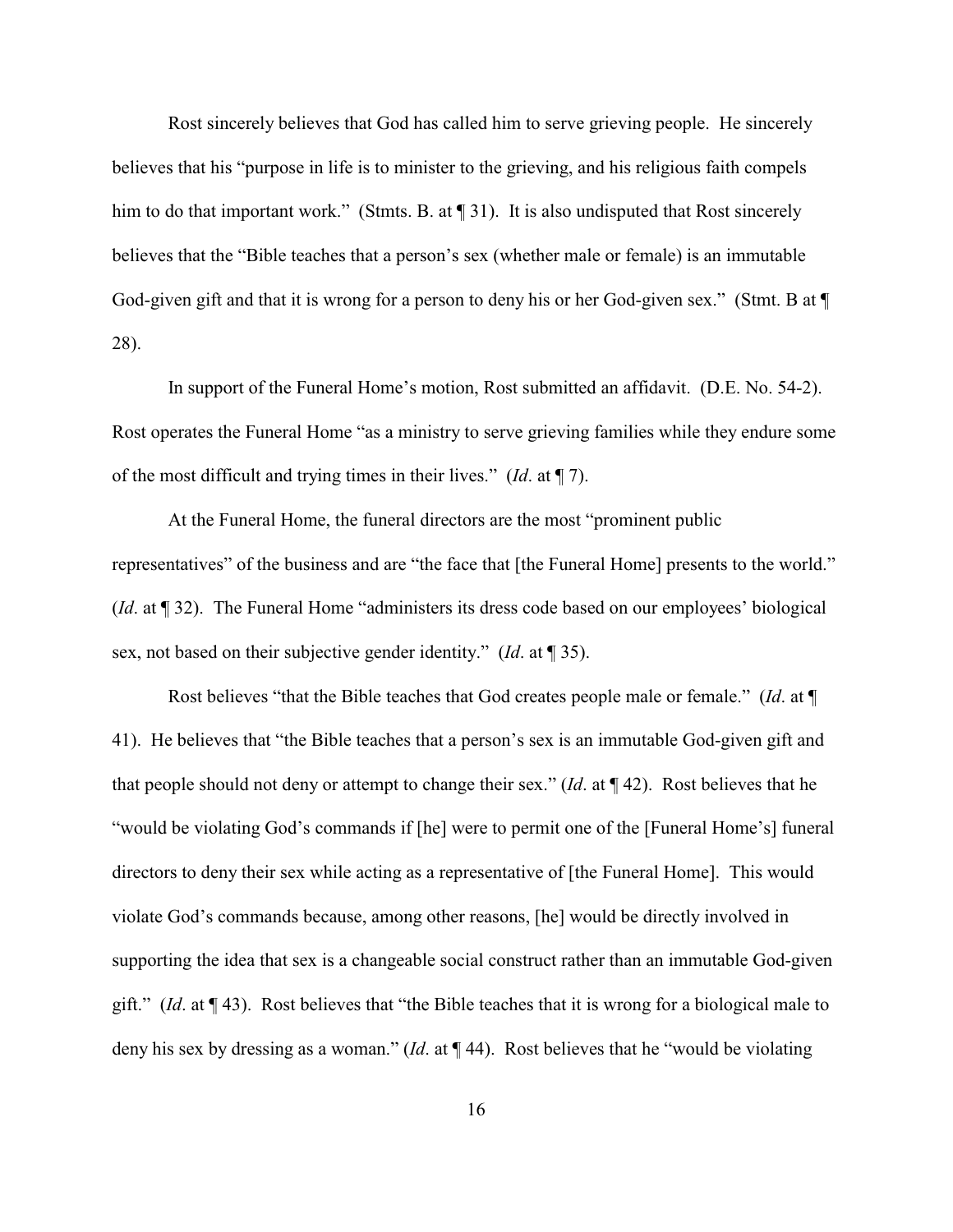Rost sincerely believes that God has called him to serve grieving people. He sincerely believes that his "purpose in life is to minister to the grieving, and his religious faith compels him to do that important work." (Stmts. B. at ¶ 31). It is also undisputed that Rost sincerely believes that the "Bible teaches that a person's sex (whether male or female) is an immutable God-given gift and that it is wrong for a person to deny his or her God-given sex." (Stmt. B at ¶ 28).

In support of the Funeral Home's motion, Rost submitted an affidavit. (D.E. No. 54-2). Rost operates the Funeral Home "as a ministry to serve grieving families while they endure some of the most difficult and trying times in their lives." (*Id*. at ¶ 7).

At the Funeral Home, the funeral directors are the most "prominent public representatives" of the business and are "the face that [the Funeral Home] presents to the world." (*Id*. at ¶ 32). The Funeral Home "administers its dress code based on our employees' biological sex, not based on their subjective gender identity." (*Id*. at ¶ 35).

Rost believes "that the Bible teaches that God creates people male or female." (*Id*. at ¶ 41). He believes that "the Bible teaches that a person's sex is an immutable God-given gift and that people should not deny or attempt to change their sex." (*Id*. at ¶ 42). Rost believes that he "would be violating God's commands if [he] were to permit one of the [Funeral Home's] funeral directors to deny their sex while acting as a representative of [the Funeral Home]. This would violate God's commands because, among other reasons, [he] would be directly involved in supporting the idea that sex is a changeable social construct rather than an immutable God-given gift." (*Id*. at ¶ 43). Rost believes that "the Bible teaches that it is wrong for a biological male to deny his sex by dressing as a woman." (*Id*. at ¶ 44). Rost believes that he "would be violating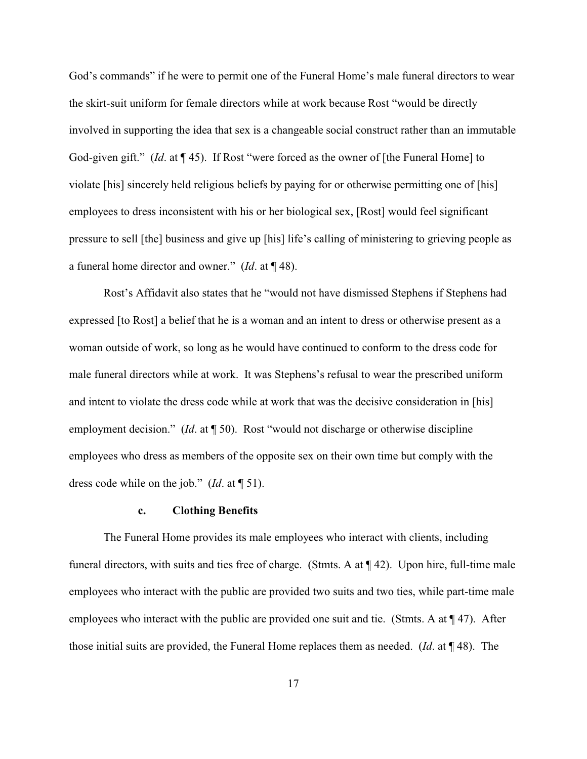God's commands" if he were to permit one of the Funeral Home's male funeral directors to wear the skirt-suit uniform for female directors while at work because Rost "would be directly involved in supporting the idea that sex is a changeable social construct rather than an immutable God-given gift." (*Id*. at ¶ 45). If Rost "were forced as the owner of [the Funeral Home] to violate [his] sincerely held religious beliefs by paying for or otherwise permitting one of [his] employees to dress inconsistent with his or her biological sex, [Rost] would feel significant pressure to sell [the] business and give up [his] life's calling of ministering to grieving people as a funeral home director and owner." (*Id*. at ¶ 48).

Rost's Affidavit also states that he "would not have dismissed Stephens if Stephens had expressed [to Rost] a belief that he is a woman and an intent to dress or otherwise present as a woman outside of work, so long as he would have continued to conform to the dress code for male funeral directors while at work. It was Stephens's refusal to wear the prescribed uniform and intent to violate the dress code while at work that was the decisive consideration in [his] employment decision." (*Id*. at ¶ 50). Rost "would not discharge or otherwise discipline employees who dress as members of the opposite sex on their own time but comply with the dress code while on the job." (*Id*. at ¶ 51).

#### c. Clothing Benefits

The Funeral Home provides its male employees who interact with clients, including funeral directors, with suits and ties free of charge. (Stmts. A at ¶ 42). Upon hire, full-time male employees who interact with the public are provided two suits and two ties, while part-time male employees who interact with the public are provided one suit and tie. (Stmts. A at ¶ 47). After those initial suits are provided, the Funeral Home replaces them as needed. (*Id*. at ¶ 48). The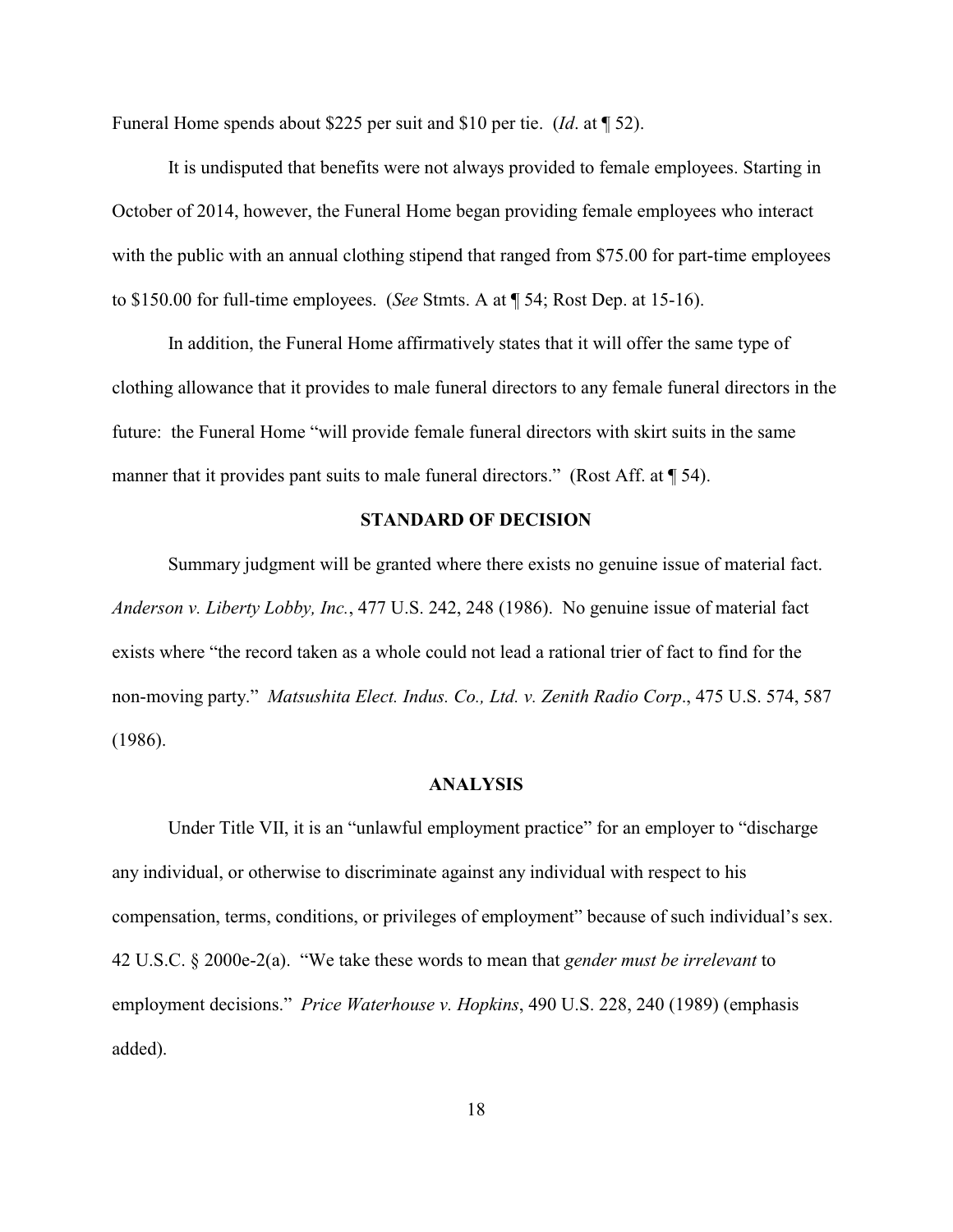Funeral Home spends about $225 per suit and $10 per tie. (*Id*. at ¶ 52).

It is undisputed that benefits were not always provided to female employees. Starting in October of 2014, however, the Funeral Home began providing female employees who interact with the public with an annual clothing stipend that ranged from $75.00 for part-time employees to $150.00 for full-time employees. (*See* Stmts. A at ¶ 54; Rost Dep. at 15-16).

In addition, the Funeral Home affirmatively states that it will offer the same type of clothing allowance that it provides to male funeral directors to any female funeral directors in the future: the Funeral Home "will provide female funeral directors with skirt suits in the same manner that it provides pant suits to male funeral directors." (Rost Aff. at ¶ 54).

## STANDARD OF DECISION

Summary judgment will be granted where there exists no genuine issue of material fact. *Anderson v. Liberty Lobby, Inc.*, 477 U.S. 242, 248 (1986). No genuine issue of material fact exists where "the record taken as a whole could not lead a rational trier of fact to find for the non-moving party." *Matsushita Elect. Indus. Co., Ltd. v. Zenith Radio Corp*., 475 U.S. 574, 587 (1986).

## ANALYSIS

Under Title VII, it is an "unlawful employment practice" for an employer to "discharge any individual, or otherwise to discriminate against any individual with respect to his compensation, terms, conditions, or privileges of employment" because of such individual's sex. 42 U.S.C. § 2000e-2(a). "We take these words to mean that *gender must be irrelevant* to employment decisions." *Price Waterhouse v. Hopkins*, 490 U.S. 228, 240 (1989) (emphasis added).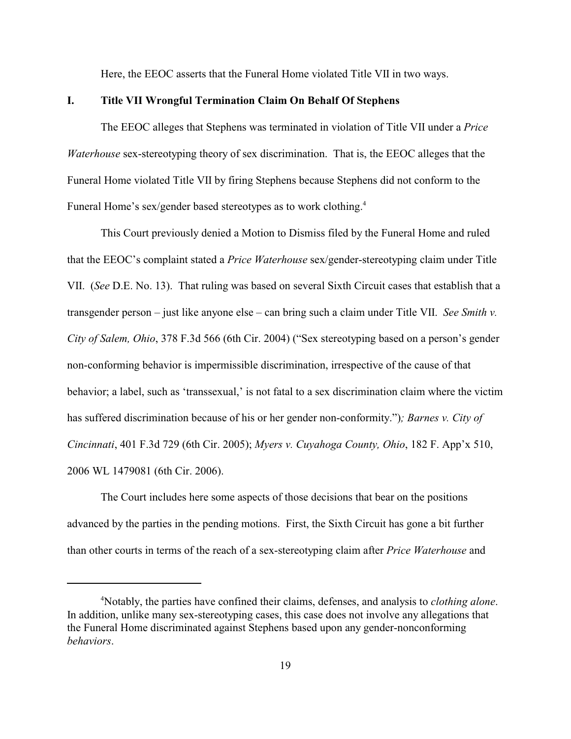Here, the EEOC asserts that the Funeral Home violated Title VII in two ways.

## I. Title VII Wrongful Termination Claim On Behalf Of Stephens

The EEOC alleges that Stephens was terminated in violation of Title VII under a *Price Waterhouse* sex-stereotyping theory of sex discrimination. That is, the EEOC alleges that the Funeral Home violated Title VII by firing Stephens because Stephens did not conform to the Funeral Home's sex/gender based stereotypes as to work clothing.[4]

This Court previously denied a Motion to Dismiss filed by the Funeral Home and ruled that the EEOC's complaint stated a *Price Waterhouse* sex/gender-stereotyping claim under Title VII. (*See* D.E. No. 13). That ruling was based on several Sixth Circuit cases that establish that a transgender person – just like anyone else – can bring such a claim under Title VII. *See Smith v. City of Salem, Ohio*, 378 F.3d 566 (6th Cir. 2004) ("Sex stereotyping based on a person's gender non-conforming behavior is impermissible discrimination, irrespective of the cause of that behavior; a label, such as 'transsexual,' is not fatal to a sex discrimination claim where the victim has suffered discrimination because of his or her gender non-conformity."); *Barnes v. City of Cincinnati*, 401 F.3d 729 (6th Cir. 2005); *Myers v. Cuyahoga County, Ohio*, 182 F. App'x 510, 2006 WL 1479081 (6th Cir. 2006).

The Court includes here some aspects of those decisions that bear on the positions advanced by the parties in the pending motions. First, the Sixth Circuit has gone a bit further than other courts in terms of the reach of a sex-stereotyping claim after *Price Waterhouse* and

---

[4]Notably, the parties have confined their claims, defenses, and analysis to *clothing alone*. In addition, unlike many sex-stereotyping cases, this case does not involve any allegations that the Funeral Home discriminated against Stephens based upon any gender-nonconforming *behaviors*.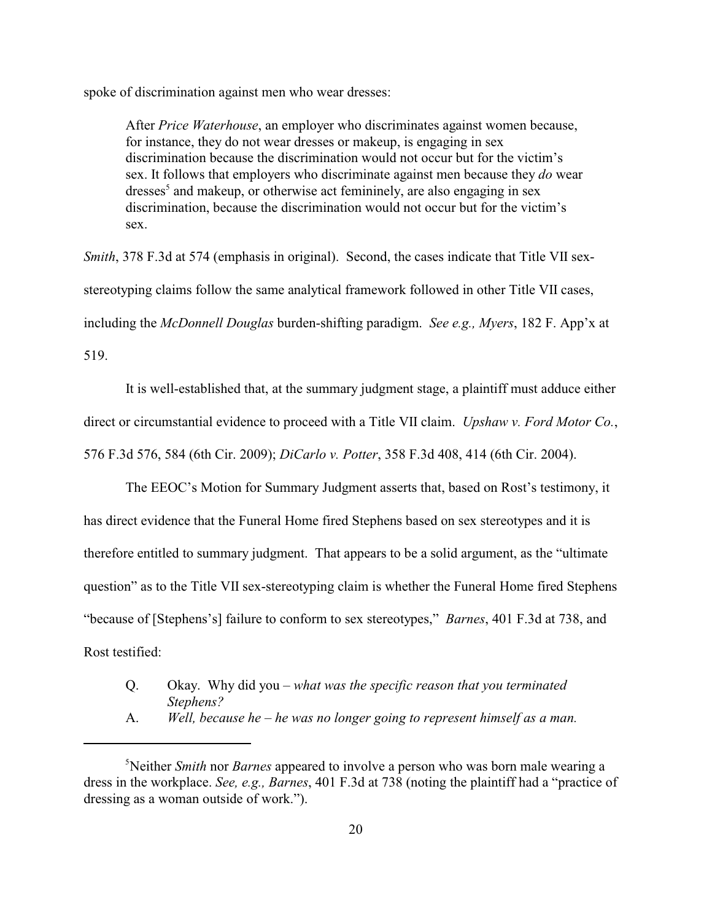spoke of discrimination against men who wear dresses:

> After *Price Waterhouse*, an employer who discriminates against women because, for instance, they do not wear dresses or makeup, is engaging in sex discrimination because the discrimination would not occur but for the victim's sex. It follows that employers who discriminate against men because they *do* wear dresses[5] and makeup, or otherwise act femininely, are also engaging in sex discrimination, because the discrimination would not occur but for the victim's sex.

*Smith*, 378 F.3d at 574 (emphasis in original). Second, the cases indicate that Title VII sex-stereotyping claims follow the same analytical framework followed in other Title VII cases, including the *McDonnell Douglas* burden-shifting paradigm. *See e.g., Myers*, 182 F. App'x at 519.

It is well-established that, at the summary judgment stage, a plaintiff must adduce either direct or circumstantial evidence to proceed with a Title VII claim. *Upshaw v. Ford Motor Co.*, 576 F.3d 576, 584 (6th Cir. 2009); *DiCarlo v. Potter*, 358 F.3d 408, 414 (6th Cir. 2004).

The EEOC's Motion for Summary Judgment asserts that, based on Rost's testimony, it has direct evidence that the Funeral Home fired Stephens based on sex stereotypes and it is therefore entitled to summary judgment. That appears to be a solid argument, as the "ultimate question" as to the Title VII sex-stereotyping claim is whether the Funeral Home fired Stephens "because of [Stephens's] failure to conform to sex stereotypes," *Barnes*, 401 F.3d at 738, and Rost testified:

> Q. Okay. Why did you – *what was the specific reason that you terminated Stephens?*
>
> A. *Well, because he – he was no longer going to represent himself as a man.*

---

[5] Neither *Smith* nor *Barnes* appeared to involve a person who was born male wearing a dress in the workplace. *See, e.g., Barnes*, 401 F.3d at 738 (noting the plaintiff had a "practice of dressing as a woman outside of work.").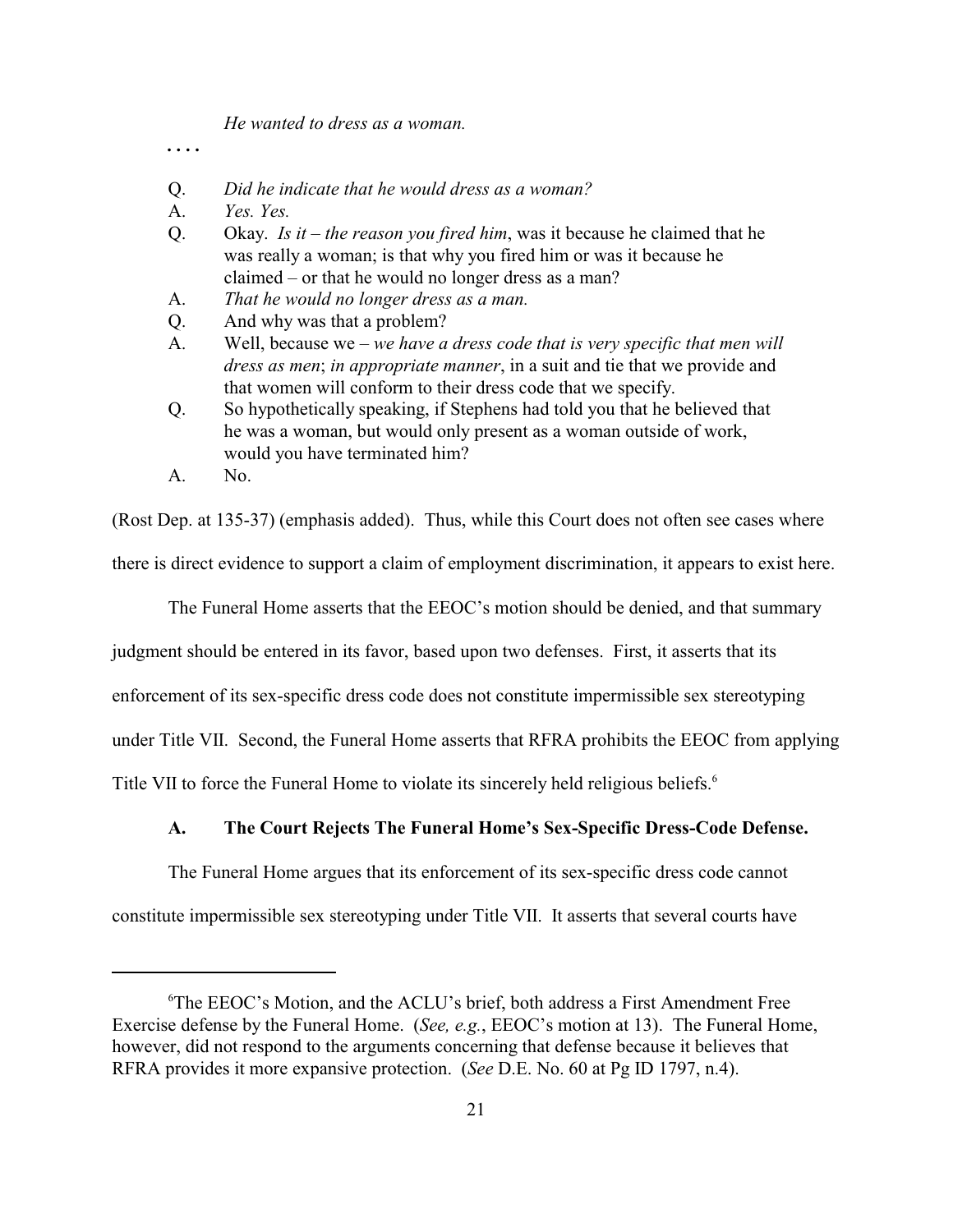*He wanted to dress as a woman.*

. . . .

Q. *Did he indicate that he would dress as a woman?*

A. *Yes. Yes.*

Q. Okay. *Is it – the reason you fired him*, was it because he claimed that he was really a woman; is that why you fired him or was it because he claimed – or that he would no longer dress as a man?

A. *That he would no longer dress as a man.*

Q. And why was that a problem?

A. Well, because we – *we have a dress code that is very specific that men will dress as men*; *in appropriate manner*, in a suit and tie that we provide and that women will conform to their dress code that we specify.

Q. So hypothetically speaking, if Stephens had told you that he believed that he was a woman, but would only present as a woman outside of work, would you have terminated him?

A. No.

(Rost Dep. at 135-37) (emphasis added). Thus, while this Court does not often see cases where there is direct evidence to support a claim of employment discrimination, it appears to exist here.

The Funeral Home asserts that the EEOC's motion should be denied, and that summary judgment should be entered in its favor, based upon two defenses. First, it asserts that its enforcement of its sex-specific dress code does not constitute impermissible sex stereotyping under Title VII. Second, the Funeral Home asserts that RFRA prohibits the EEOC from applying Title VII to force the Funeral Home to violate its sincerely held religious beliefs.[6]

### A. The Court Rejects The Funeral Home's Sex-Specific Dress-Code Defense.

The Funeral Home argues that its enforcement of its sex-specific dress code cannot constitute impermissible sex stereotyping under Title VII. It asserts that several courts have

---

[6]The EEOC's Motion, and the ACLU's brief, both address a First Amendment Free Exercise defense by the Funeral Home. (*See, e.g.*, EEOC's motion at 13). The Funeral Home, however, did not respond to the arguments concerning that defense because it believes that RFRA provides it more expansive protection. (*See* D.E. No. 60 at Pg ID 1797, n.4).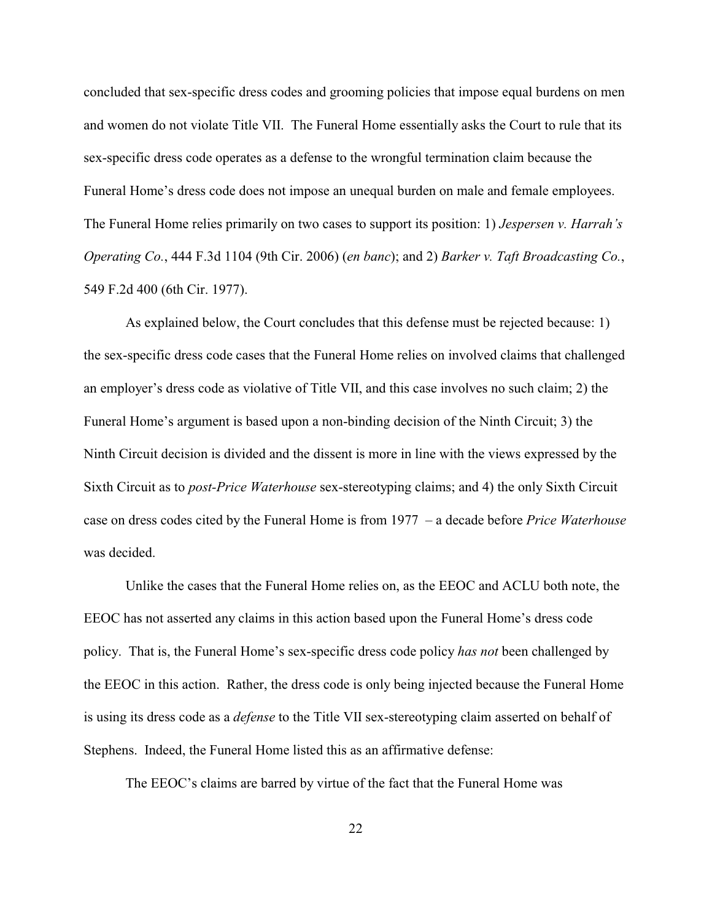concluded that sex-specific dress codes and grooming policies that impose equal burdens on men and women do not violate Title VII. The Funeral Home essentially asks the Court to rule that its sex-specific dress code operates as a defense to the wrongful termination claim because the Funeral Home's dress code does not impose an unequal burden on male and female employees. The Funeral Home relies primarily on two cases to support its position: 1) *Jespersen v. Harrah's Operating Co.*, 444 F.3d 1104 (9th Cir. 2006) (*en banc*); and 2) *Barker v. Taft Broadcasting Co.*, 549 F.2d 400 (6th Cir. 1977).

As explained below, the Court concludes that this defense must be rejected because: 1) the sex-specific dress code cases that the Funeral Home relies on involved claims that challenged an employer's dress code as violative of Title VII, and this case involves no such claim; 2) the Funeral Home's argument is based upon a non-binding decision of the Ninth Circuit; 3) the Ninth Circuit decision is divided and the dissent is more in line with the views expressed by the Sixth Circuit as to *post-Price Waterhouse* sex-stereotyping claims; and 4) the only Sixth Circuit case on dress codes cited by the Funeral Home is from 1977 – a decade before *Price Waterhouse* was decided.

Unlike the cases that the Funeral Home relies on, as the EEOC and ACLU both note, the EEOC has not asserted any claims in this action based upon the Funeral Home's dress code policy. That is, the Funeral Home's sex-specific dress code policy *has not* been challenged by the EEOC in this action. Rather, the dress code is only being injected because the Funeral Home is using its dress code as a *defense* to the Title VII sex-stereotyping claim asserted on behalf of Stephens. Indeed, the Funeral Home listed this as an affirmative defense:

The EEOC's claims are barred by virtue of the fact that the Funeral Home was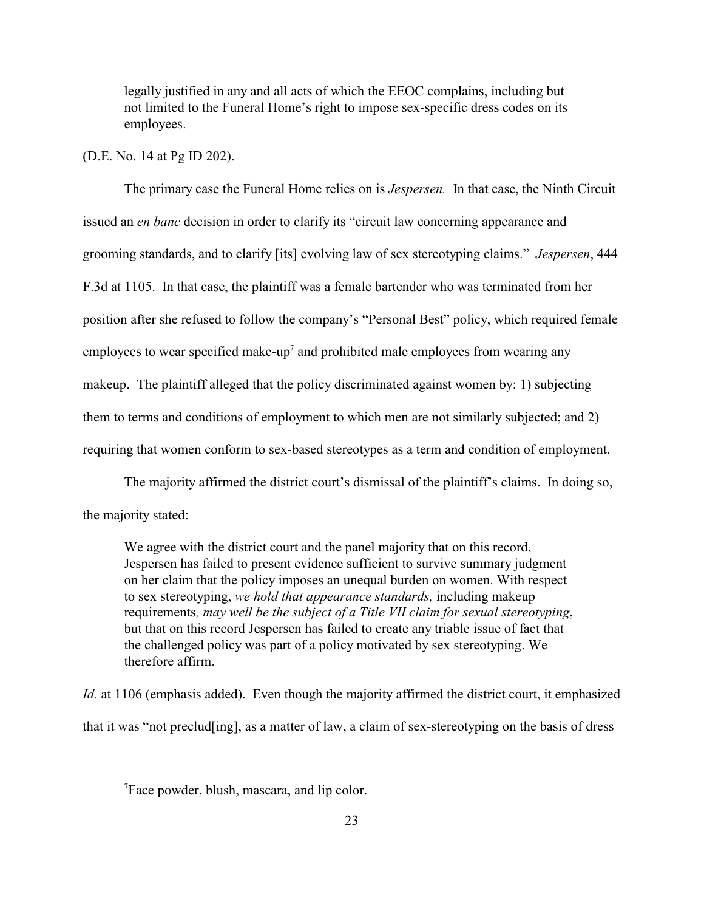> legally justified in any and all acts of which the EEOC complains, including but not limited to the Funeral Home's right to impose sex-specific dress codes on its employees.

(D.E. No. 14 at Pg ID 202).

The primary case the Funeral Home relies on is *Jespersen.* In that case, the Ninth Circuit issued an *en banc* decision in order to clarify its "circuit law concerning appearance and grooming standards, and to clarify [its] evolving law of sex stereotyping claims." *Jespersen*, 444 F.3d at 1105. In that case, the plaintiff was a female bartender who was terminated from her position after she refused to follow the company's "Personal Best" policy, which required female employees to wear specified make-up[7] and prohibited male employees from wearing any makeup. The plaintiff alleged that the policy discriminated against women by: 1) subjecting them to terms and conditions of employment to which men are not similarly subjected; and 2) requiring that women conform to sex-based stereotypes as a term and condition of employment.

The majority affirmed the district court's dismissal of the plaintiff's claims. In doing so, the majority stated:

> We agree with the district court and the panel majority that on this record, Jespersen has failed to present evidence sufficient to survive summary judgment on her claim that the policy imposes an unequal burden on women. With respect to sex stereotyping, *we hold that appearance standards,* including makeup requirements*, may well be the subject of a Title VII claim for sexual stereotyping*, but that on this record Jespersen has failed to create any triable issue of fact that the challenged policy was part of a policy motivated by sex stereotyping. We therefore affirm.

*Id.* at 1106 (emphasis added). Even though the majority affirmed the district court, it emphasized that it was "not preclud[ing], as a matter of law, a claim of sex-stereotyping on the basis of dress

---

[7] Face powder, blush, mascara, and lip color.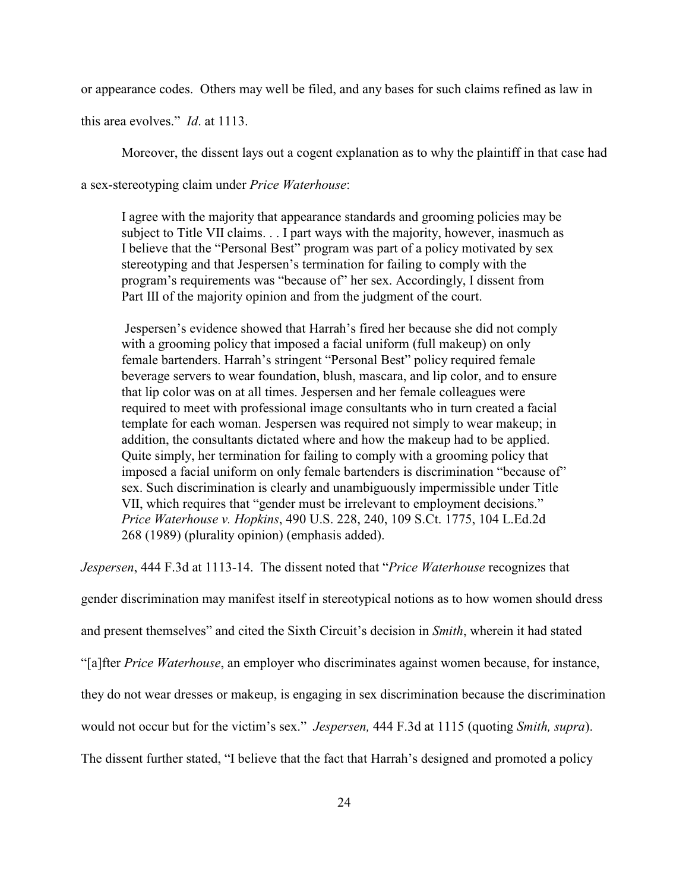or appearance codes. Others may well be filed, and any bases for such claims refined as law in this area evolves." *Id*. at 1113.

Moreover, the dissent lays out a cogent explanation as to why the plaintiff in that case had a sex-stereotyping claim under *Price Waterhouse*:

> I agree with the majority that appearance standards and grooming policies may be subject to Title VII claims. . . I part ways with the majority, however, inasmuch as I believe that the "Personal Best" program was part of a policy motivated by sex stereotyping and that Jespersen's termination for failing to comply with the program's requirements was "because of" her sex. Accordingly, I dissent from Part III of the majority opinion and from the judgment of the court.
>
> Jespersen's evidence showed that Harrah's fired her because she did not comply with a grooming policy that imposed a facial uniform (full makeup) on only female bartenders. Harrah's stringent "Personal Best" policy required female beverage servers to wear foundation, blush, mascara, and lip color, and to ensure that lip color was on at all times. Jespersen and her female colleagues were required to meet with professional image consultants who in turn created a facial template for each woman. Jespersen was required not simply to wear makeup; in addition, the consultants dictated where and how the makeup had to be applied. Quite simply, her termination for failing to comply with a grooming policy that imposed a facial uniform on only female bartenders is discrimination "because of" sex. Such discrimination is clearly and unambiguously impermissible under Title VII, which requires that "gender must be irrelevant to employment decisions." *Price Waterhouse v. Hopkins*, 490 U.S. 228, 240, 109 S.Ct. 1775, 104 L.Ed.2d 268 (1989) (plurality opinion) (emphasis added).

*Jespersen*, 444 F.3d at 1113-14. The dissent noted that "*Price Waterhouse* recognizes that gender discrimination may manifest itself in stereotypical notions as to how women should dress and present themselves" and cited the Sixth Circuit's decision in *Smith*, wherein it had stated "[a]fter *Price Waterhouse*, an employer who discriminates against women because, for instance, they do not wear dresses or makeup, is engaging in sex discrimination because the discrimination would not occur but for the victim's sex." *Jespersen,* 444 F.3d at 1115 (quoting *Smith, supra*). The dissent further stated, "I believe that the fact that Harrah's designed and promoted a policy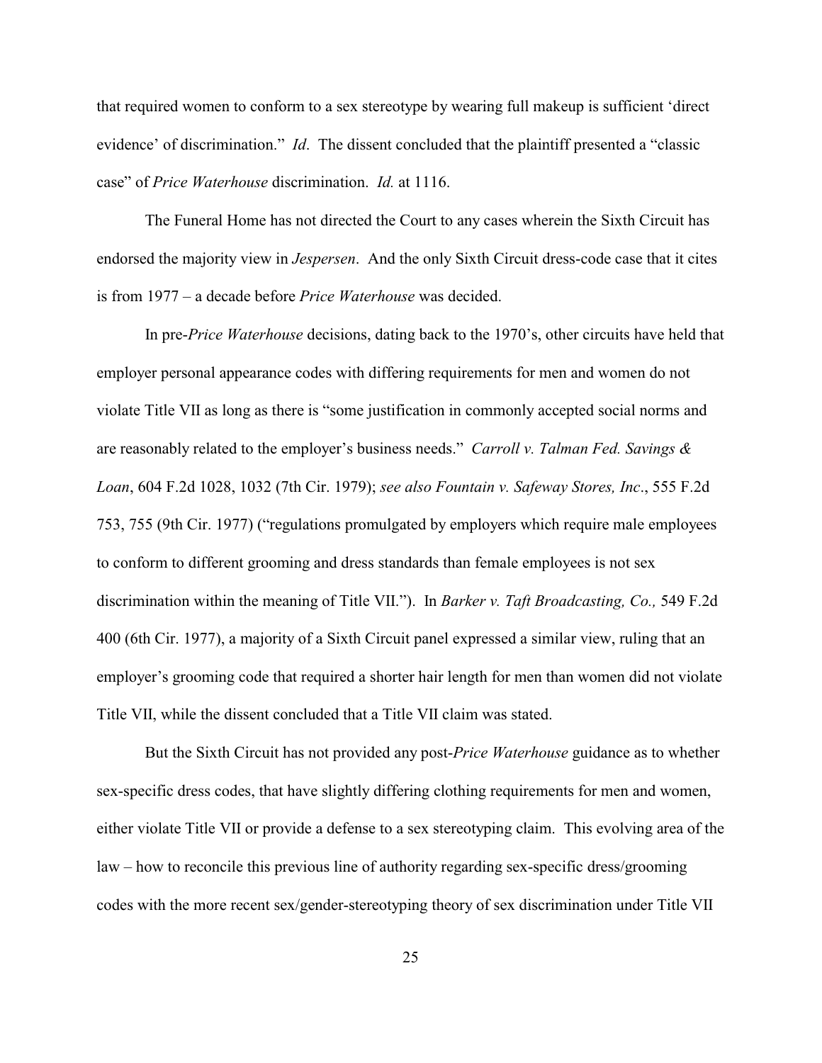that required women to conform to a sex stereotype by wearing full makeup is sufficient 'direct evidence' of discrimination." *Id*. The dissent concluded that the plaintiff presented a "classic case" of *Price Waterhouse* discrimination. *Id.* at 1116.

The Funeral Home has not directed the Court to any cases wherein the Sixth Circuit has endorsed the majority view in *Jespersen*. And the only Sixth Circuit dress-code case that it cites is from 1977 – a decade before *Price Waterhouse* was decided.

In pre-*Price Waterhouse* decisions, dating back to the 1970's, other circuits have held that employer personal appearance codes with differing requirements for men and women do not violate Title VII as long as there is "some justification in commonly accepted social norms and are reasonably related to the employer's business needs." *Carroll v. Talman Fed. Savings & Loan*, 604 F.2d 1028, 1032 (7th Cir. 1979); *see also Fountain v. Safeway Stores, Inc*., 555 F.2d 753, 755 (9th Cir. 1977) ("regulations promulgated by employers which require male employees to conform to different grooming and dress standards than female employees is not sex discrimination within the meaning of Title VII."). In *Barker v. Taft Broadcasting, Co.,* 549 F.2d 400 (6th Cir. 1977), a majority of a Sixth Circuit panel expressed a similar view, ruling that an employer's grooming code that required a shorter hair length for men than women did not violate Title VII, while the dissent concluded that a Title VII claim was stated.

But the Sixth Circuit has not provided any post-*Price Waterhouse* guidance as to whether sex-specific dress codes, that have slightly differing clothing requirements for men and women, either violate Title VII or provide a defense to a sex stereotyping claim. This evolving area of the law – how to reconcile this previous line of authority regarding sex-specific dress/grooming codes with the more recent sex/gender-stereotyping theory of sex discrimination under Title VII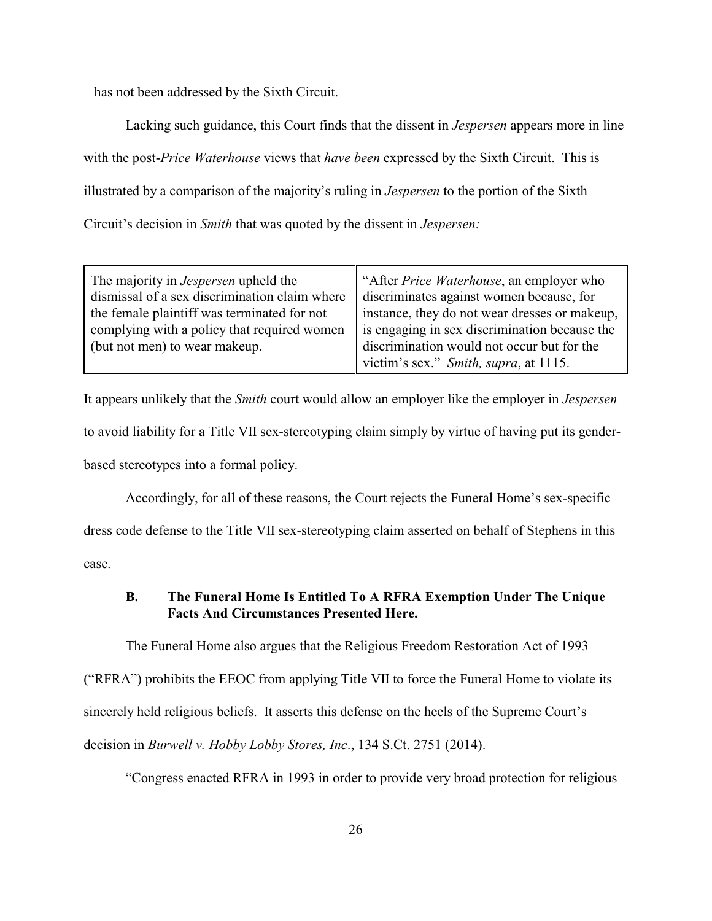– has not been addressed by the Sixth Circuit.

Lacking such guidance, this Court finds that the dissent in *Jespersen* appears more in line with the post-*Price Waterhouse* views that *have been* expressed by the Sixth Circuit. This is illustrated by a comparison of the majority's ruling in *Jespersen* to the portion of the Sixth Circuit's decision in *Smith* that was quoted by the dissent in *Jespersen:*

| The majority in *Jespersen* upheld the dismissal of a sex discrimination claim where the female plaintiff was terminated for not complying with a policy that required women (but not men) to wear makeup. | "After *Price Waterhouse*, an employer who discriminates against women because, for instance, they do not wear dresses or makeup, is engaging in sex discrimination because the discrimination would not occur but for the victim's sex." *Smith, supra*, at 1115. |
|---|---|

It appears unlikely that the *Smith* court would allow an employer like the employer in *Jespersen* to avoid liability for a Title VII sex-stereotyping claim simply by virtue of having put its gender-based stereotypes into a formal policy.

Accordingly, for all of these reasons, the Court rejects the Funeral Home's sex-specific dress code defense to the Title VII sex-stereotyping claim asserted on behalf of Stephens in this case.

### B. The Funeral Home Is Entitled To A RFRA Exemption Under The Unique Facts And Circumstances Presented Here.

The Funeral Home also argues that the Religious Freedom Restoration Act of 1993 ("RFRA") prohibits the EEOC from applying Title VII to force the Funeral Home to violate its sincerely held religious beliefs. It asserts this defense on the heels of the Supreme Court's decision in *Burwell v. Hobby Lobby Stores, Inc*., 134 S.Ct. 2751 (2014).

"Congress enacted RFRA in 1993 in order to provide very broad protection for religious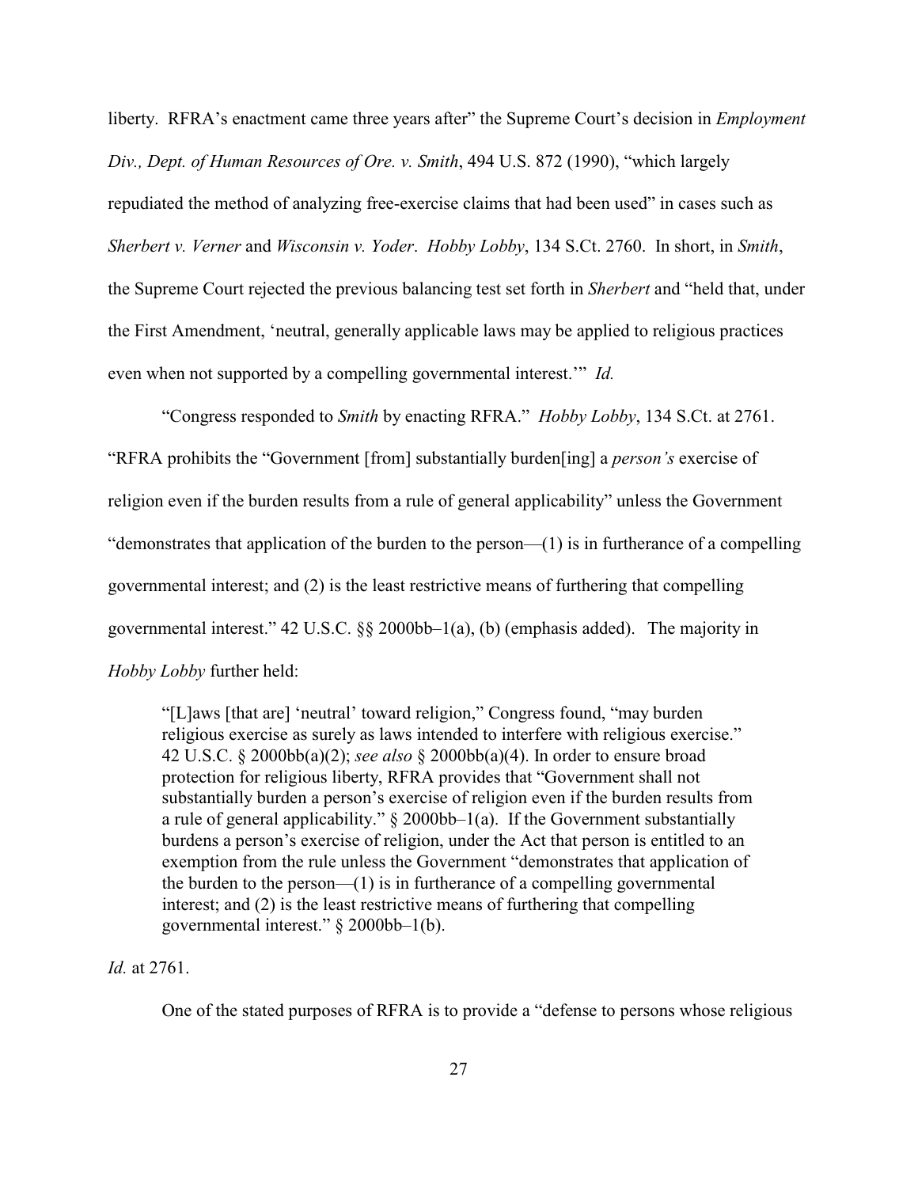liberty. RFRA's enactment came three years after" the Supreme Court's decision in *Employment Div., Dept. of Human Resources of Ore. v. Smith*, 494 U.S. 872 (1990), "which largely repudiated the method of analyzing free-exercise claims that had been used" in cases such as *Sherbert v. Verner* and *Wisconsin v. Yoder*. *Hobby Lobby*, 134 S.Ct. 2760. In short, in *Smith*, the Supreme Court rejected the previous balancing test set forth in *Sherbert* and "held that, under the First Amendment, 'neutral, generally applicable laws may be applied to religious practices even when not supported by a compelling governmental interest.'" *Id.*

"Congress responded to *Smith* by enacting RFRA." *Hobby Lobby*, 134 S.Ct. at 2761. "RFRA prohibits the "Government [from] substantially burden[ing] a *person's* exercise of religion even if the burden results from a rule of general applicability" unless the Government "demonstrates that application of the burden to the person—(1) is in furtherance of a compelling governmental interest; and (2) is the least restrictive means of furthering that compelling governmental interest." 42 U.S.C. §§ 2000bb–1(a), (b) (emphasis added). The majority in *Hobby Lobby* further held:

> "[L]aws [that are] 'neutral' toward religion," Congress found, "may burden religious exercise as surely as laws intended to interfere with religious exercise." 42 U.S.C. § 2000bb(a)(2); *see also* § 2000bb(a)(4). In order to ensure broad protection for religious liberty, RFRA provides that "Government shall not substantially burden a person's exercise of religion even if the burden results from a rule of general applicability." § 2000bb–1(a). If the Government substantially burdens a person's exercise of religion, under the Act that person is entitled to an exemption from the rule unless the Government "demonstrates that application of the burden to the person—(1) is in furtherance of a compelling governmental interest; and (2) is the least restrictive means of furthering that compelling governmental interest." § 2000bb–1(b).

*Id.* at 2761.

One of the stated purposes of RFRA is to provide a "defense to persons whose religious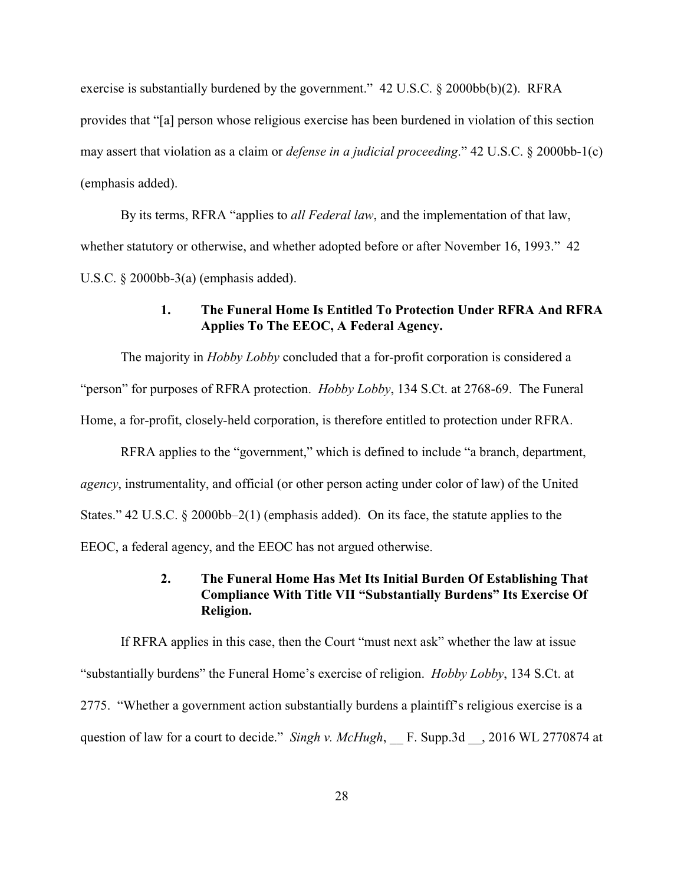exercise is substantially burdened by the government." 42 U.S.C. § 2000bb(b)(2). RFRA provides that "[a] person whose religious exercise has been burdened in violation of this section may assert that violation as a claim or *defense in a judicial proceeding*." 42 U.S.C. § 2000bb-1(c) (emphasis added).

By its terms, RFRA "applies to *all Federal law*, and the implementation of that law, whether statutory or otherwise, and whether adopted before or after November 16, 1993." 42 U.S.C. § 2000bb-3(a) (emphasis added).

#### 1. The Funeral Home Is Entitled To Protection Under RFRA And RFRA Applies To The EEOC, A Federal Agency.

The majority in *Hobby Lobby* concluded that a for-profit corporation is considered a "person" for purposes of RFRA protection. *Hobby Lobby*, 134 S.Ct. at 2768-69. The Funeral Home, a for-profit, closely-held corporation, is therefore entitled to protection under RFRA.

RFRA applies to the "government," which is defined to include "a branch, department, *agency*, instrumentality, and official (or other person acting under color of law) of the United States." 42 U.S.C. § 2000bb–2(1) (emphasis added). On its face, the statute applies to the EEOC, a federal agency, and the EEOC has not argued otherwise.

#### 2. The Funeral Home Has Met Its Initial Burden Of Establishing That Compliance With Title VII "Substantially Burdens" Its Exercise Of Religion.

If RFRA applies in this case, then the Court "must next ask" whether the law at issue "substantially burdens" the Funeral Home's exercise of religion. *Hobby Lobby*, 134 S.Ct. at 2775. "Whether a government action substantially burdens a plaintiff's religious exercise is a question of law for a court to decide." *Singh v. McHugh*, __ F. Supp.3d __, 2016 WL 2770874 at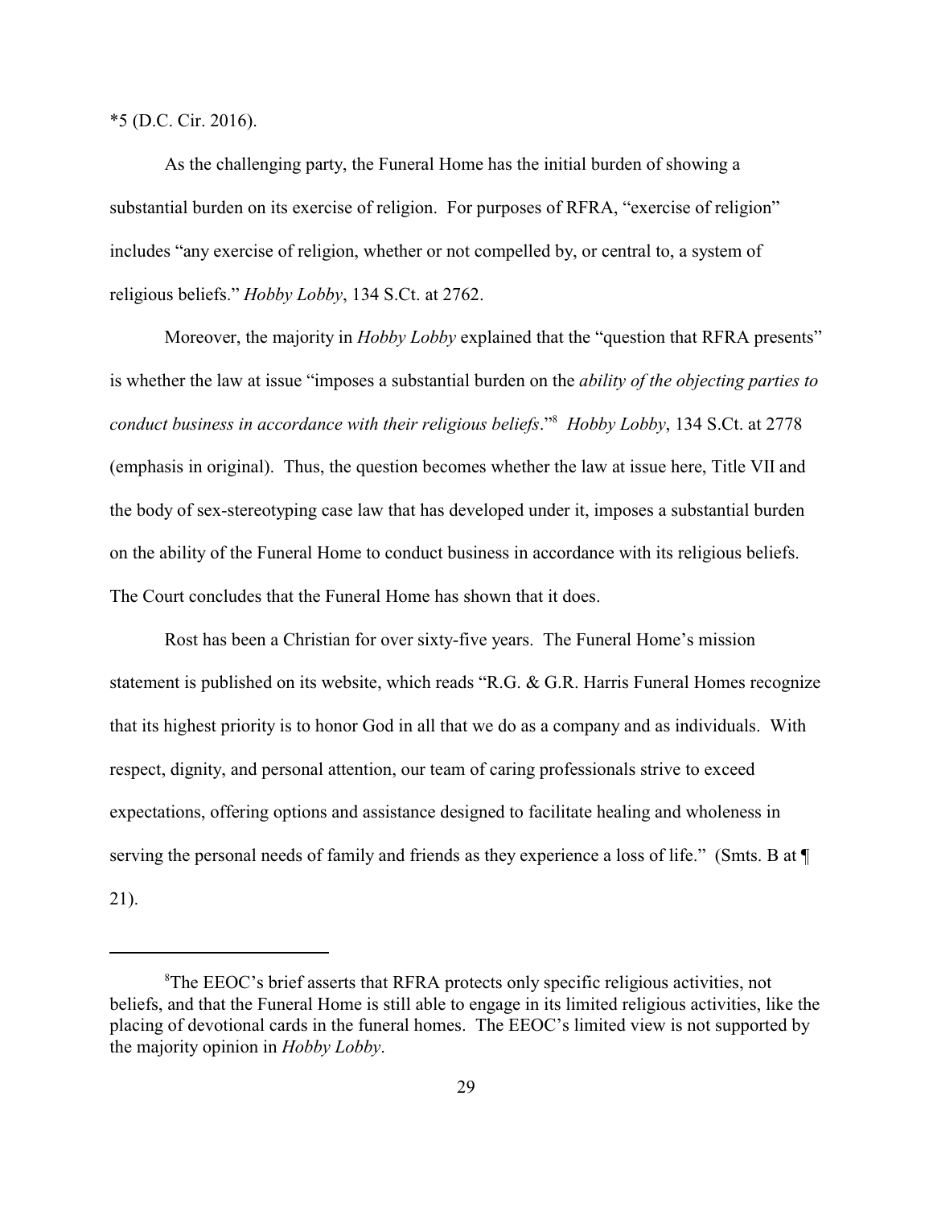*5 (D.C. Cir. 2016).

As the challenging party, the Funeral Home has the initial burden of showing a substantial burden on its exercise of religion. For purposes of RFRA, "exercise of religion" includes "any exercise of religion, whether or not compelled by, or central to, a system of religious beliefs." *Hobby Lobby*, 134 S.Ct. at 2762.

Moreover, the majority in *Hobby Lobby* explained that the "question that RFRA presents" is whether the law at issue "imposes a substantial burden on the *ability of the objecting parties to conduct business in accordance with their religious beliefs*."[8] *Hobby Lobby*, 134 S.Ct. at 2778 (emphasis in original). Thus, the question becomes whether the law at issue here, Title VII and the body of sex-stereotyping case law that has developed under it, imposes a substantial burden on the ability of the Funeral Home to conduct business in accordance with its religious beliefs. The Court concludes that the Funeral Home has shown that it does.

Rost has been a Christian for over sixty-five years. The Funeral Home's mission statement is published on its website, which reads "R.G. & G.R. Harris Funeral Homes recognize that its highest priority is to honor God in all that we do as a company and as individuals. With respect, dignity, and personal attention, our team of caring professionals strive to exceed expectations, offering options and assistance designed to facilitate healing and wholeness in serving the personal needs of family and friends as they experience a loss of life." (Smts. B at ¶ 21).

---

[8] The EEOC's brief asserts that RFRA protects only specific religious activities, not beliefs, and that the Funeral Home is still able to engage in its limited religious activities, like the placing of devotional cards in the funeral homes. The EEOC's limited view is not supported by the majority opinion in *Hobby Lobby*.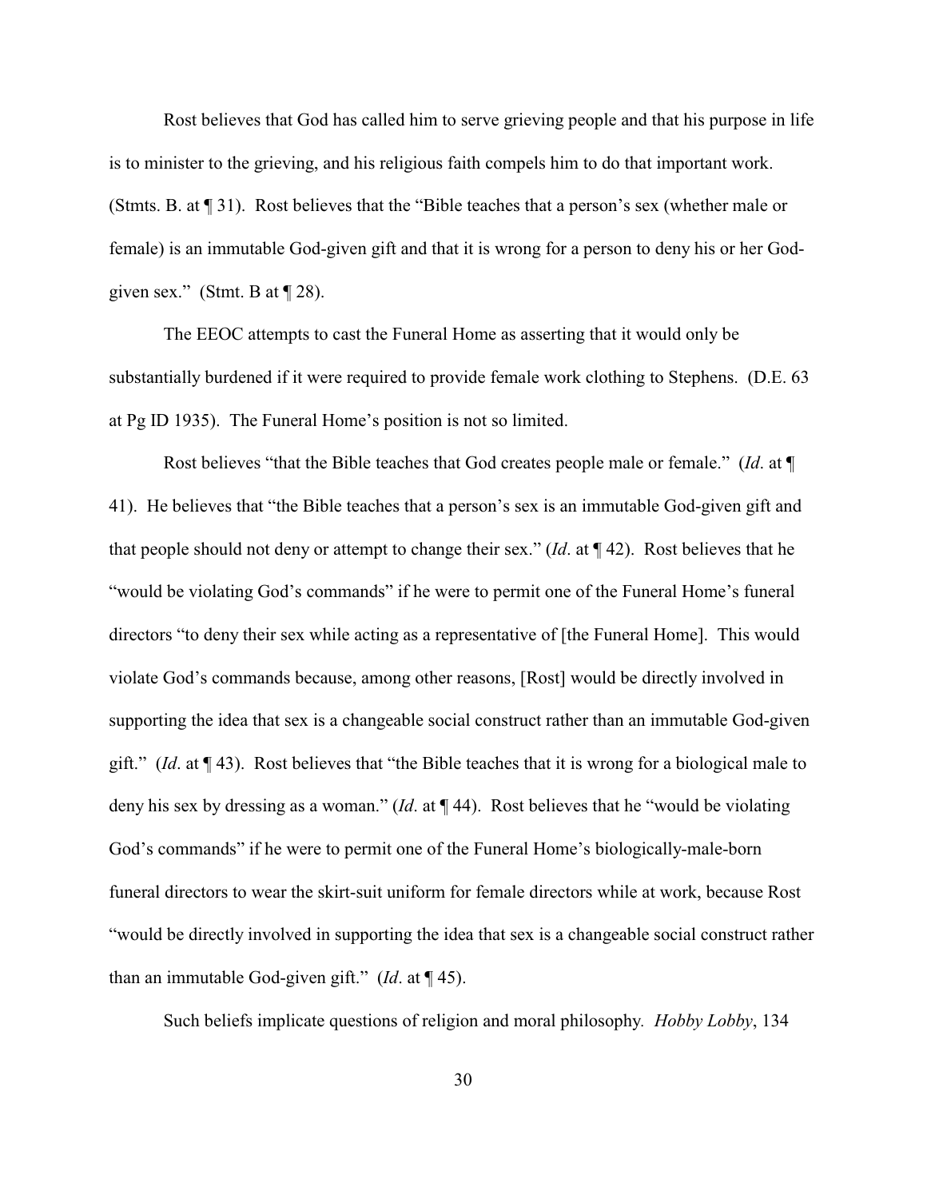Rost believes that God has called him to serve grieving people and that his purpose in life is to minister to the grieving, and his religious faith compels him to do that important work. (Stmts. B. at ¶ 31). Rost believes that the "Bible teaches that a person's sex (whether male or female) is an immutable God-given gift and that it is wrong for a person to deny his or her God-given sex." (Stmt. B at ¶ 28).

The EEOC attempts to cast the Funeral Home as asserting that it would only be substantially burdened if it were required to provide female work clothing to Stephens. (D.E. 63 at Pg ID 1935). The Funeral Home's position is not so limited.

Rost believes "that the Bible teaches that God creates people male or female." (*Id*. at ¶ 41). He believes that "the Bible teaches that a person's sex is an immutable God-given gift and that people should not deny or attempt to change their sex." (*Id*. at ¶ 42). Rost believes that he "would be violating God's commands" if he were to permit one of the Funeral Home's funeral directors "to deny their sex while acting as a representative of [the Funeral Home]. This would violate God's commands because, among other reasons, [Rost] would be directly involved in supporting the idea that sex is a changeable social construct rather than an immutable God-given gift." (*Id*. at ¶ 43). Rost believes that "the Bible teaches that it is wrong for a biological male to deny his sex by dressing as a woman." (*Id*. at ¶ 44). Rost believes that he "would be violating God's commands" if he were to permit one of the Funeral Home's biologically-male-born funeral directors to wear the skirt-suit uniform for female directors while at work, because Rost "would be directly involved in supporting the idea that sex is a changeable social construct rather than an immutable God-given gift." (*Id*. at ¶ 45).

Such beliefs implicate questions of religion and moral philosophy. *Hobby Lobby*, 134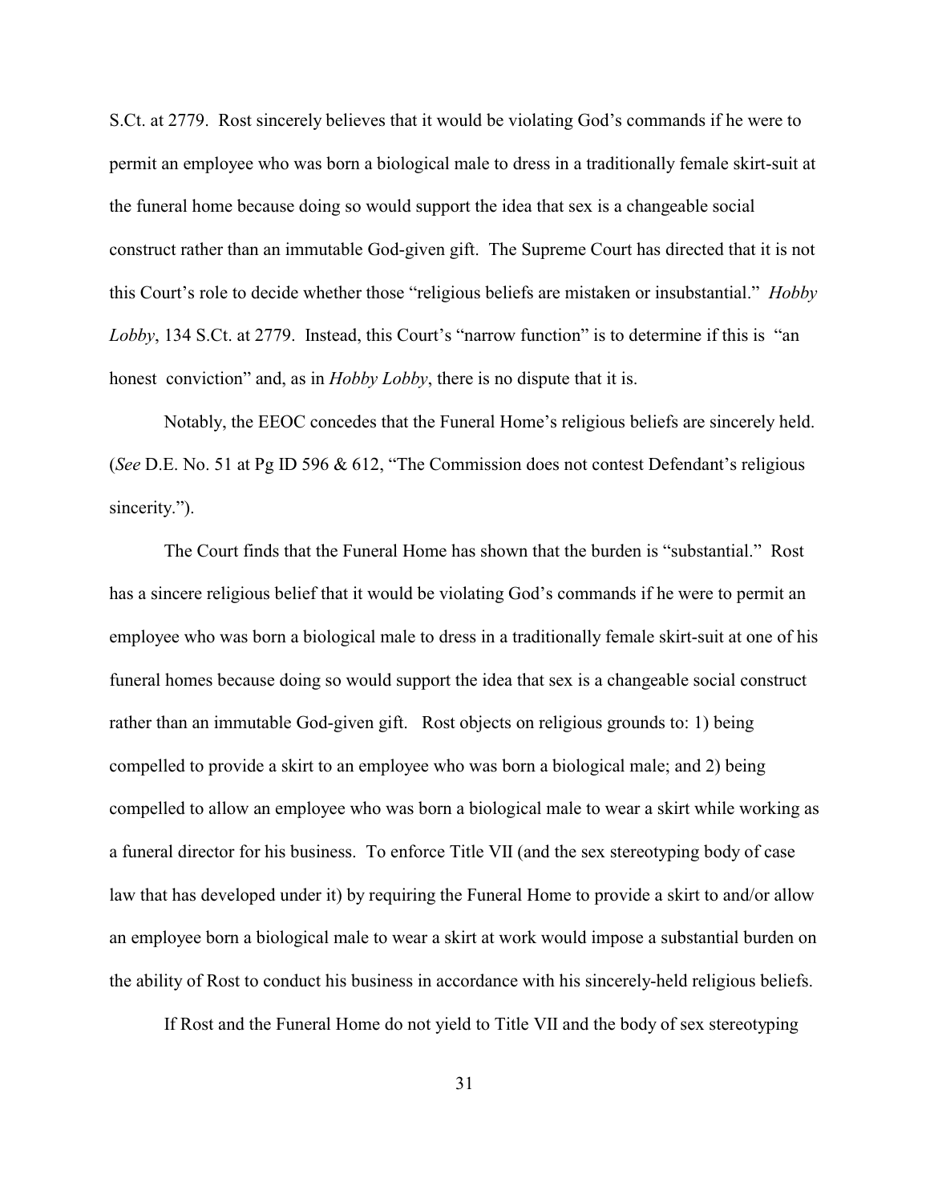S.Ct. at 2779. Rost sincerely believes that it would be violating God's commands if he were to permit an employee who was born a biological male to dress in a traditionally female skirt-suit at the funeral home because doing so would support the idea that sex is a changeable social construct rather than an immutable God-given gift. The Supreme Court has directed that it is not this Court's role to decide whether those "religious beliefs are mistaken or insubstantial." *Hobby Lobby*, 134 S.Ct. at 2779. Instead, this Court's "narrow function" is to determine if this is "an honest conviction" and, as in *Hobby Lobby*, there is no dispute that it is.

Notably, the EEOC concedes that the Funeral Home's religious beliefs are sincerely held. (*See* D.E. No. 51 at Pg ID 596 & 612, "The Commission does not contest Defendant's religious sincerity.").

The Court finds that the Funeral Home has shown that the burden is "substantial." Rost has a sincere religious belief that it would be violating God's commands if he were to permit an employee who was born a biological male to dress in a traditionally female skirt-suit at one of his funeral homes because doing so would support the idea that sex is a changeable social construct rather than an immutable God-given gift. Rost objects on religious grounds to: 1) being compelled to provide a skirt to an employee who was born a biological male; and 2) being compelled to allow an employee who was born a biological male to wear a skirt while working as a funeral director for his business. To enforce Title VII (and the sex stereotyping body of case law that has developed under it) by requiring the Funeral Home to provide a skirt to and/or allow an employee born a biological male to wear a skirt at work would impose a substantial burden on the ability of Rost to conduct his business in accordance with his sincerely-held religious beliefs.

If Rost and the Funeral Home do not yield to Title VII and the body of sex stereotyping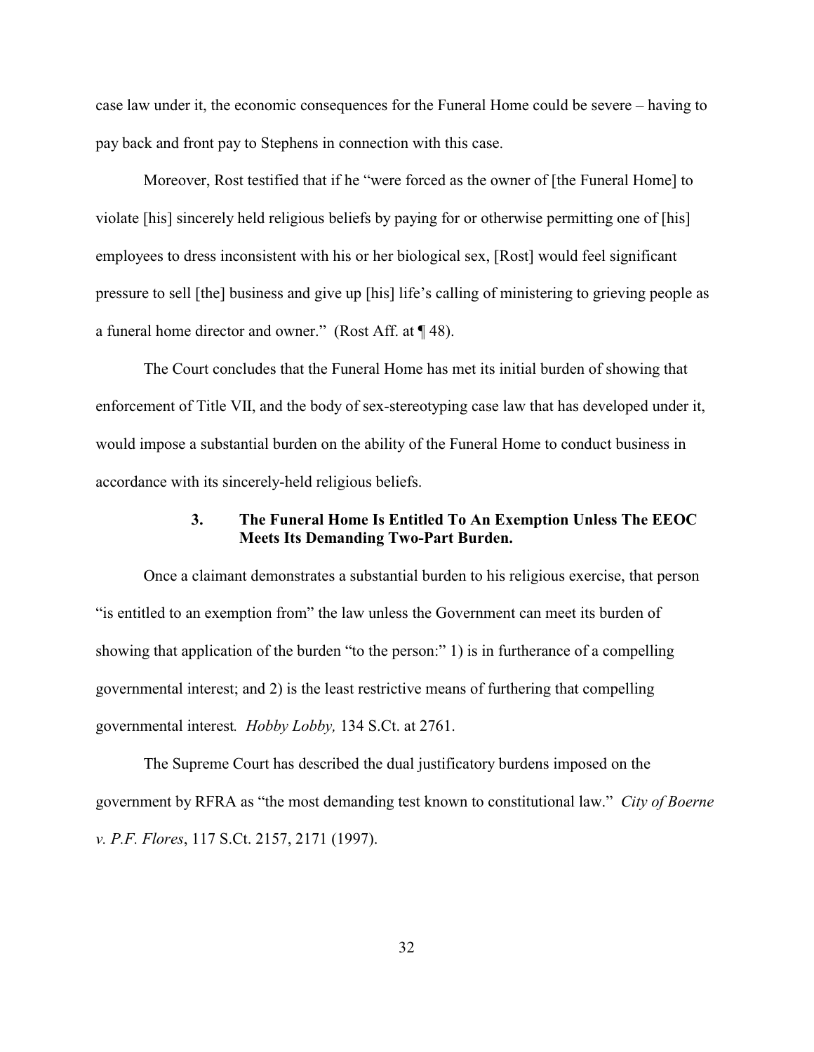case law under it, the economic consequences for the Funeral Home could be severe – having to pay back and front pay to Stephens in connection with this case.

Moreover, Rost testified that if he "were forced as the owner of [the Funeral Home] to violate [his] sincerely held religious beliefs by paying for or otherwise permitting one of [his] employees to dress inconsistent with his or her biological sex, [Rost] would feel significant pressure to sell [the] business and give up [his] life's calling of ministering to grieving people as a funeral home director and owner." (Rost Aff. at ¶ 48).

The Court concludes that the Funeral Home has met its initial burden of showing that enforcement of Title VII, and the body of sex-stereotyping case law that has developed under it, would impose a substantial burden on the ability of the Funeral Home to conduct business in accordance with its sincerely-held religious beliefs.

### 3. The Funeral Home Is Entitled To An Exemption Unless The EEOC Meets Its Demanding Two-Part Burden.

Once a claimant demonstrates a substantial burden to his religious exercise, that person "is entitled to an exemption from" the law unless the Government can meet its burden of showing that application of the burden "to the person:" 1) is in furtherance of a compelling governmental interest; and 2) is the least restrictive means of furthering that compelling governmental interest. *Hobby Lobby,* 134 S.Ct. at 2761.

The Supreme Court has described the dual justificatory burdens imposed on the government by RFRA as "the most demanding test known to constitutional law." *City of Boerne v. P.F. Flores*, 117 S.Ct. 2157, 2171 (1997).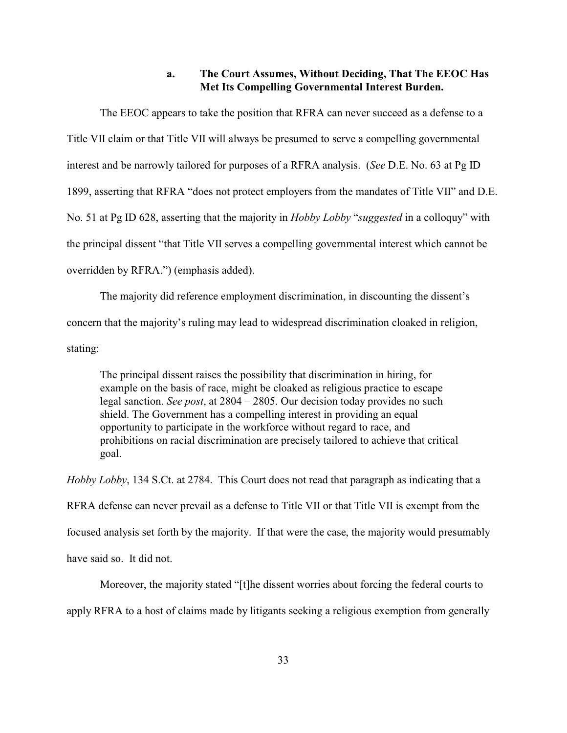### a. The Court Assumes, Without Deciding, That The EEOC Has Met Its Compelling Governmental Interest Burden.

The EEOC appears to take the position that RFRA can never succeed as a defense to a Title VII claim or that Title VII will always be presumed to serve a compelling governmental interest and be narrowly tailored for purposes of a RFRA analysis. (*See* D.E. No. 63 at Pg ID 1899, asserting that RFRA "does not protect employers from the mandates of Title VII" and D.E. No. 51 at Pg ID 628, asserting that the majority in *Hobby Lobby* "*suggested* in a colloquy" with the principal dissent "that Title VII serves a compelling governmental interest which cannot be overridden by RFRA.") (emphasis added).

The majority did reference employment discrimination, in discounting the dissent's concern that the majority's ruling may lead to widespread discrimination cloaked in religion, stating:

> The principal dissent raises the possibility that discrimination in hiring, for example on the basis of race, might be cloaked as religious practice to escape legal sanction. *See post*, at 2804 – 2805. Our decision today provides no such shield. The Government has a compelling interest in providing an equal opportunity to participate in the workforce without regard to race, and prohibitions on racial discrimination are precisely tailored to achieve that critical goal.

*Hobby Lobby*, 134 S.Ct. at 2784. This Court does not read that paragraph as indicating that a RFRA defense can never prevail as a defense to Title VII or that Title VII is exempt from the focused analysis set forth by the majority. If that were the case, the majority would presumably have said so. It did not.

Moreover, the majority stated "[t]he dissent worries about forcing the federal courts to apply RFRA to a host of claims made by litigants seeking a religious exemption from generally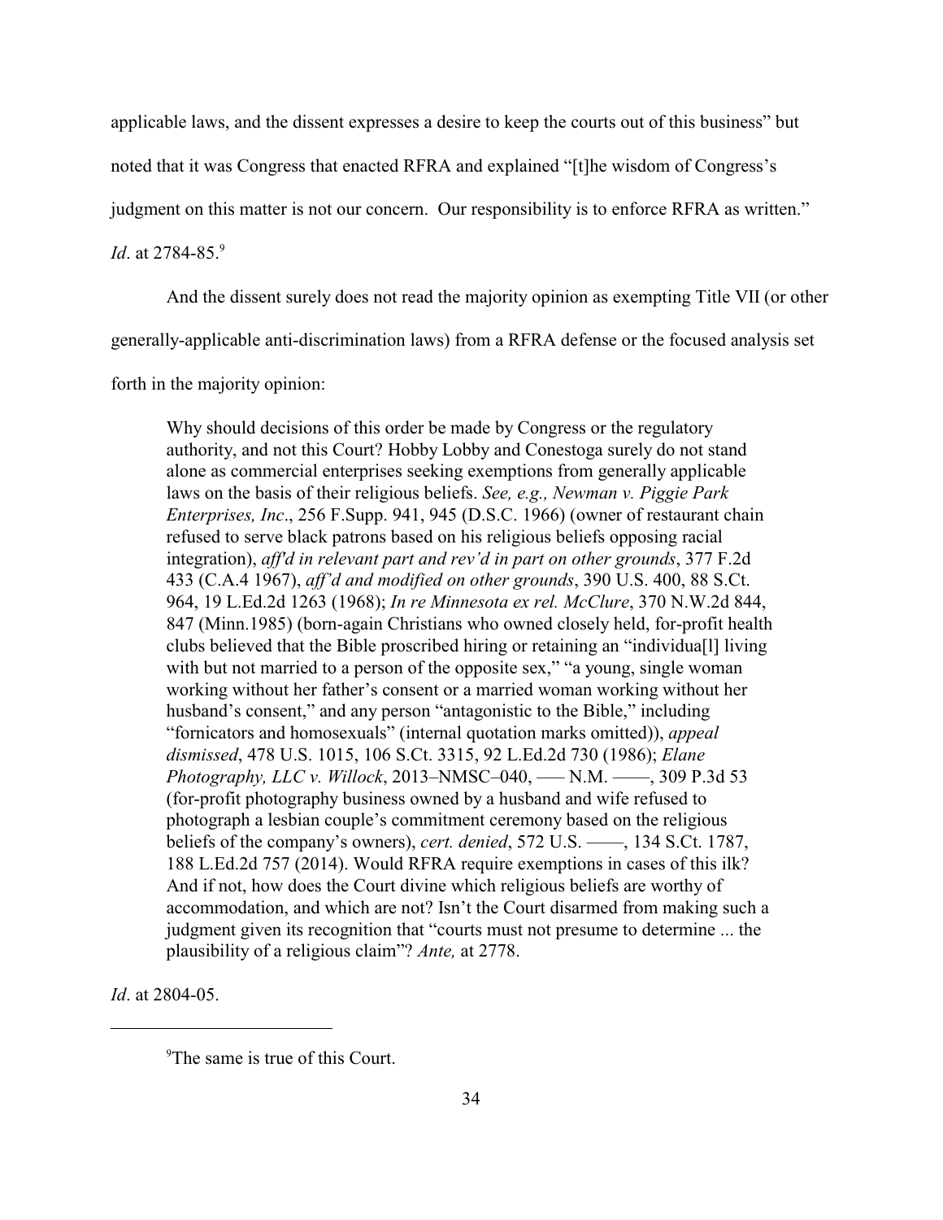applicable laws, and the dissent expresses a desire to keep the courts out of this business" but noted that it was Congress that enacted RFRA and explained "[t]he wisdom of Congress's judgment on this matter is not our concern. Our responsibility is to enforce RFRA as written." *Id*. at 2784-85.[9]

And the dissent surely does not read the majority opinion as exempting Title VII (or other generally-applicable anti-discrimination laws) from a RFRA defense or the focused analysis set forth in the majority opinion:

> Why should decisions of this order be made by Congress or the regulatory authority, and not this Court? Hobby Lobby and Conestoga surely do not stand alone as commercial enterprises seeking exemptions from generally applicable laws on the basis of their religious beliefs. *See, e.g., Newman v. Piggie Park Enterprises, Inc*., 256 F.Supp. 941, 945 (D.S.C. 1966) (owner of restaurant chain refused to serve black patrons based on his religious beliefs opposing racial integration), *aff'd in relevant part and rev'd in part on other grounds*, 377 F.2d 433 (C.A.4 1967), *aff'd and modified on other grounds*, 390 U.S. 400, 88 S.Ct. 964, 19 L.Ed.2d 1263 (1968); *In re Minnesota ex rel. McClure*, 370 N.W.2d 844, 847 (Minn.1985) (born-again Christians who owned closely held, for-profit health clubs believed that the Bible proscribed hiring or retaining an "individua[l] living with but not married to a person of the opposite sex," "a young, single woman working without her father's consent or a married woman working without her husband's consent," and any person "antagonistic to the Bible," including "fornicators and homosexuals" (internal quotation marks omitted)), *appeal dismissed*, 478 U.S. 1015, 106 S.Ct. 3315, 92 L.Ed.2d 730 (1986); *Elane Photography, LLC v. Willock*, 2013–NMSC–040, ––– N.M. –––, 309 P.3d 53 (for-profit photography business owned by a husband and wife refused to photograph a lesbian couple's commitment ceremony based on the religious beliefs of the company's owners), *cert. denied*, 572 U.S. –––, 134 S.Ct. 1787, 188 L.Ed.2d 757 (2014). Would RFRA require exemptions in cases of this ilk? And if not, how does the Court divine which religious beliefs are worthy of accommodation, and which are not? Isn't the Court disarmed from making such a judgment given its recognition that "courts must not presume to determine ... the plausibility of a religious claim"? *Ante,* at 2778.

*Id*. at 2804-05.

---

[9] The same is true of this Court.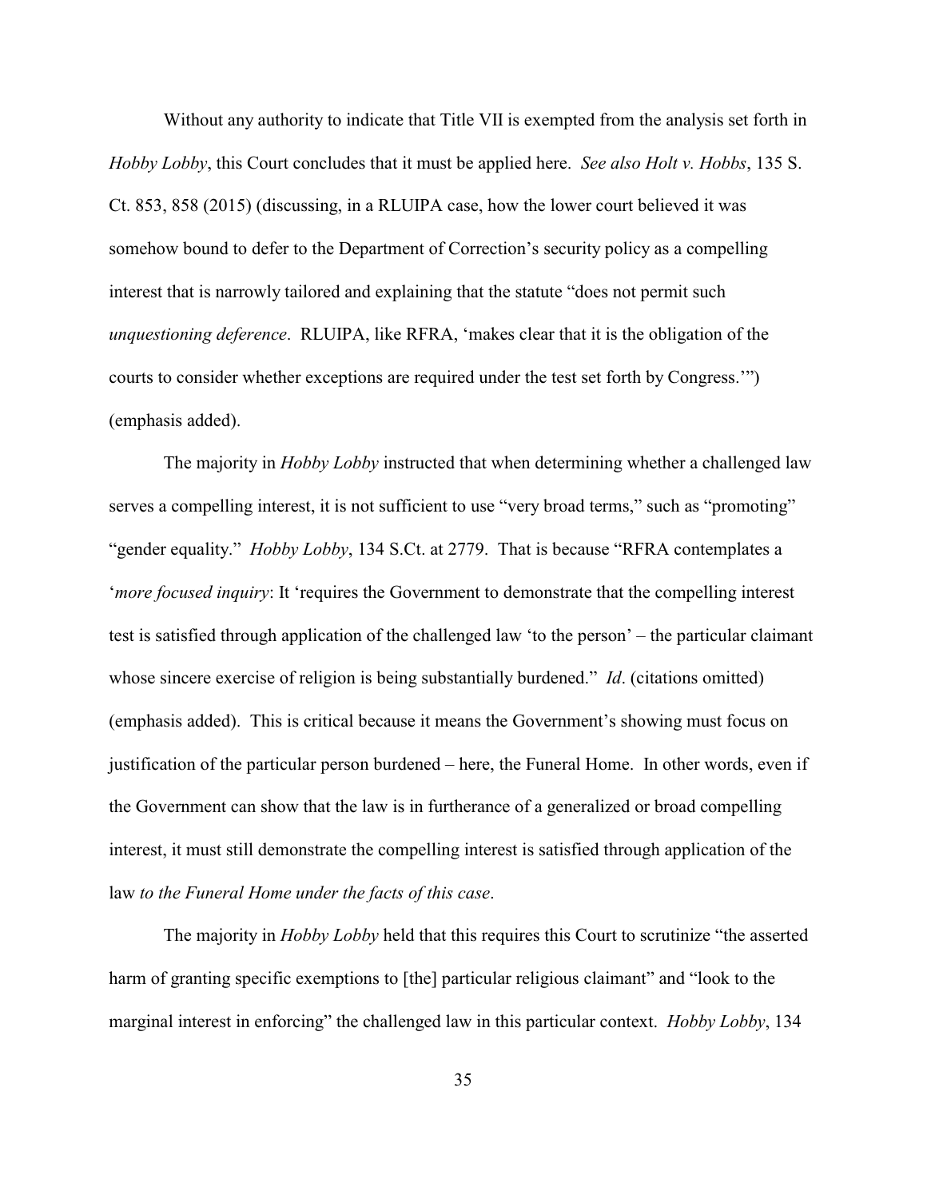Without any authority to indicate that Title VII is exempted from the analysis set forth in *Hobby Lobby*, this Court concludes that it must be applied here. *See also Holt v. Hobbs*, 135 S. Ct. 853, 858 (2015) (discussing, in a RLUIPA case, how the lower court believed it was somehow bound to defer to the Department of Correction's security policy as a compelling interest that is narrowly tailored and explaining that the statute "does not permit such *unquestioning deference*. RLUIPA, like RFRA, 'makes clear that it is the obligation of the courts to consider whether exceptions are required under the test set forth by Congress.'") (emphasis added).

The majority in *Hobby Lobby* instructed that when determining whether a challenged law serves a compelling interest, it is not sufficient to use "very broad terms," such as "promoting" "gender equality." *Hobby Lobby*, 134 S.Ct. at 2779. That is because "RFRA contemplates a '*more focused inquiry*: It 'requires the Government to demonstrate that the compelling interest test is satisfied through application of the challenged law 'to the person' – the particular claimant whose sincere exercise of religion is being substantially burdened." *Id*. (citations omitted) (emphasis added). This is critical because it means the Government's showing must focus on justification of the particular person burdened – here, the Funeral Home. In other words, even if the Government can show that the law is in furtherance of a generalized or broad compelling interest, it must still demonstrate the compelling interest is satisfied through application of the law *to the Funeral Home under the facts of this case*.

The majority in *Hobby Lobby* held that this requires this Court to scrutinize "the asserted harm of granting specific exemptions to [the] particular religious claimant" and "look to the marginal interest in enforcing" the challenged law in this particular context. *Hobby Lobby*, 134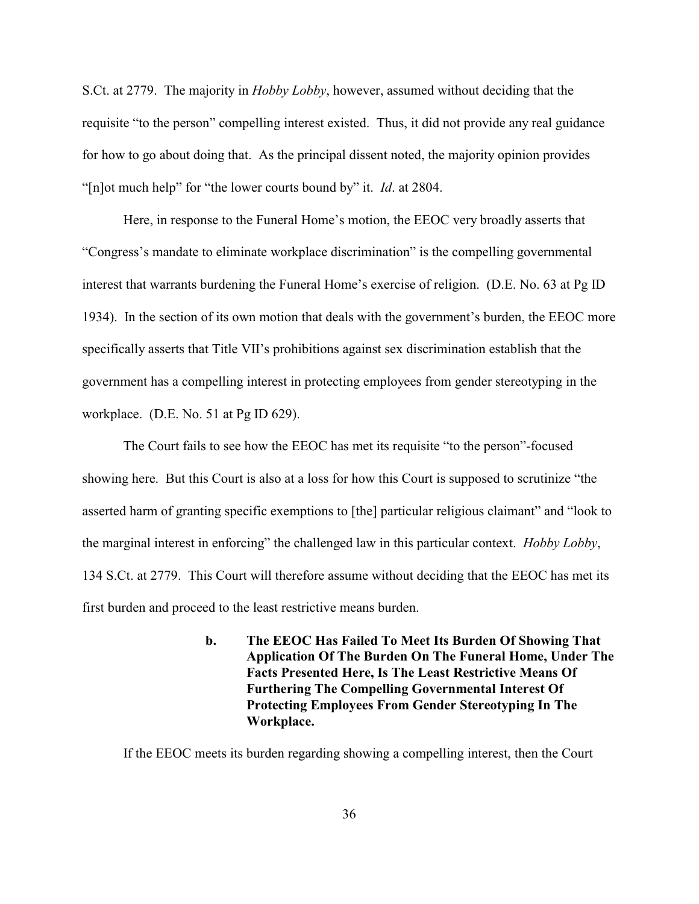S.Ct. at 2779. The majority in *Hobby Lobby*, however, assumed without deciding that the requisite "to the person" compelling interest existed. Thus, it did not provide any real guidance for how to go about doing that. As the principal dissent noted, the majority opinion provides "[n]ot much help" for "the lower courts bound by" it. *Id*. at 2804.

Here, in response to the Funeral Home's motion, the EEOC very broadly asserts that "Congress's mandate to eliminate workplace discrimination" is the compelling governmental interest that warrants burdening the Funeral Home's exercise of religion. (D.E. No. 63 at Pg ID 1934). In the section of its own motion that deals with the government's burden, the EEOC more specifically asserts that Title VII's prohibitions against sex discrimination establish that the government has a compelling interest in protecting employees from gender stereotyping in the workplace. (D.E. No. 51 at Pg ID 629).

The Court fails to see how the EEOC has met its requisite "to the person"-focused showing here. But this Court is also at a loss for how this Court is supposed to scrutinize "the asserted harm of granting specific exemptions to [the] particular religious claimant" and "look to the marginal interest in enforcing" the challenged law in this particular context. *Hobby Lobby*, 134 S.Ct. at 2779. This Court will therefore assume without deciding that the EEOC has met its first burden and proceed to the least restrictive means burden.

**b. The EEOC Has Failed To Meet Its Burden Of Showing That Application Of The Burden On The Funeral Home, Under The Facts Presented Here, Is The Least Restrictive Means Of Furthering The Compelling Governmental Interest Of Protecting Employees From Gender Stereotyping In The Workplace.**

If the EEOC meets its burden regarding showing a compelling interest, then the Court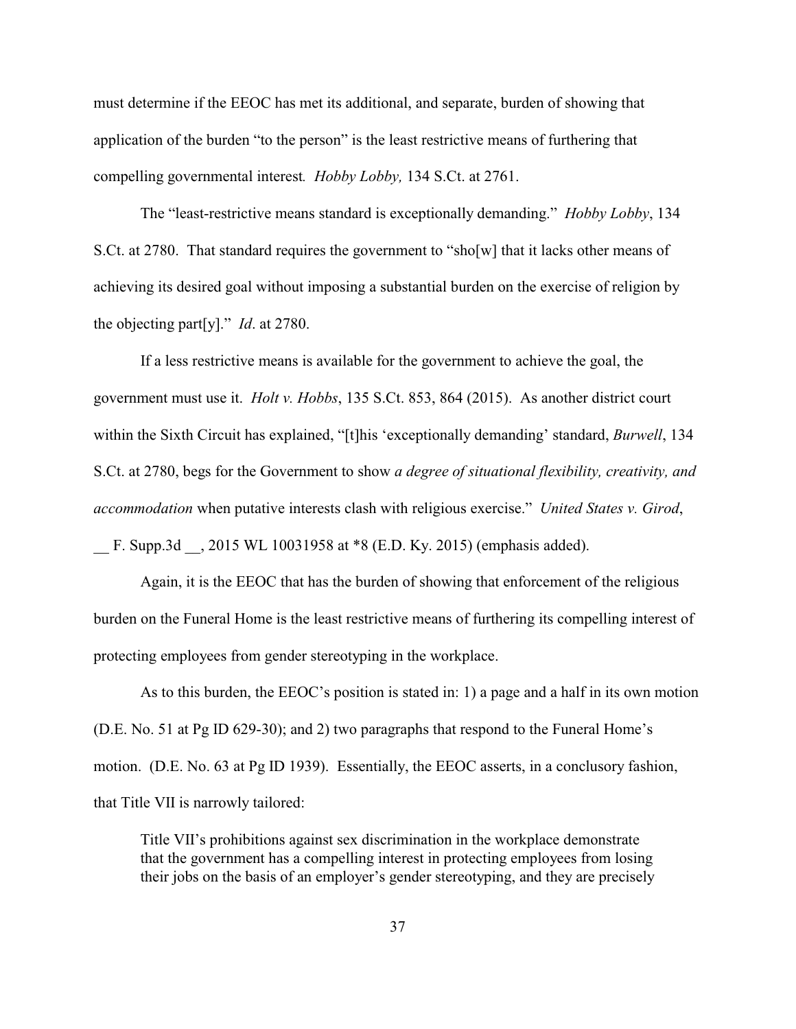must determine if the EEOC has met its additional, and separate, burden of showing that application of the burden "to the person" is the least restrictive means of furthering that compelling governmental interest. *Hobby Lobby,* 134 S.Ct. at 2761.

The "least-restrictive means standard is exceptionally demanding." *Hobby Lobby*, 134 S.Ct. at 2780. That standard requires the government to "sho[w] that it lacks other means of achieving its desired goal without imposing a substantial burden on the exercise of religion by the objecting part[y]." *Id*. at 2780.

If a less restrictive means is available for the government to achieve the goal, the government must use it. *Holt v. Hobbs*, 135 S.Ct. 853, 864 (2015). As another district court within the Sixth Circuit has explained, "[t]his 'exceptionally demanding' standard, *Burwell*, 134 S.Ct. at 2780, begs for the Government to show *a degree of situational flexibility, creativity, and accommodation* when putative interests clash with religious exercise." *United States v. Girod*, __ F. Supp.3d __, 2015 WL 10031958 at *8 (E.D. Ky. 2015) (emphasis added).

Again, it is the EEOC that has the burden of showing that enforcement of the religious burden on the Funeral Home is the least restrictive means of furthering its compelling interest of protecting employees from gender stereotyping in the workplace.

As to this burden, the EEOC's position is stated in: 1) a page and a half in its own motion (D.E. No. 51 at Pg ID 629-30); and 2) two paragraphs that respond to the Funeral Home's motion. (D.E. No. 63 at Pg ID 1939). Essentially, the EEOC asserts, in a conclusory fashion, that Title VII is narrowly tailored:

> Title VII's prohibitions against sex discrimination in the workplace demonstrate that the government has a compelling interest in protecting employees from losing their jobs on the basis of an employer's gender stereotyping, and they are precisely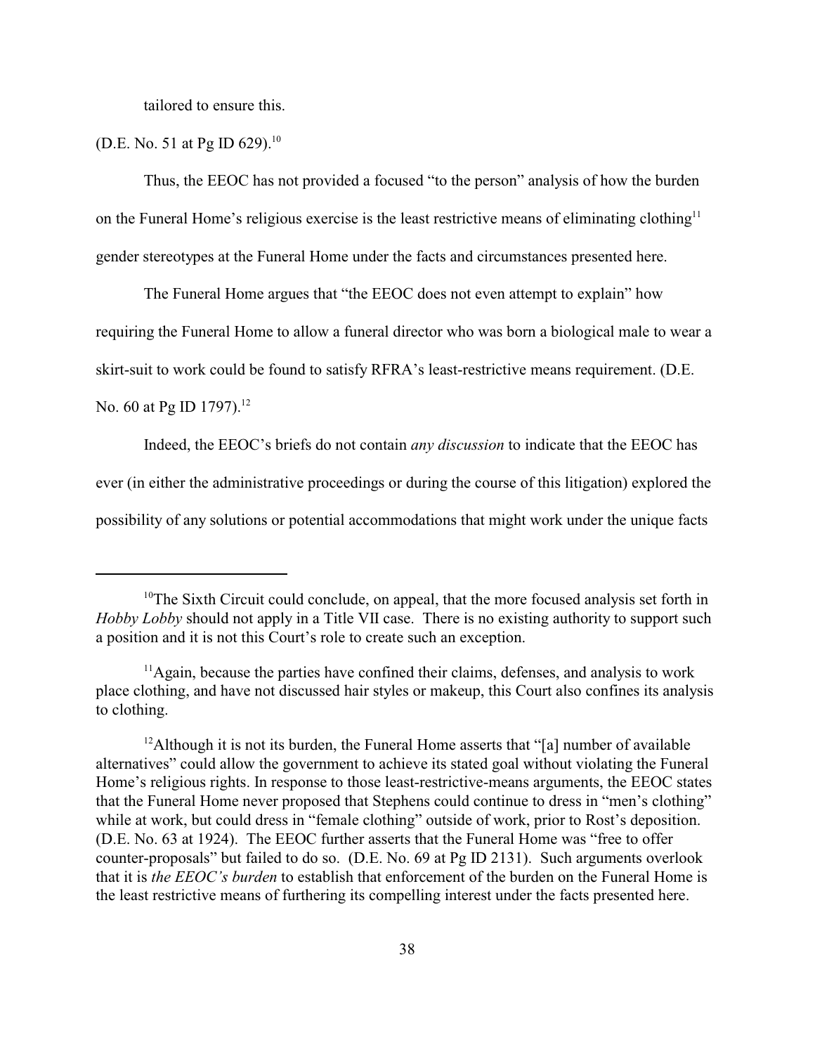tailored to ensure this.

(D.E. No. 51 at Pg ID 629).[10]

Thus, the EEOC has not provided a focused "to the person" analysis of how the burden on the Funeral Home's religious exercise is the least restrictive means of eliminating clothing[11] gender stereotypes at the Funeral Home under the facts and circumstances presented here.

The Funeral Home argues that "the EEOC does not even attempt to explain" how requiring the Funeral Home to allow a funeral director who was born a biological male to wear a skirt-suit to work could be found to satisfy RFRA's least-restrictive means requirement. (D.E. No. 60 at Pg ID 1797).[12]

Indeed, the EEOC's briefs do not contain *any discussion* to indicate that the EEOC has ever (in either the administrative proceedings or during the course of this litigation) explored the possibility of any solutions or potential accommodations that might work under the unique facts

---

[10]The Sixth Circuit could conclude, on appeal, that the more focused analysis set forth in *Hobby Lobby* should not apply in a Title VII case. There is no existing authority to support such a position and it is not this Court's role to create such an exception.

[11]Again, because the parties have confined their claims, defenses, and analysis to work place clothing, and have not discussed hair styles or makeup, this Court also confines its analysis to clothing.

[12]Although it is not its burden, the Funeral Home asserts that "[a] number of available alternatives" could allow the government to achieve its stated goal without violating the Funeral Home's religious rights. In response to those least-restrictive-means arguments, the EEOC states that the Funeral Home never proposed that Stephens could continue to dress in "men's clothing" while at work, but could dress in "female clothing" outside of work, prior to Rost's deposition. (D.E. No. 63 at 1924). The EEOC further asserts that the Funeral Home was "free to offer counter-proposals" but failed to do so. (D.E. No. 69 at Pg ID 2131). Such arguments overlook that it is *the EEOC's burden* to establish that enforcement of the burden on the Funeral Home is the least restrictive means of furthering its compelling interest under the facts presented here.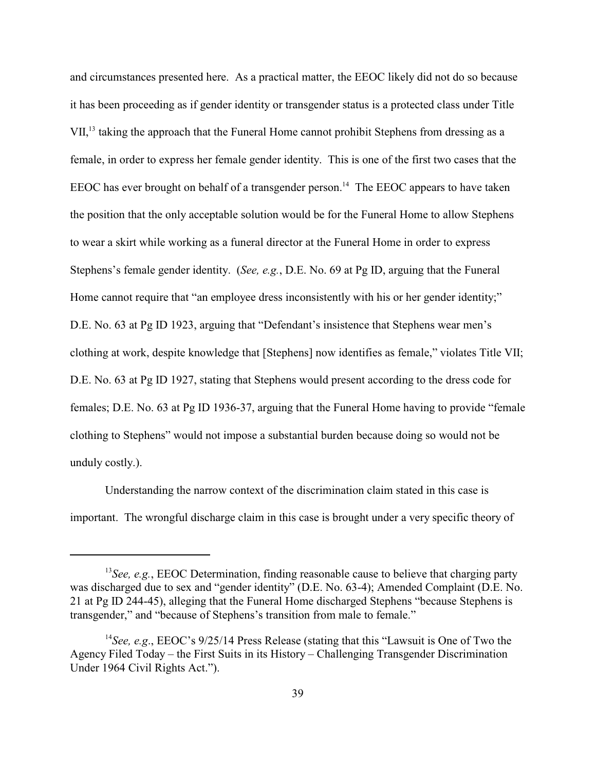and circumstances presented here. As a practical matter, the EEOC likely did not do so because it has been proceeding as if gender identity or transgender status is a protected class under Title VII,[13] taking the approach that the Funeral Home cannot prohibit Stephens from dressing as a female, in order to express her female gender identity. This is one of the first two cases that the EEOC has ever brought on behalf of a transgender person.[14] The EEOC appears to have taken the position that the only acceptable solution would be for the Funeral Home to allow Stephens to wear a skirt while working as a funeral director at the Funeral Home in order to express Stephens's female gender identity. (*See, e.g.*, D.E. No. 69 at Pg ID, arguing that the Funeral Home cannot require that "an employee dress inconsistently with his or her gender identity;" D.E. No. 63 at Pg ID 1923, arguing that "Defendant's insistence that Stephens wear men's clothing at work, despite knowledge that [Stephens] now identifies as female," violates Title VII; D.E. No. 63 at Pg ID 1927, stating that Stephens would present according to the dress code for females; D.E. No. 63 at Pg ID 1936-37, arguing that the Funeral Home having to provide "female clothing to Stephens" would not impose a substantial burden because doing so would not be unduly costly.).

Understanding the narrow context of the discrimination claim stated in this case is important. The wrongful discharge claim in this case is brought under a very specific theory of

---

[13]*See, e.g.*, EEOC Determination, finding reasonable cause to believe that charging party was discharged due to sex and "gender identity" (D.E. No. 63-4); Amended Complaint (D.E. No. 21 at Pg ID 244-45), alleging that the Funeral Home discharged Stephens "because Stephens is transgender," and "because of Stephens's transition from male to female."

[14]*See, e.g*., EEOC's 9/25/14 Press Release (stating that this "Lawsuit is One of Two the Agency Filed Today – the First Suits in its History – Challenging Transgender Discrimination Under 1964 Civil Rights Act.").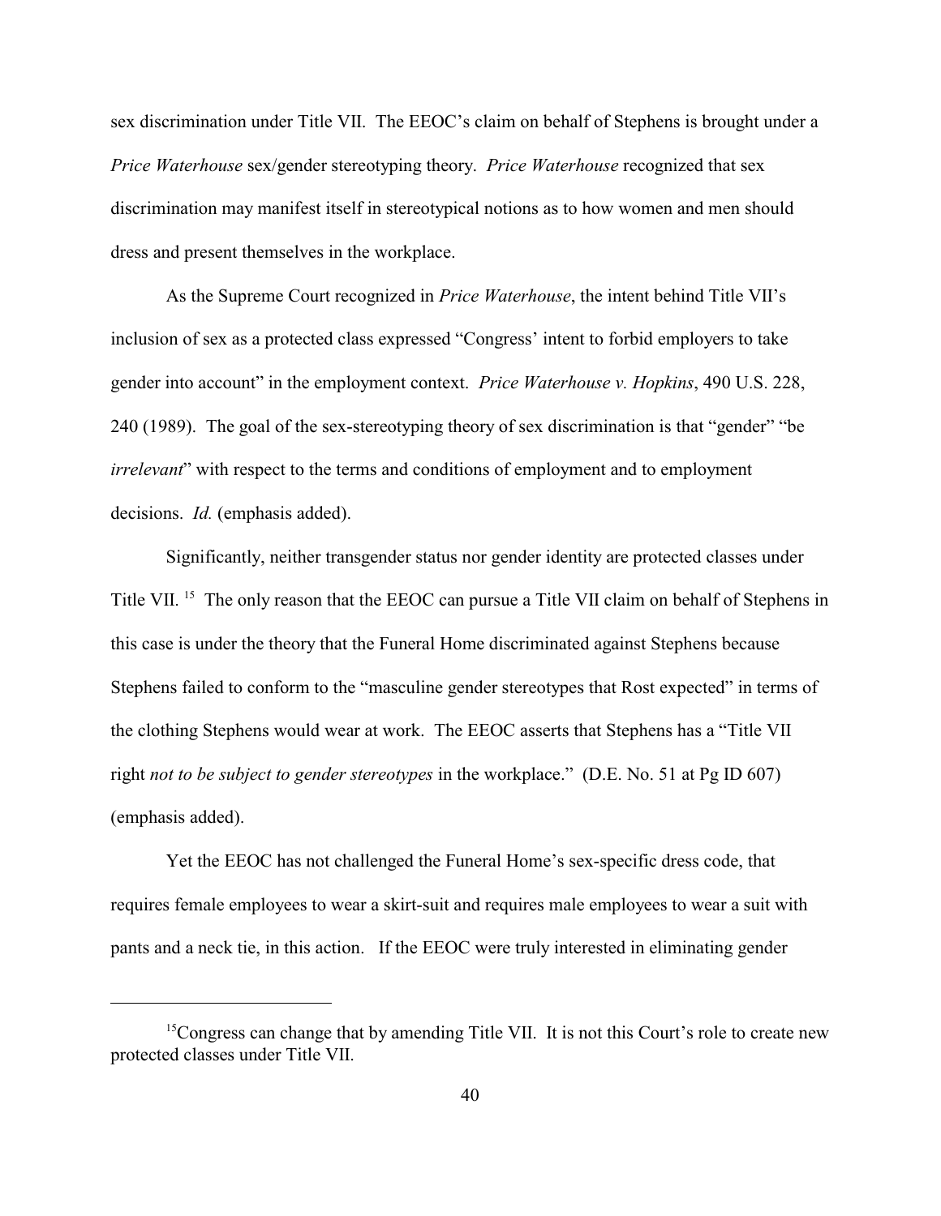sex discrimination under Title VII. The EEOC's claim on behalf of Stephens is brought under a *Price Waterhouse* sex/gender stereotyping theory. *Price Waterhouse* recognized that sex discrimination may manifest itself in stereotypical notions as to how women and men should dress and present themselves in the workplace.

As the Supreme Court recognized in *Price Waterhouse*, the intent behind Title VII's inclusion of sex as a protected class expressed "Congress' intent to forbid employers to take gender into account" in the employment context. *Price Waterhouse v. Hopkins*, 490 U.S. 228, 240 (1989). The goal of the sex-stereotyping theory of sex discrimination is that "gender" "be *irrelevant*" with respect to the terms and conditions of employment and to employment decisions. *Id.* (emphasis added).

Significantly, neither transgender status nor gender identity are protected classes under Title VII. [15] The only reason that the EEOC can pursue a Title VII claim on behalf of Stephens in this case is under the theory that the Funeral Home discriminated against Stephens because Stephens failed to conform to the "masculine gender stereotypes that Rost expected" in terms of the clothing Stephens would wear at work. The EEOC asserts that Stephens has a "Title VII right *not to be subject to gender stereotypes* in the workplace." (D.E. No. 51 at Pg ID 607) (emphasis added).

Yet the EEOC has not challenged the Funeral Home's sex-specific dress code, that requires female employees to wear a skirt-suit and requires male employees to wear a suit with pants and a neck tie, in this action. If the EEOC were truly interested in eliminating gender

---

[15] Congress can change that by amending Title VII. It is not this Court's role to create new protected classes under Title VII.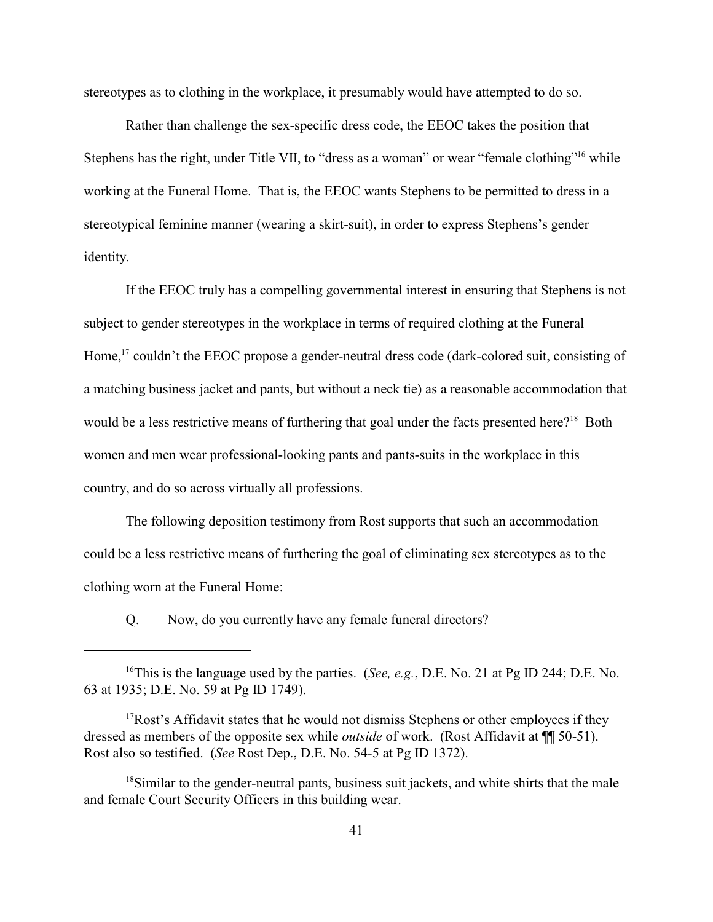stereotypes as to clothing in the workplace, it presumably would have attempted to do so.

Rather than challenge the sex-specific dress code, the EEOC takes the position that Stephens has the right, under Title VII, to "dress as a woman" or wear "female clothing"[16] while working at the Funeral Home. That is, the EEOC wants Stephens to be permitted to dress in a stereotypical feminine manner (wearing a skirt-suit), in order to express Stephens's gender identity.

If the EEOC truly has a compelling governmental interest in ensuring that Stephens is not subject to gender stereotypes in the workplace in terms of required clothing at the Funeral Home,[17] couldn't the EEOC propose a gender-neutral dress code (dark-colored suit, consisting of a matching business jacket and pants, but without a neck tie) as a reasonable accommodation that would be a less restrictive means of furthering that goal under the facts presented here?[18] Both women and men wear professional-looking pants and pants-suits in the workplace in this country, and do so across virtually all professions.

The following deposition testimony from Rost supports that such an accommodation could be a less restrictive means of furthering the goal of eliminating sex stereotypes as to the clothing worn at the Funeral Home:

Q. Now, do you currently have any female funeral directors?

---

[16] This is the language used by the parties. (*See, e.g.*, D.E. No. 21 at Pg ID 244; D.E. No. 63 at 1935; D.E. No. 59 at Pg ID 1749).

[17] Rost's Affidavit states that he would not dismiss Stephens or other employees if they dressed as members of the opposite sex while *outside* of work. (Rost Affidavit at ¶¶ 50-51). Rost also so testified. (*See* Rost Dep., D.E. No. 54-5 at Pg ID 1372).

[18] Similar to the gender-neutral pants, business suit jackets, and white shirts that the male and female Court Security Officers in this building wear.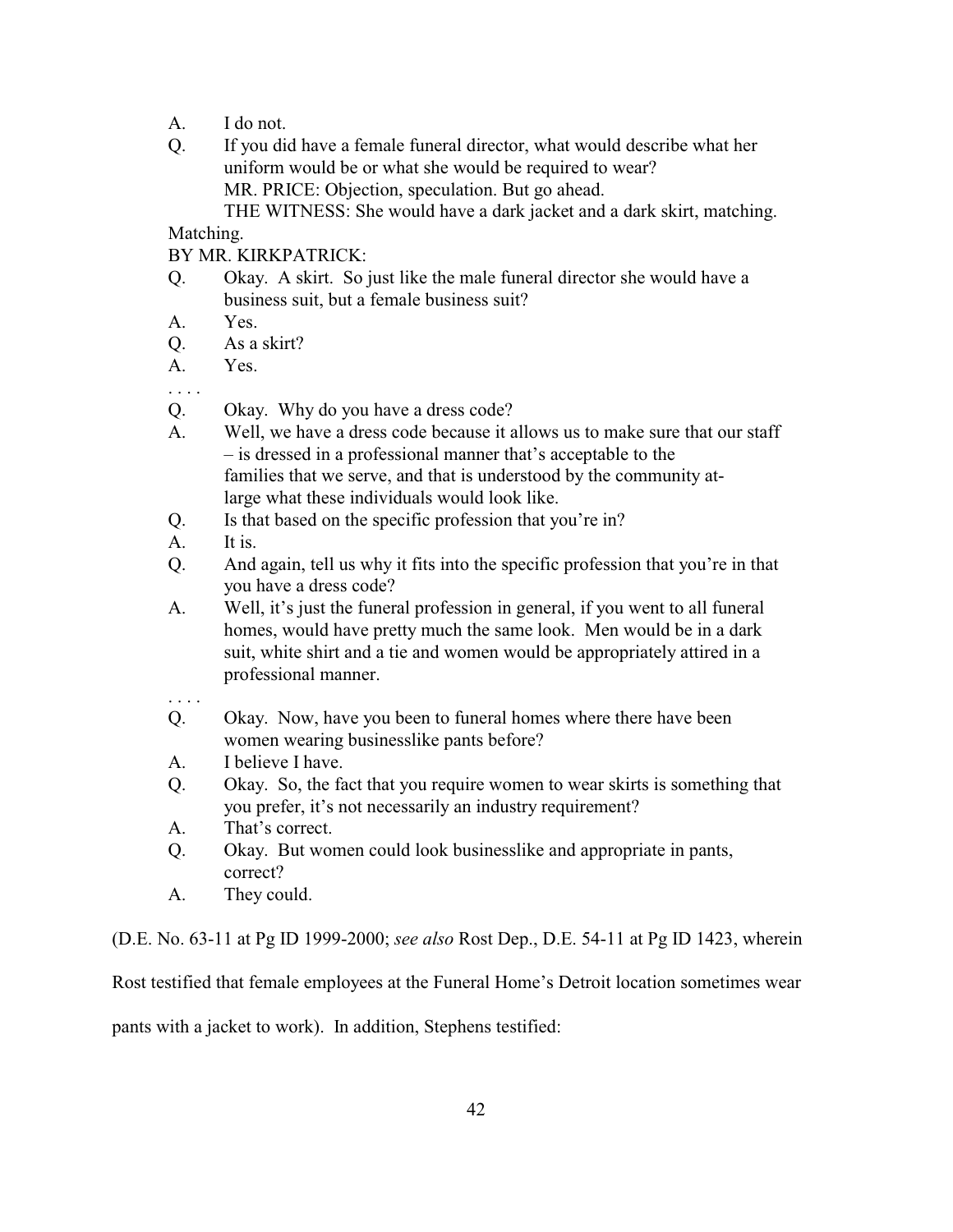A. I do not.

Q. If you did have a female funeral director, what would describe what her uniform would be or what she would be required to wear?

MR. PRICE: Objection, speculation. But go ahead.

THE WITNESS: She would have a dark jacket and a dark skirt, matching. Matching.

BY MR. KIRKPATRICK:

Q. Okay. A skirt. So just like the male funeral director she would have a business suit, but a female business suit?

A. Yes.

Q. As a skirt?

A. Yes.

. . . .

Q. Okay. Why do you have a dress code?

A. Well, we have a dress code because it allows us to make sure that our staff – is dressed in a professional manner that's acceptable to the families that we serve, and that is understood by the community at-large what these individuals would look like.

Q. Is that based on the specific profession that you're in?

A. It is.

Q. And again, tell us why it fits into the specific profession that you're in that you have a dress code?

A. Well, it's just the funeral profession in general, if you went to all funeral homes, would have pretty much the same look. Men would be in a dark suit, white shirt and a tie and women would be appropriately attired in a professional manner.

. . . .

Q. Okay. Now, have you been to funeral homes where there have been women wearing businesslike pants before?

A. I believe I have.

Q. Okay. So, the fact that you require women to wear skirts is something that you prefer, it's not necessarily an industry requirement?

A. That's correct.

Q. Okay. But women could look businesslike and appropriate in pants, correct?

A. They could.

(D.E. No. 63-11 at Pg ID 1999-2000; *see also* Rost Dep., D.E. 54-11 at Pg ID 1423, wherein Rost testified that female employees at the Funeral Home's Detroit location sometimes wear pants with a jacket to work). In addition, Stephens testified: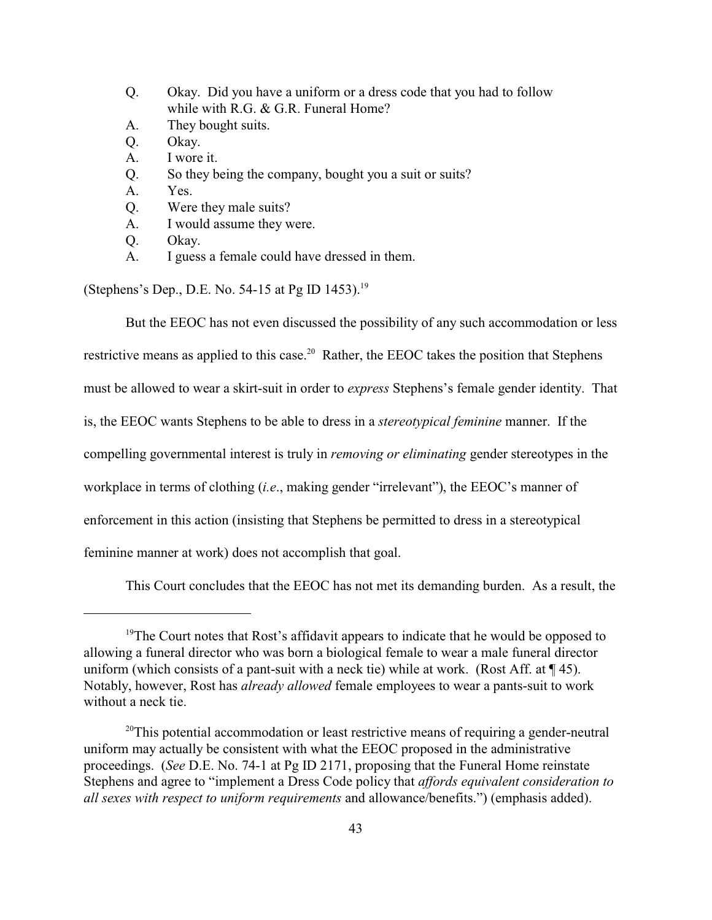Q. Okay. Did you have a uniform or a dress code that you had to follow while with R.G. & G.R. Funeral Home?

A. They bought suits.

Q. Okay.

A. I wore it.

Q. So they being the company, bought you a suit or suits?

A. Yes.

Q. Were they male suits?

A. I would assume they were.

Q. Okay.

A. I guess a female could have dressed in them.

(Stephens's Dep., D.E. No. 54-15 at Pg ID 1453).[19]

But the EEOC has not even discussed the possibility of any such accommodation or less restrictive means as applied to this case.[20] Rather, the EEOC takes the position that Stephens must be allowed to wear a skirt-suit in order to *express* Stephens's female gender identity. That is, the EEOC wants Stephens to be able to dress in a *stereotypical feminine* manner. If the compelling governmental interest is truly in *removing or eliminating* gender stereotypes in the workplace in terms of clothing (*i.e*., making gender "irrelevant"), the EEOC's manner of enforcement in this action (insisting that Stephens be permitted to dress in a stereotypical feminine manner at work) does not accomplish that goal.

This Court concludes that the EEOC has not met its demanding burden. As a result, the

---

[19] The Court notes that Rost's affidavit appears to indicate that he would be opposed to allowing a funeral director who was born a biological female to wear a male funeral director uniform (which consists of a pant-suit with a neck tie) while at work. (Rost Aff. at ¶ 45). Notably, however, Rost has *already allowed* female employees to wear a pants-suit to work without a neck tie.

[20] This potential accommodation or least restrictive means of requiring a gender-neutral uniform may actually be consistent with what the EEOC proposed in the administrative proceedings. (*See* D.E. No. 74-1 at Pg ID 2171, proposing that the Funeral Home reinstate Stephens and agree to "implement a Dress Code policy that *affords equivalent consideration to all sexes with respect to uniform requirements* and allowance/benefits.") (emphasis added).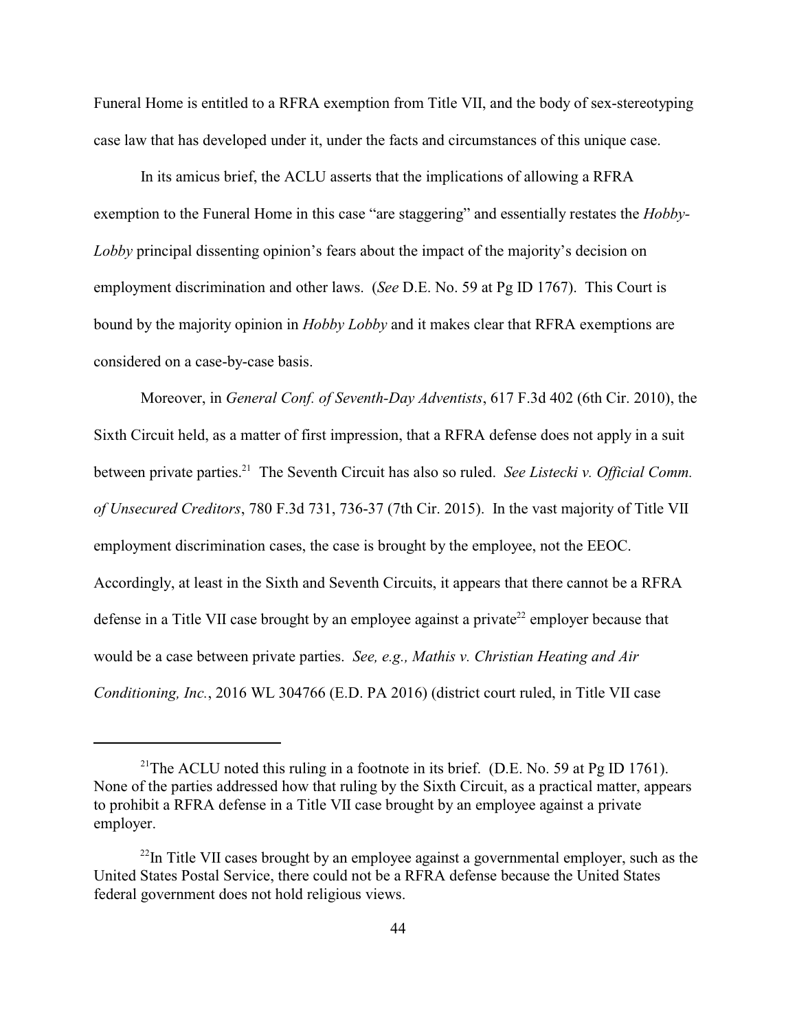Funeral Home is entitled to a RFRA exemption from Title VII, and the body of sex-stereotyping case law that has developed under it, under the facts and circumstances of this unique case.

In its amicus brief, the ACLU asserts that the implications of allowing a RFRA exemption to the Funeral Home in this case "are staggering" and essentially restates the *Hobby-Lobby* principal dissenting opinion's fears about the impact of the majority's decision on employment discrimination and other laws. (*See* D.E. No. 59 at Pg ID 1767). This Court is bound by the majority opinion in *Hobby Lobby* and it makes clear that RFRA exemptions are considered on a case-by-case basis.

Moreover, in *General Conf. of Seventh-Day Adventists*, 617 F.3d 402 (6th Cir. 2010), the Sixth Circuit held, as a matter of first impression, that a RFRA defense does not apply in a suit between private parties.[21] The Seventh Circuit has also so ruled. *See Listecki v. Official Comm. of Unsecured Creditors*, 780 F.3d 731, 736-37 (7th Cir. 2015). In the vast majority of Title VII employment discrimination cases, the case is brought by the employee, not the EEOC. Accordingly, at least in the Sixth and Seventh Circuits, it appears that there cannot be a RFRA defense in a Title VII case brought by an employee against a private[22] employer because that would be a case between private parties. *See, e.g., Mathis v. Christian Heating and Air Conditioning, Inc.*, 2016 WL 304766 (E.D. PA 2016) (district court ruled, in Title VII case

---

[21] The ACLU noted this ruling in a footnote in its brief. (D.E. No. 59 at Pg ID 1761). None of the parties addressed how that ruling by the Sixth Circuit, as a practical matter, appears to prohibit a RFRA defense in a Title VII case brought by an employee against a private employer.

[22] In Title VII cases brought by an employee against a governmental employer, such as the United States Postal Service, there could not be a RFRA defense because the United States federal government does not hold religious views.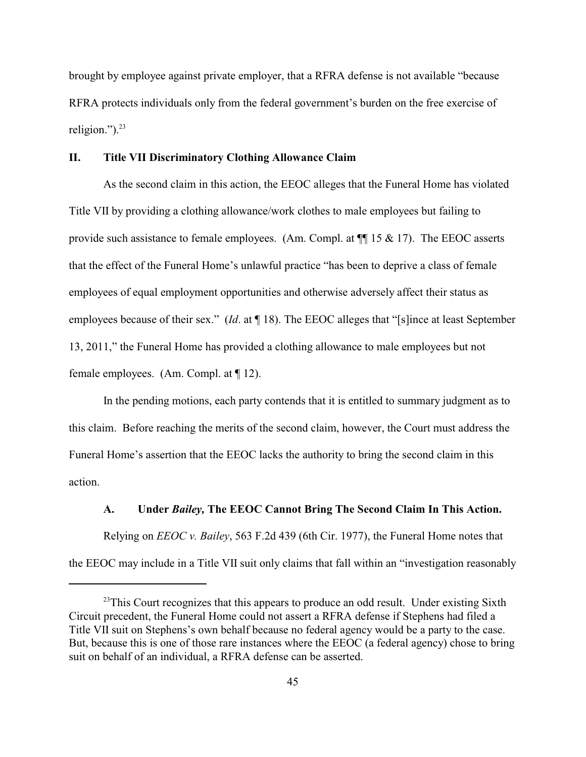brought by employee against private employer, that a RFRA defense is not available "because RFRA protects individuals only from the federal government's burden on the free exercise of religion.").[23]

## II. Title VII Discriminatory Clothing Allowance Claim

As the second claim in this action, the EEOC alleges that the Funeral Home has violated Title VII by providing a clothing allowance/work clothes to male employees but failing to provide such assistance to female employees. (Am. Compl. at ¶¶ 15 & 17). The EEOC asserts that the effect of the Funeral Home's unlawful practice "has been to deprive a class of female employees of equal employment opportunities and otherwise adversely affect their status as employees because of their sex." (*Id*. at ¶ 18). The EEOC alleges that "[s]ince at least September 13, 2011," the Funeral Home has provided a clothing allowance to male employees but not female employees. (Am. Compl. at ¶ 12).

In the pending motions, each party contends that it is entitled to summary judgment as to this claim. Before reaching the merits of the second claim, however, the Court must address the Funeral Home's assertion that the EEOC lacks the authority to bring the second claim in this action.

### A. Under *Bailey,* The EEOC Cannot Bring The Second Claim In This Action.

Relying on *EEOC v. Bailey*, 563 F.2d 439 (6th Cir. 1977), the Funeral Home notes that the EEOC may include in a Title VII suit only claims that fall within an "investigation reasonably

---

[23] This Court recognizes that this appears to produce an odd result. Under existing Sixth Circuit precedent, the Funeral Home could not assert a RFRA defense if Stephens had filed a Title VII suit on Stephens's own behalf because no federal agency would be a party to the case. But, because this is one of those rare instances where the EEOC (a federal agency) chose to bring suit on behalf of an individual, a RFRA defense can be asserted.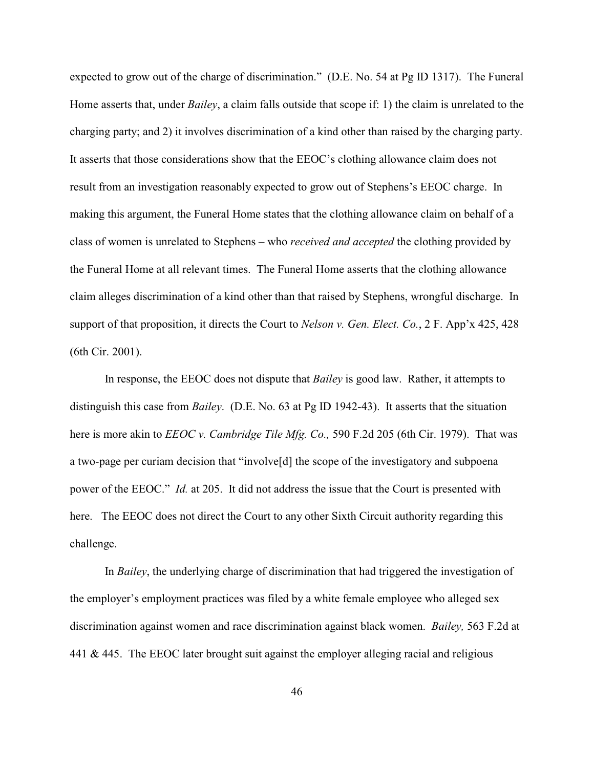expected to grow out of the charge of discrimination." (D.E. No. 54 at Pg ID 1317). The Funeral Home asserts that, under *Bailey*, a claim falls outside that scope if: 1) the claim is unrelated to the charging party; and 2) it involves discrimination of a kind other than raised by the charging party. It asserts that those considerations show that the EEOC's clothing allowance claim does not result from an investigation reasonably expected to grow out of Stephens's EEOC charge. In making this argument, the Funeral Home states that the clothing allowance claim on behalf of a class of women is unrelated to Stephens – who *received and accepted* the clothing provided by the Funeral Home at all relevant times. The Funeral Home asserts that the clothing allowance claim alleges discrimination of a kind other than that raised by Stephens, wrongful discharge. In support of that proposition, it directs the Court to *Nelson v. Gen. Elect. Co.*, 2 F. App'x 425, 428 (6th Cir. 2001).

In response, the EEOC does not dispute that *Bailey* is good law. Rather, it attempts to distinguish this case from *Bailey*. (D.E. No. 63 at Pg ID 1942-43). It asserts that the situation here is more akin to *EEOC v. Cambridge Tile Mfg. Co.,* 590 F.2d 205 (6th Cir. 1979). That was a two-page per curiam decision that "involve[d] the scope of the investigatory and subpoena power of the EEOC." *Id.* at 205. It did not address the issue that the Court is presented with here. The EEOC does not direct the Court to any other Sixth Circuit authority regarding this challenge.

In *Bailey*, the underlying charge of discrimination that had triggered the investigation of the employer's employment practices was filed by a white female employee who alleged sex discrimination against women and race discrimination against black women. *Bailey,* 563 F.2d at 441 & 445. The EEOC later brought suit against the employer alleging racial and religious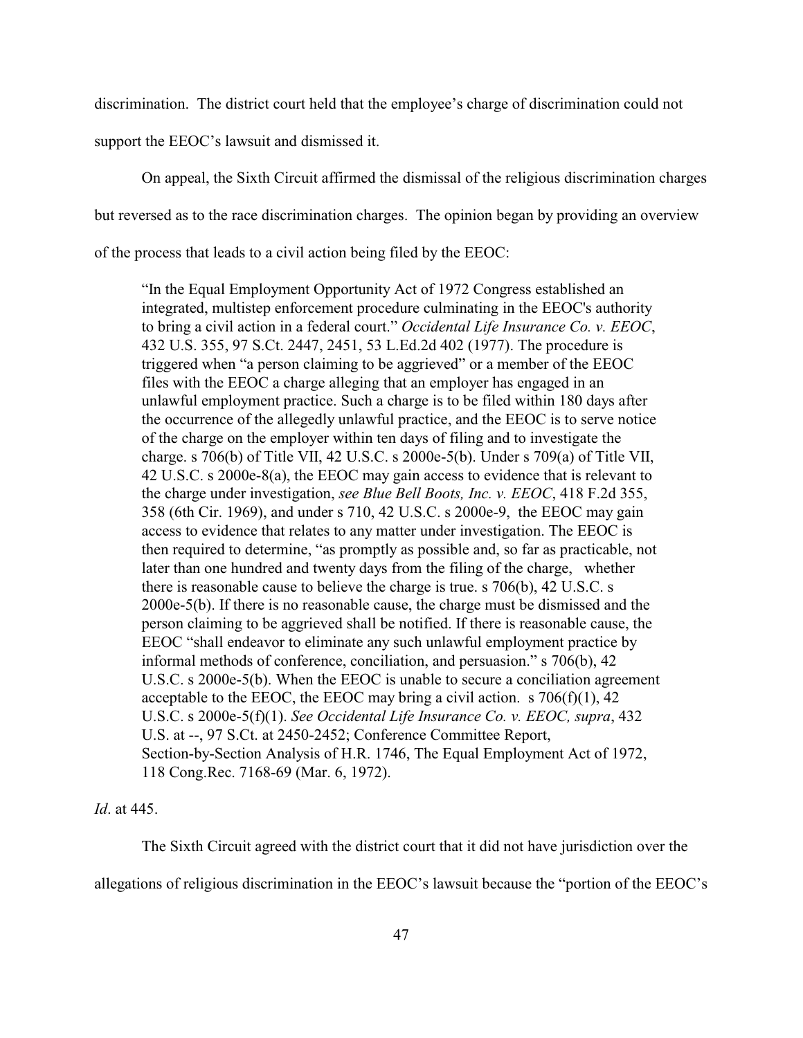discrimination. The district court held that the employee's charge of discrimination could not support the EEOC's lawsuit and dismissed it.

On appeal, the Sixth Circuit affirmed the dismissal of the religious discrimination charges but reversed as to the race discrimination charges. The opinion began by providing an overview of the process that leads to a civil action being filed by the EEOC:

> "In the Equal Employment Opportunity Act of 1972 Congress established an integrated, multistep enforcement procedure culminating in the EEOC's authority to bring a civil action in a federal court." *Occidental Life Insurance Co. v. EEOC*, 432 U.S. 355, 97 S.Ct. 2447, 2451, 53 L.Ed.2d 402 (1977). The procedure is triggered when "a person claiming to be aggrieved" or a member of the EEOC files with the EEOC a charge alleging that an employer has engaged in an unlawful employment practice. Such a charge is to be filed within 180 days after the occurrence of the allegedly unlawful practice, and the EEOC is to serve notice of the charge on the employer within ten days of filing and to investigate the charge. s 706(b) of Title VII, 42 U.S.C. s 2000e-5(b). Under s 709(a) of Title VII, 42 U.S.C. s 2000e-8(a), the EEOC may gain access to evidence that is relevant to the charge under investigation, *see Blue Bell Boots, Inc. v. EEOC*, 418 F.2d 355, 358 (6th Cir. 1969), and under s 710, 42 U.S.C. s 2000e-9, the EEOC may gain access to evidence that relates to any matter under investigation. The EEOC is then required to determine, "as promptly as possible and, so far as practicable, not later than one hundred and twenty days from the filing of the charge, whether there is reasonable cause to believe the charge is true. s 706(b), 42 U.S.C. s 2000e-5(b). If there is no reasonable cause, the charge must be dismissed and the person claiming to be aggrieved shall be notified. If there is reasonable cause, the EEOC "shall endeavor to eliminate any such unlawful employment practice by informal methods of conference, conciliation, and persuasion." s 706(b), 42 U.S.C. s 2000e-5(b). When the EEOC is unable to secure a conciliation agreement acceptable to the EEOC, the EEOC may bring a civil action. s 706(f)(1), 42 U.S.C. s 2000e-5(f)(1). *See Occidental Life Insurance Co. v. EEOC, supra*, 432 U.S. at --, 97 S.Ct. at 2450-2452; Conference Committee Report, Section-by-Section Analysis of H.R. 1746, The Equal Employment Act of 1972, 118 Cong.Rec. 7168-69 (Mar. 6, 1972).

*Id*. at 445.

The Sixth Circuit agreed with the district court that it did not have jurisdiction over the allegations of religious discrimination in the EEOC's lawsuit because the "portion of the EEOC's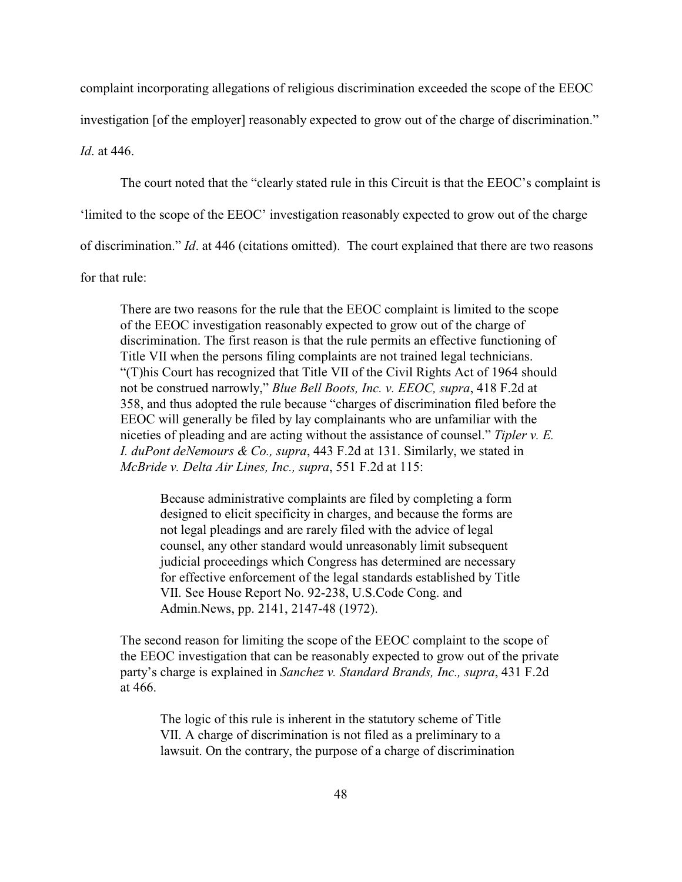complaint incorporating allegations of religious discrimination exceeded the scope of the EEOC investigation [of the employer] reasonably expected to grow out of the charge of discrimination." *Id*. at 446.

The court noted that the "clearly stated rule in this Circuit is that the EEOC's complaint is 'limited to the scope of the EEOC' investigation reasonably expected to grow out of the charge of discrimination." *Id*. at 446 (citations omitted). The court explained that there are two reasons for that rule:

> There are two reasons for the rule that the EEOC complaint is limited to the scope of the EEOC investigation reasonably expected to grow out of the charge of discrimination. The first reason is that the rule permits an effective functioning of Title VII when the persons filing complaints are not trained legal technicians. "(T)his Court has recognized that Title VII of the Civil Rights Act of 1964 should not be construed narrowly," *Blue Bell Boots, Inc. v. EEOC, supra*, 418 F.2d at 358, and thus adopted the rule because "charges of discrimination filed before the EEOC will generally be filed by lay complainants who are unfamiliar with the niceties of pleading and are acting without the assistance of counsel." *Tipler v. E. I. duPont deNemours & Co., supra*, 443 F.2d at 131. Similarly, we stated in *McBride v. Delta Air Lines, Inc., supra*, 551 F.2d at 115:
>
> > Because administrative complaints are filed by completing a form designed to elicit specificity in charges, and because the forms are not legal pleadings and are rarely filed with the advice of legal counsel, any other standard would unreasonably limit subsequent judicial proceedings which Congress has determined are necessary for effective enforcement of the legal standards established by Title VII. See House Report No. 92-238, U.S.Code Cong. and Admin.News, pp. 2141, 2147-48 (1972).
>
> The second reason for limiting the scope of the EEOC complaint to the scope of the EEOC investigation that can be reasonably expected to grow out of the private party's charge is explained in *Sanchez v. Standard Brands, Inc., supra*, 431 F.2d at 466.
>
> > The logic of this rule is inherent in the statutory scheme of Title VII. A charge of discrimination is not filed as a preliminary to a lawsuit. On the contrary, the purpose of a charge of discrimination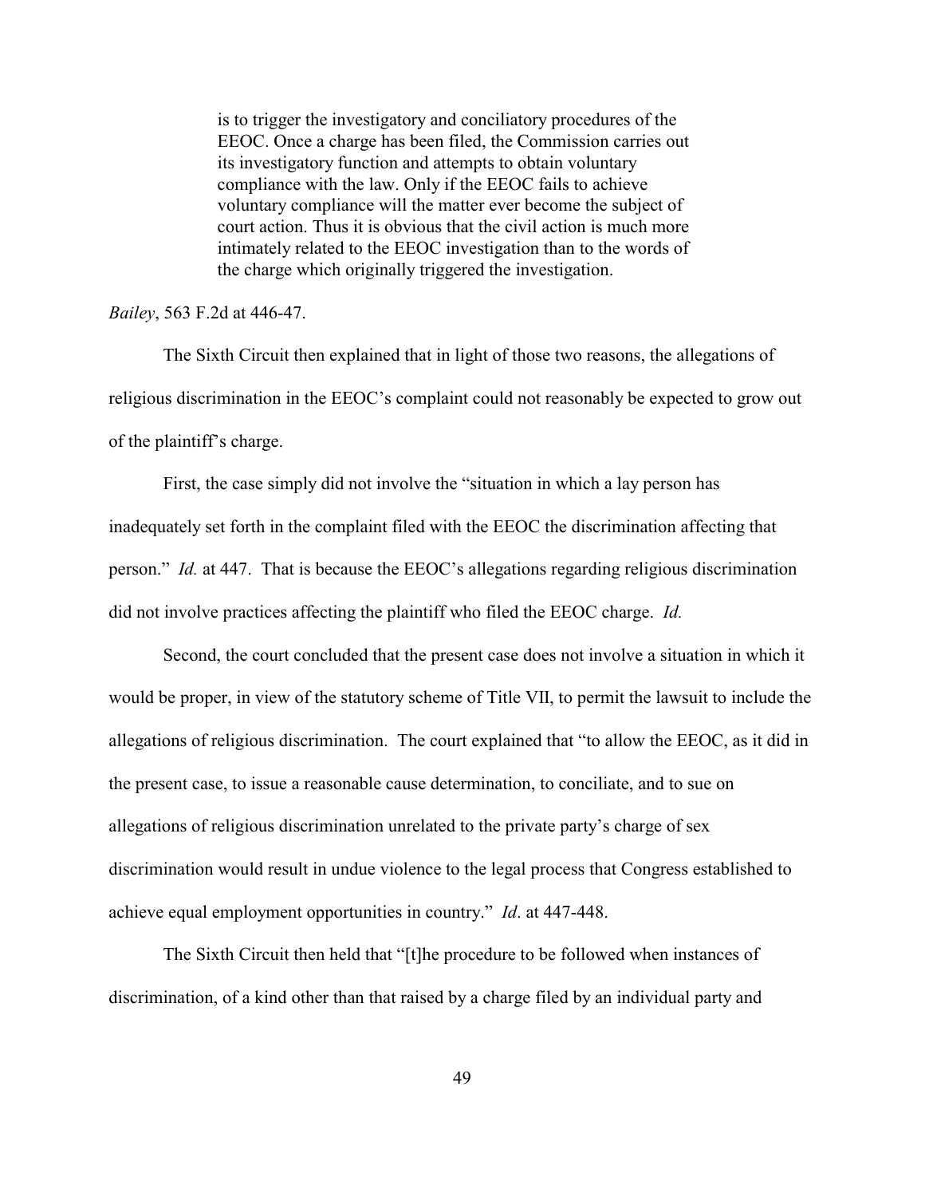> is to trigger the investigatory and conciliatory procedures of the EEOC. Once a charge has been filed, the Commission carries out its investigatory function and attempts to obtain voluntary compliance with the law. Only if the EEOC fails to achieve voluntary compliance will the matter ever become the subject of court action. Thus it is obvious that the civil action is much more intimately related to the EEOC investigation than to the words of the charge which originally triggered the investigation.

*Bailey*, 563 F.2d at 446-47.

The Sixth Circuit then explained that in light of those two reasons, the allegations of religious discrimination in the EEOC's complaint could not reasonably be expected to grow out of the plaintiff's charge.

First, the case simply did not involve the "situation in which a lay person has inadequately set forth in the complaint filed with the EEOC the discrimination affecting that person." *Id.* at 447. That is because the EEOC's allegations regarding religious discrimination did not involve practices affecting the plaintiff who filed the EEOC charge. *Id.*

Second, the court concluded that the present case does not involve a situation in which it would be proper, in view of the statutory scheme of Title VII, to permit the lawsuit to include the allegations of religious discrimination. The court explained that "to allow the EEOC, as it did in the present case, to issue a reasonable cause determination, to conciliate, and to sue on allegations of religious discrimination unrelated to the private party's charge of sex discrimination would result in undue violence to the legal process that Congress established to achieve equal employment opportunities in country." *Id*. at 447-448.

The Sixth Circuit then held that "[t]he procedure to be followed when instances of discrimination, of a kind other than that raised by a charge filed by an individual party and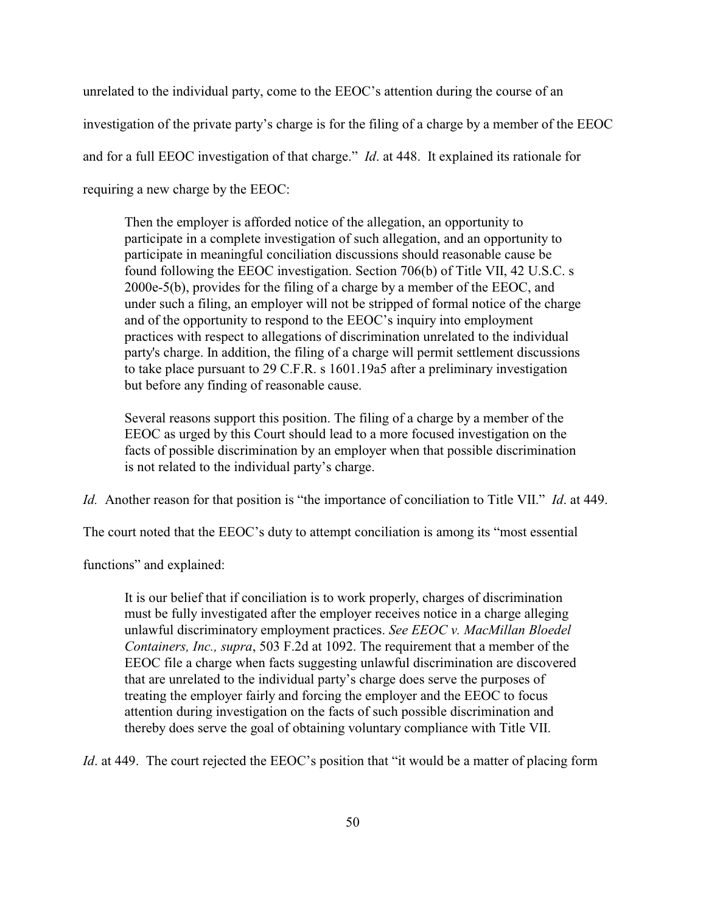unrelated to the individual party, come to the EEOC's attention during the course of an investigation of the private party's charge is for the filing of a charge by a member of the EEOC and for a full EEOC investigation of that charge." *Id*. at 448. It explained its rationale for requiring a new charge by the EEOC:

> Then the employer is afforded notice of the allegation, an opportunity to participate in a complete investigation of such allegation, and an opportunity to participate in meaningful conciliation discussions should reasonable cause be found following the EEOC investigation. Section 706(b) of Title VII, 42 U.S.C. s 2000e-5(b), provides for the filing of a charge by a member of the EEOC, and under such a filing, an employer will not be stripped of formal notice of the charge and of the opportunity to respond to the EEOC's inquiry into employment practices with respect to allegations of discrimination unrelated to the individual party's charge. In addition, the filing of a charge will permit settlement discussions to take place pursuant to 29 C.F.R. s 1601.19a5 after a preliminary investigation but before any finding of reasonable cause.
>
> Several reasons support this position. The filing of a charge by a member of the EEOC as urged by this Court should lead to a more focused investigation on the facts of possible discrimination by an employer when that possible discrimination is not related to the individual party's charge.

*Id.* Another reason for that position is "the importance of conciliation to Title VII." *Id*. at 449. The court noted that the EEOC's duty to attempt conciliation is among its "most essential functions" and explained:

> It is our belief that if conciliation is to work properly, charges of discrimination must be fully investigated after the employer receives notice in a charge alleging unlawful discriminatory employment practices. *See EEOC v. MacMillan Bloedel Containers, Inc., supra*, 503 F.2d at 1092. The requirement that a member of the EEOC file a charge when facts suggesting unlawful discrimination are discovered that are unrelated to the individual party's charge does serve the purposes of treating the employer fairly and forcing the employer and the EEOC to focus attention during investigation on the facts of such possible discrimination and thereby does serve the goal of obtaining voluntary compliance with Title VII.

*Id*. at 449. The court rejected the EEOC's position that "it would be a matter of placing form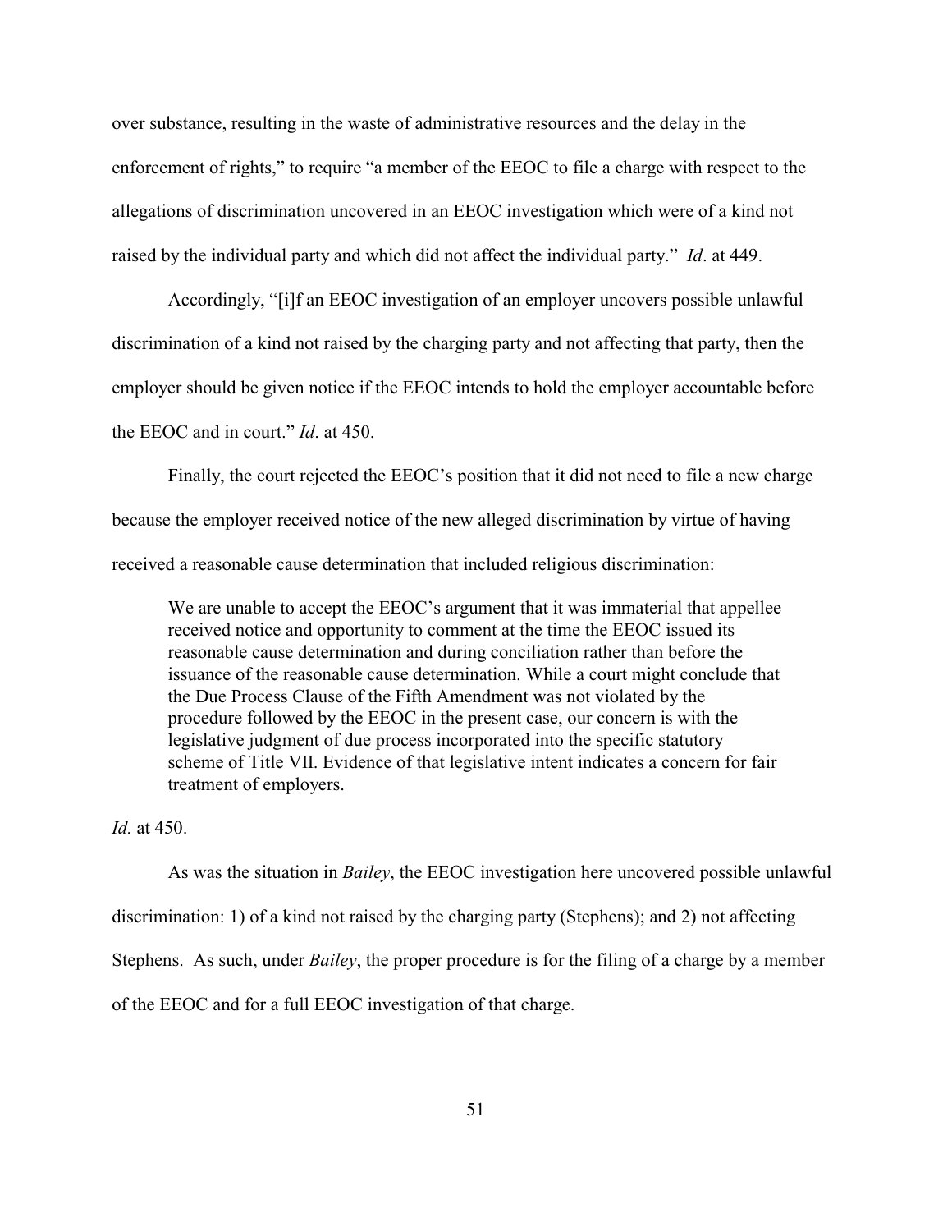over substance, resulting in the waste of administrative resources and the delay in the enforcement of rights," to require "a member of the EEOC to file a charge with respect to the allegations of discrimination uncovered in an EEOC investigation which were of a kind not raised by the individual party and which did not affect the individual party." *Id*. at 449.

Accordingly, "[i]f an EEOC investigation of an employer uncovers possible unlawful discrimination of a kind not raised by the charging party and not affecting that party, then the employer should be given notice if the EEOC intends to hold the employer accountable before the EEOC and in court." *Id*. at 450.

Finally, the court rejected the EEOC's position that it did not need to file a new charge because the employer received notice of the new alleged discrimination by virtue of having received a reasonable cause determination that included religious discrimination:

> We are unable to accept the EEOC's argument that it was immaterial that appellee received notice and opportunity to comment at the time the EEOC issued its reasonable cause determination and during conciliation rather than before the issuance of the reasonable cause determination. While a court might conclude that the Due Process Clause of the Fifth Amendment was not violated by the procedure followed by the EEOC in the present case, our concern is with the legislative judgment of due process incorporated into the specific statutory scheme of Title VII. Evidence of that legislative intent indicates a concern for fair treatment of employers.

*Id.* at 450.

As was the situation in *Bailey*, the EEOC investigation here uncovered possible unlawful discrimination: 1) of a kind not raised by the charging party (Stephens); and 2) not affecting Stephens. As such, under *Bailey*, the proper procedure is for the filing of a charge by a member of the EEOC and for a full EEOC investigation of that charge.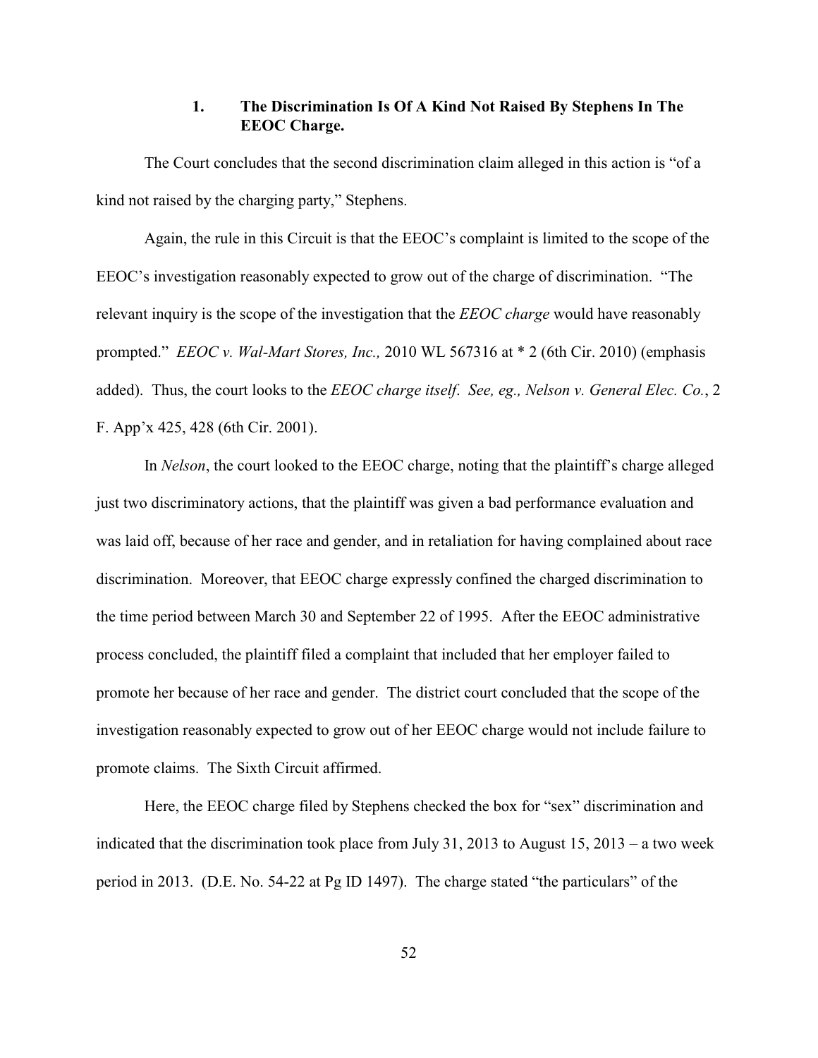### 1. The Discrimination Is Of A Kind Not Raised By Stephens In The EEOC Charge.

The Court concludes that the second discrimination claim alleged in this action is "of a kind not raised by the charging party," Stephens.

Again, the rule in this Circuit is that the EEOC's complaint is limited to the scope of the EEOC's investigation reasonably expected to grow out of the charge of discrimination. "The relevant inquiry is the scope of the investigation that the *EEOC charge* would have reasonably prompted." *EEOC v. Wal-Mart Stores, Inc.,* 2010 WL 567316 at * 2 (6th Cir. 2010) (emphasis added). Thus, the court looks to the *EEOC charge itself*. *See, eg., Nelson v. General Elec. Co.*, 2 F. App'x 425, 428 (6th Cir. 2001).

In *Nelson*, the court looked to the EEOC charge, noting that the plaintiff's charge alleged just two discriminatory actions, that the plaintiff was given a bad performance evaluation and was laid off, because of her race and gender, and in retaliation for having complained about race discrimination. Moreover, that EEOC charge expressly confined the charged discrimination to the time period between March 30 and September 22 of 1995. After the EEOC administrative process concluded, the plaintiff filed a complaint that included that her employer failed to promote her because of her race and gender. The district court concluded that the scope of the investigation reasonably expected to grow out of her EEOC charge would not include failure to promote claims. The Sixth Circuit affirmed.

Here, the EEOC charge filed by Stephens checked the box for "sex" discrimination and indicated that the discrimination took place from July 31, 2013 to August 15, 2013 – a two week period in 2013. (D.E. No. 54-22 at Pg ID 1497). The charge stated "the particulars" of the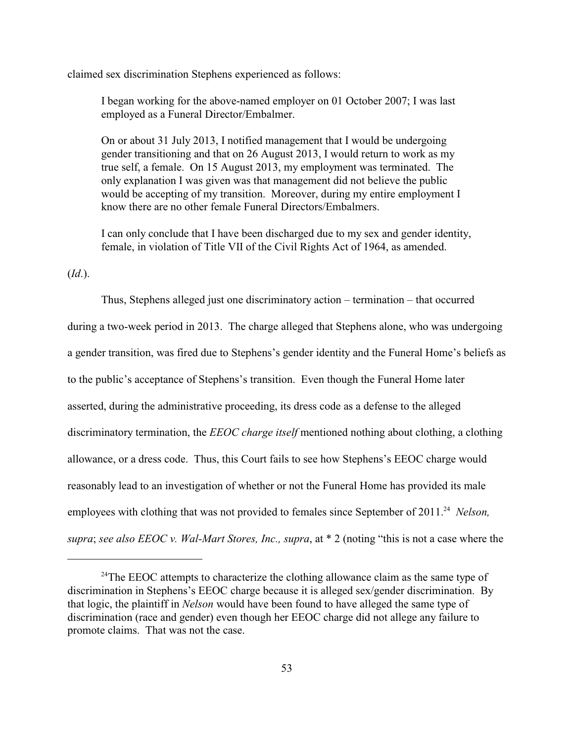claimed sex discrimination Stephens experienced as follows:

> I began working for the above-named employer on 01 October 2007; I was last employed as a Funeral Director/Embalmer.
>
> On or about 31 July 2013, I notified management that I would be undergoing gender transitioning and that on 26 August 2013, I would return to work as my true self, a female. On 15 August 2013, my employment was terminated. The only explanation I was given was that management did not believe the public would be accepting of my transition. Moreover, during my entire employment I know there are no other female Funeral Directors/Embalmers.
>
> I can only conclude that I have been discharged due to my sex and gender identity, female, in violation of Title VII of the Civil Rights Act of 1964, as amended.

(*Id*.).

Thus, Stephens alleged just one discriminatory action – termination – that occurred during a two-week period in 2013. The charge alleged that Stephens alone, who was undergoing a gender transition, was fired due to Stephens's gender identity and the Funeral Home's beliefs as to the public's acceptance of Stephens's transition. Even though the Funeral Home later asserted, during the administrative proceeding, its dress code as a defense to the alleged discriminatory termination, the *EEOC charge itself* mentioned nothing about clothing, a clothing allowance, or a dress code. Thus, this Court fails to see how Stephens's EEOC charge would reasonably lead to an investigation of whether or not the Funeral Home has provided its male employees with clothing that was not provided to females since September of 2011.[24] *Nelson, supra*; *see also EEOC v. Wal-Mart Stores, Inc., supra*, at * 2 (noting "this is not a case where the

---

[24]The EEOC attempts to characterize the clothing allowance claim as the same type of discrimination in Stephens's EEOC charge because it is alleged sex/gender discrimination. By that logic, the plaintiff in *Nelson* would have been found to have alleged the same type of discrimination (race and gender) even though her EEOC charge did not allege any failure to promote claims. That was not the case.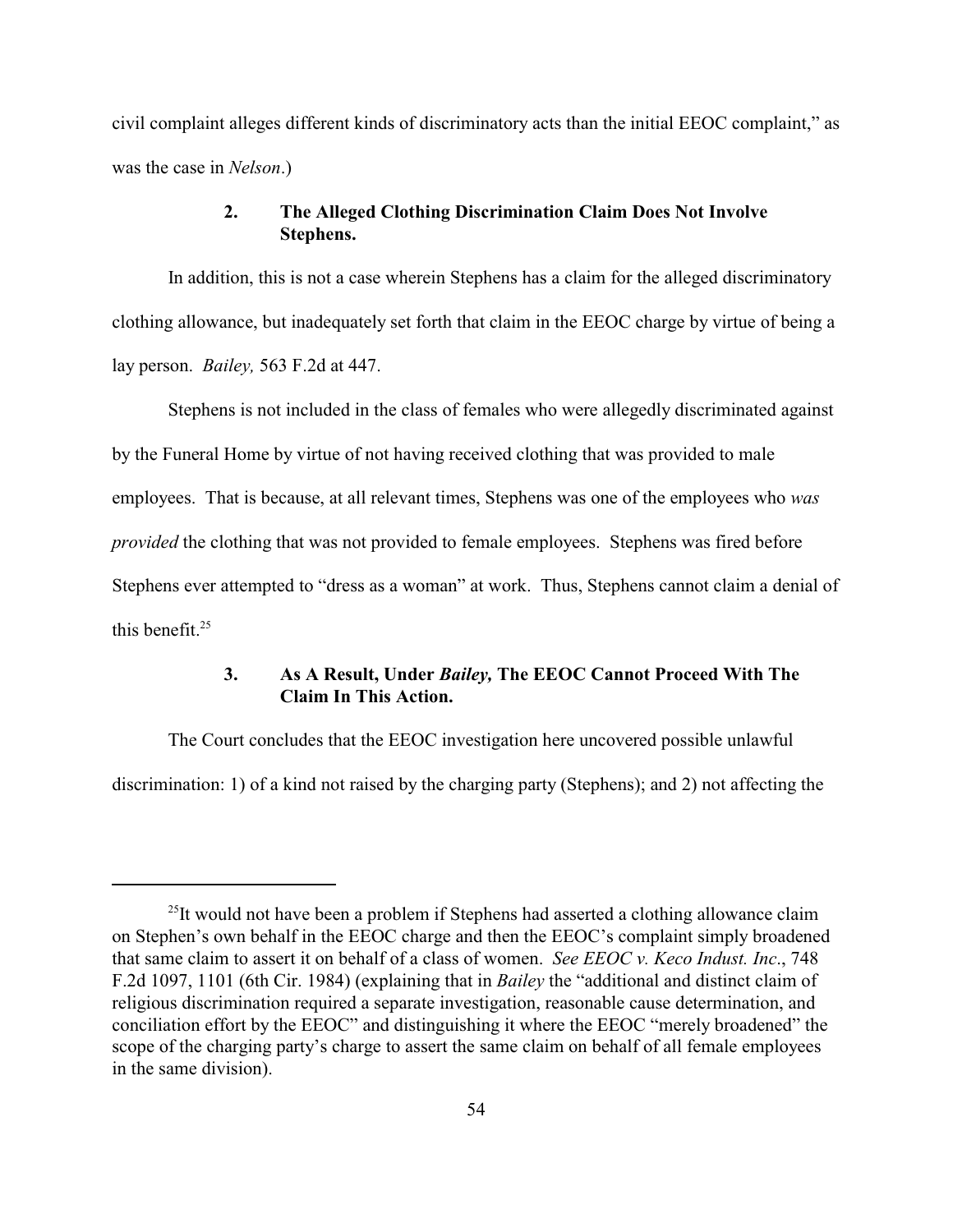civil complaint alleges different kinds of discriminatory acts than the initial EEOC complaint," as was the case in *Nelson*.)

### 2. The Alleged Clothing Discrimination Claim Does Not Involve Stephens.

In addition, this is not a case wherein Stephens has a claim for the alleged discriminatory clothing allowance, but inadequately set forth that claim in the EEOC charge by virtue of being a lay person. *Bailey,* 563 F.2d at 447.

Stephens is not included in the class of females who were allegedly discriminated against by the Funeral Home by virtue of not having received clothing that was provided to male employees. That is because, at all relevant times, Stephens was one of the employees who *was provided* the clothing that was not provided to female employees. Stephens was fired before Stephens ever attempted to "dress as a woman" at work. Thus, Stephens cannot claim a denial of this benefit.[25]

### 3. As A Result, Under *Bailey,* The EEOC Cannot Proceed With The Claim In This Action.

The Court concludes that the EEOC investigation here uncovered possible unlawful discrimination: 1) of a kind not raised by the charging party (Stephens); and 2) not affecting the

---

[25] It would not have been a problem if Stephens had asserted a clothing allowance claim on Stephen's own behalf in the EEOC charge and then the EEOC's complaint simply broadened that same claim to assert it on behalf of a class of women. *See EEOC v. Keco Indust. Inc*., 748 F.2d 1097, 1101 (6th Cir. 1984) (explaining that in *Bailey* the "additional and distinct claim of religious discrimination required a separate investigation, reasonable cause determination, and conciliation effort by the EEOC" and distinguishing it where the EEOC "merely broadened" the scope of the charging party's charge to assert the same claim on behalf of all female employees in the same division).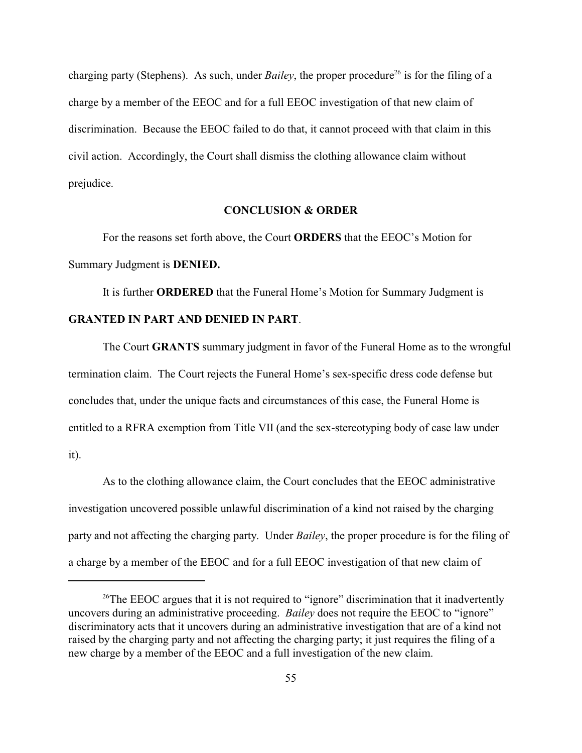charging party (Stephens). As such, under *Bailey*, the proper procedure[26] is for the filing of a charge by a member of the EEOC and for a full EEOC investigation of that new claim of discrimination. Because the EEOC failed to do that, it cannot proceed with that claim in this civil action. Accordingly, the Court shall dismiss the clothing allowance claim without prejudice.

## CONCLUSION & ORDER

For the reasons set forth above, the Court **ORDERS** that the EEOC's Motion for Summary Judgment is **DENIED.**

It is further **ORDERED** that the Funeral Home's Motion for Summary Judgment is **GRANTED IN PART AND DENIED IN PART**.

The Court **GRANTS** summary judgment in favor of the Funeral Home as to the wrongful termination claim. The Court rejects the Funeral Home's sex-specific dress code defense but concludes that, under the unique facts and circumstances of this case, the Funeral Home is entitled to a RFRA exemption from Title VII (and the sex-stereotyping body of case law under it).

As to the clothing allowance claim, the Court concludes that the EEOC administrative investigation uncovered possible unlawful discrimination of a kind not raised by the charging party and not affecting the charging party. Under *Bailey*, the proper procedure is for the filing of a charge by a member of the EEOC and for a full EEOC investigation of that new claim of

---

[26]The EEOC argues that it is not required to "ignore" discrimination that it inadvertently uncovers during an administrative proceeding. *Bailey* does not require the EEOC to "ignore" discriminatory acts that it uncovers during an administrative investigation that are of a kind not raised by the charging party and not affecting the charging party; it just requires the filing of a new charge by a member of the EEOC and a full investigation of the new claim.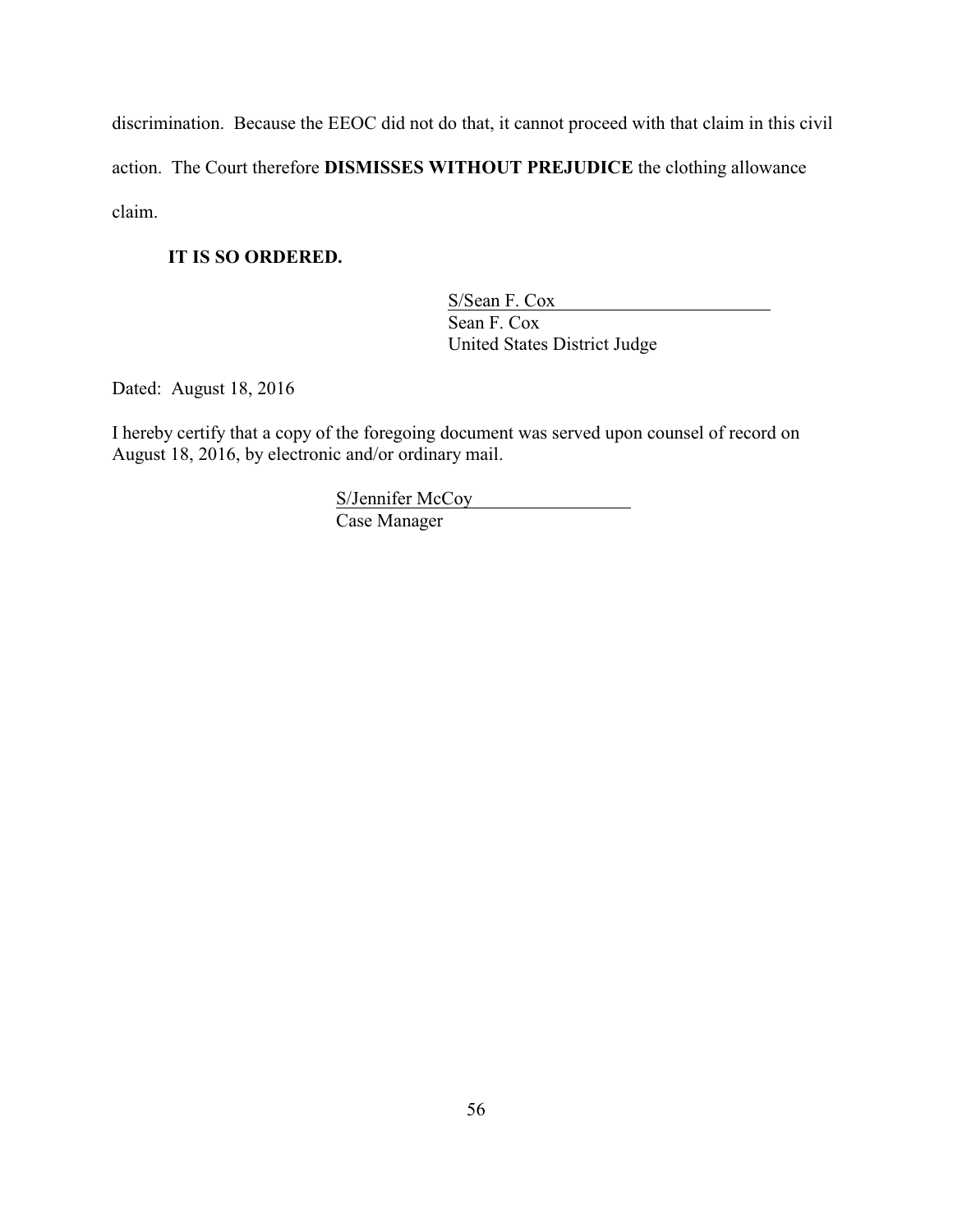discrimination. Because the EEOC did not do that, it cannot proceed with that claim in this civil action. The Court therefore **DISMISSES WITHOUT PREJUDICE** the clothing allowance claim.

**IT IS SO ORDERED.**

S/Sean F. Cox
Sean F. Cox
United States District Judge

Dated: August 18, 2016

I hereby certify that a copy of the foregoing document was served upon counsel of record on August 18, 2016, by electronic and/or ordinary mail.

S/Jennifer McCoy
Case Manager